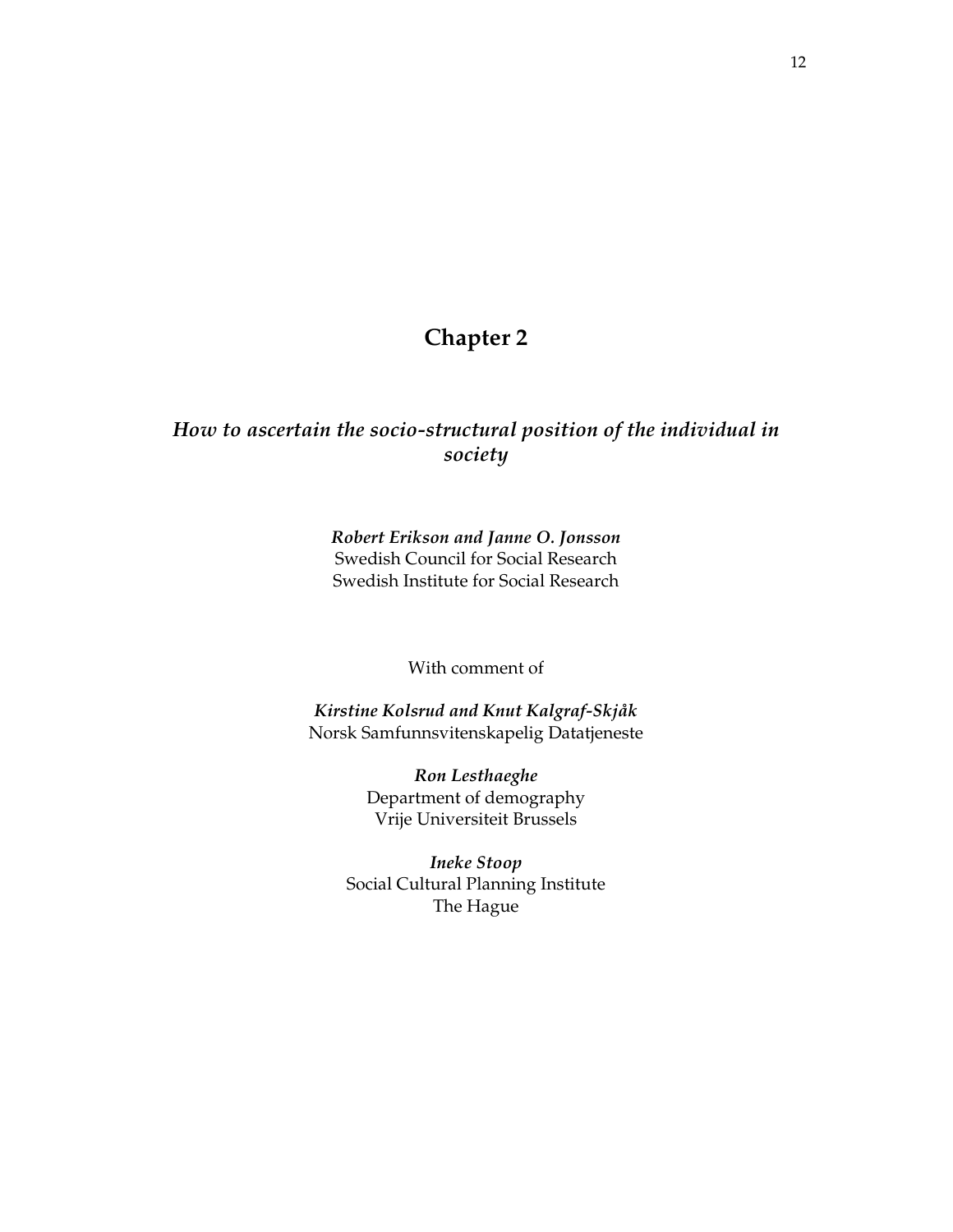# Chapter 2

## *How to ascertain the socio-structural position of the individual in society*

***Robert Erikson and Janne O. Jonsson***
Swedish Council for Social Research
Swedish Institute for Social Research

With comment of

***Kirstine Kolsrud and Knut Kalgraf-Skjåk***
Norsk Samfunnsvitenskapelig Datatjeneste

***Ron Lesthaeghe***
Department of demography
Vrije Universiteit Brussels

***Ineke Stoop***
Social Cultural Planning Institute
The Hague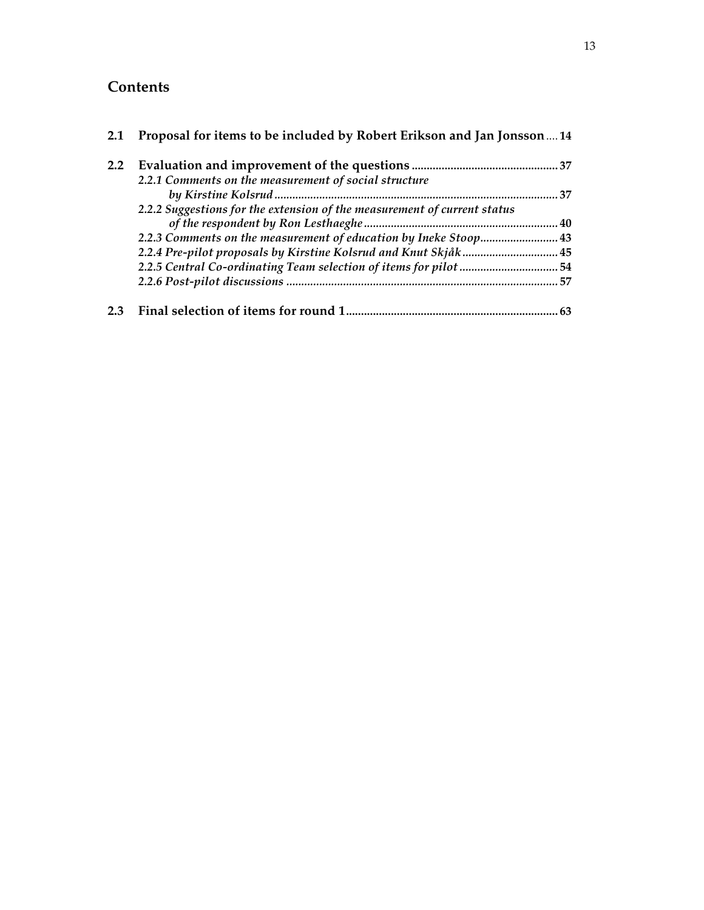## Contents

**2.1 Proposal for items to be included by Robert Erikson and Jan Jonsson .... 14**

**2.2 Evaluation and improvement of the questions ........................................ 37**

*2.2.1 Comments on the measurement of social structure by Kirstine Kolsrud ........................................................................ 37*

*2.2.2 Suggestions for the extension of the measurement of current status of the respondent by Ron Lesthaeghe ........................................................ 40*

*2.2.3 Comments on the measurement of education by Ineke Stoop.......................... 43*

*2.2.4 Pre-pilot proposals by Kirstine Kolsrud and Knut Skjåk ................................ 45*

*2.2.5 Central Co-ordinating Team selection of items for pilot ................................. 54*

*2.2.6 Post-pilot discussions .......................................................................................... 57*

**2.3 Final selection of items for round 1........................................................ 63**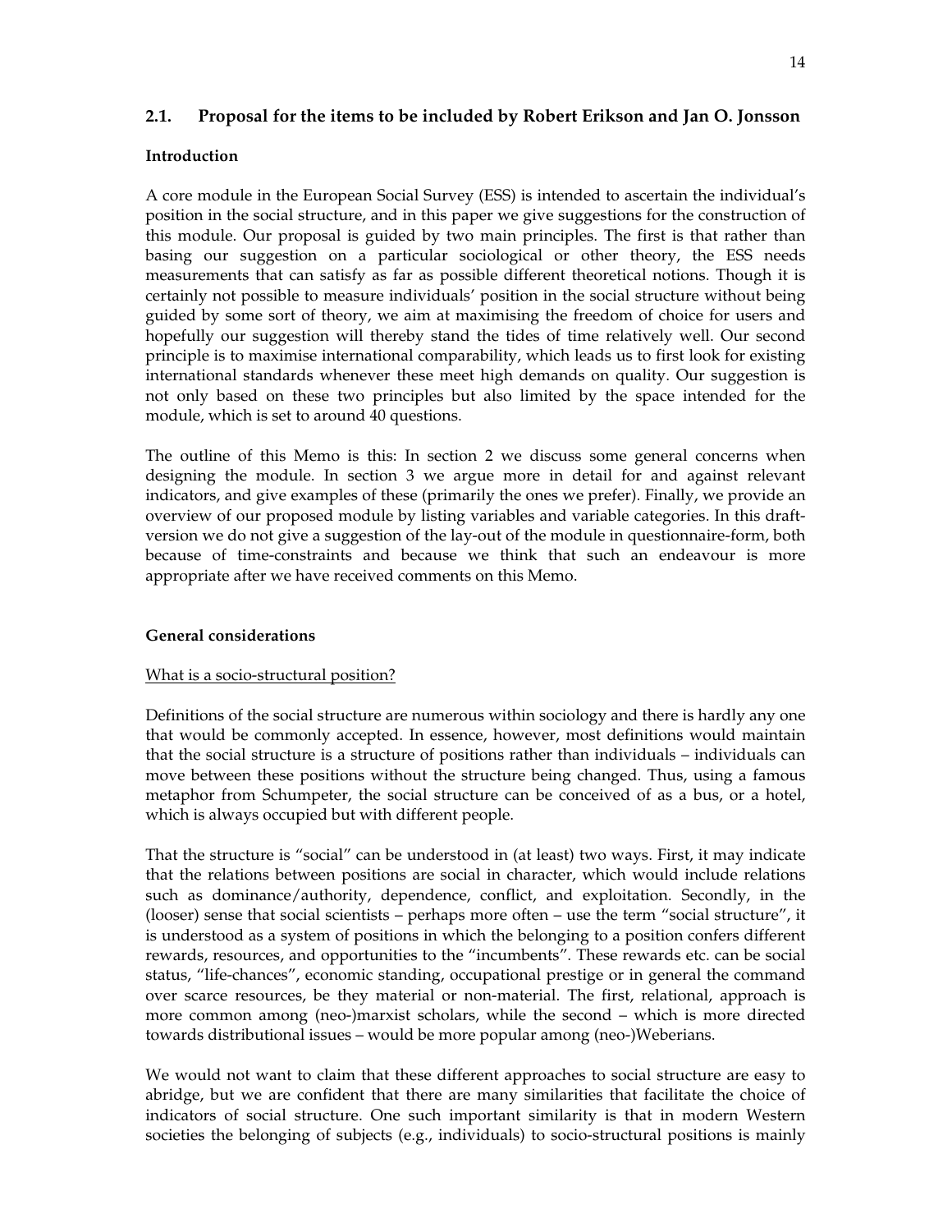## 2.1. Proposal for the items to be included by Robert Erikson and Jan O. Jonsson

**Introduction**

A core module in the European Social Survey (ESS) is intended to ascertain the individual's position in the social structure, and in this paper we give suggestions for the construction of this module. Our proposal is guided by two main principles. The first is that rather than basing our suggestion on a particular sociological or other theory, the ESS needs measurements that can satisfy as far as possible different theoretical notions. Though it is certainly not possible to measure individuals' position in the social structure without being guided by some sort of theory, we aim at maximising the freedom of choice for users and hopefully our suggestion will thereby stand the tides of time relatively well. Our second principle is to maximise international comparability, which leads us to first look for existing international standards whenever these meet high demands on quality. Our suggestion is not only based on these two principles but also limited by the space intended for the module, which is set to around 40 questions.

The outline of this Memo is this: In section 2 we discuss some general concerns when designing the module. In section 3 we argue more in detail for and against relevant indicators, and give examples of these (primarily the ones we prefer). Finally, we provide an overview of our proposed module by listing variables and variable categories. In this draft-version we do not give a suggestion of the lay-out of the module in questionnaire-form, both because of time-constraints and because we think that such an endeavour is more appropriate after we have received comments on this Memo.

**General considerations**

What is a socio-structural position?

Definitions of the social structure are numerous within sociology and there is hardly any one that would be commonly accepted. In essence, however, most definitions would maintain that the social structure is a structure of positions rather than individuals – individuals can move between these positions without the structure being changed. Thus, using a famous metaphor from Schumpeter, the social structure can be conceived of as a bus, or a hotel, which is always occupied but with different people.

That the structure is "social" can be understood in (at least) two ways. First, it may indicate that the relations between positions are social in character, which would include relations such as dominance/authority, dependence, conflict, and exploitation. Secondly, in the (looser) sense that social scientists – perhaps more often – use the term "social structure", it is understood as a system of positions in which the belonging to a position confers different rewards, resources, and opportunities to the "incumbents". These rewards etc. can be social status, "life-chances", economic standing, occupational prestige or in general the command over scarce resources, be they material or non-material. The first, relational, approach is more common among (neo-)marxist scholars, while the second – which is more directed towards distributional issues – would be more popular among (neo-)Weberians.

We would not want to claim that these different approaches to social structure are easy to abridge, but we are confident that there are many similarities that facilitate the choice of indicators of social structure. One such important similarity is that in modern Western societies the belonging of subjects (e.g., individuals) to socio-structural positions is mainly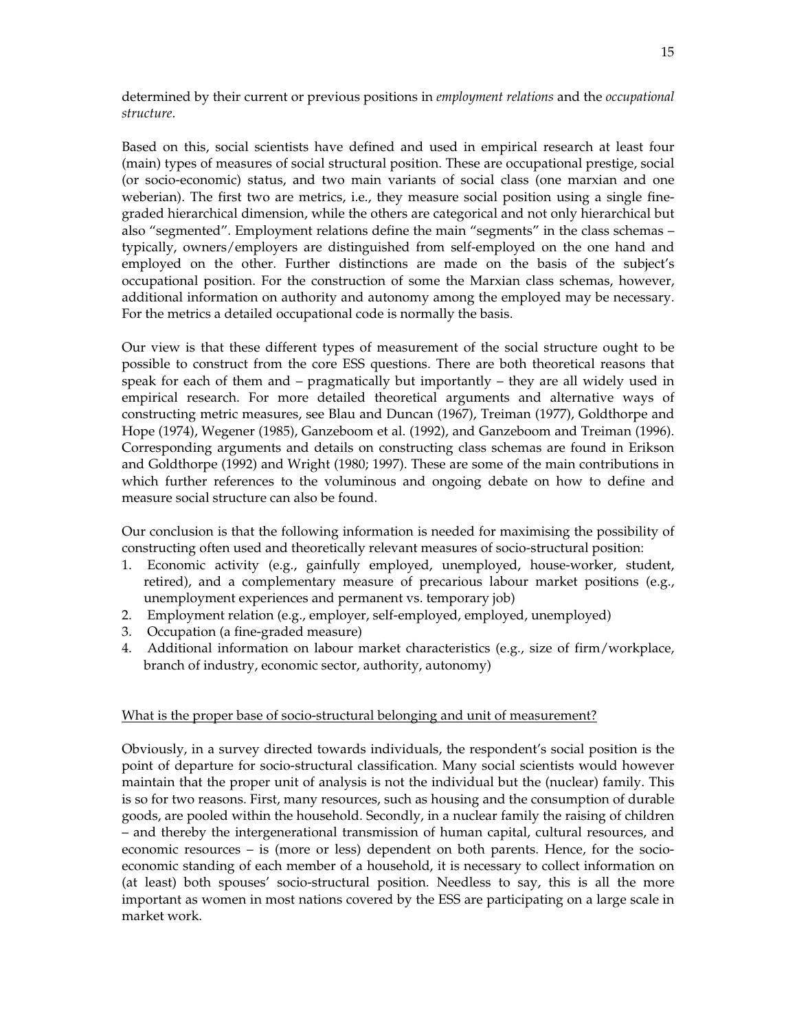determined by their current or previous positions in *employment relations* and the *occupational structure*.

Based on this, social scientists have defined and used in empirical research at least four (main) types of measures of social structural position. These are occupational prestige, social (or socio-economic) status, and two main variants of social class (one marxian and one weberian). The first two are metrics, i.e., they measure social position using a single fine-graded hierarchical dimension, while the others are categorical and not only hierarchical but also "segmented". Employment relations define the main "segments" in the class schemas – typically, owners/employers are distinguished from self-employed on the one hand and employed on the other. Further distinctions are made on the basis of the subject's occupational position. For the construction of some the Marxian class schemas, however, additional information on authority and autonomy among the employed may be necessary. For the metrics a detailed occupational code is normally the basis.

Our view is that these different types of measurement of the social structure ought to be possible to construct from the core ESS questions. There are both theoretical reasons that speak for each of them and – pragmatically but importantly – they are all widely used in empirical research. For more detailed theoretical arguments and alternative ways of constructing metric measures, see Blau and Duncan (1967), Treiman (1977), Goldthorpe and Hope (1974), Wegener (1985), Ganzeboom et al. (1992), and Ganzeboom and Treiman (1996). Corresponding arguments and details on constructing class schemas are found in Erikson and Goldthorpe (1992) and Wright (1980; 1997). These are some of the main contributions in which further references to the voluminous and ongoing debate on how to define and measure social structure can also be found.

Our conclusion is that the following information is needed for maximising the possibility of constructing often used and theoretically relevant measures of socio-structural position:

1. Economic activity (e.g., gainfully employed, unemployed, house-worker, student, retired), and a complementary measure of precarious labour market positions (e.g., unemployment experiences and permanent vs. temporary job)
2. Employment relation (e.g., employer, self-employed, employed, unemployed)
3. Occupation (a fine-graded measure)
4. Additional information on labour market characteristics (e.g., size of firm/workplace, branch of industry, economic sector, authority, autonomy)

## What is the proper base of socio-structural belonging and unit of measurement?

Obviously, in a survey directed towards individuals, the respondent's social position is the point of departure for socio-structural classification. Many social scientists would however maintain that the proper unit of analysis is not the individual but the (nuclear) family. This is so for two reasons. First, many resources, such as housing and the consumption of durable goods, are pooled within the household. Secondly, in a nuclear family the raising of children – and thereby the intergenerational transmission of human capital, cultural resources, and economic resources – is (more or less) dependent on both parents. Hence, for the socio-economic standing of each member of a household, it is necessary to collect information on (at least) both spouses' socio-structural position. Needless to say, this is all the more important as women in most nations covered by the ESS are participating on a large scale in market work.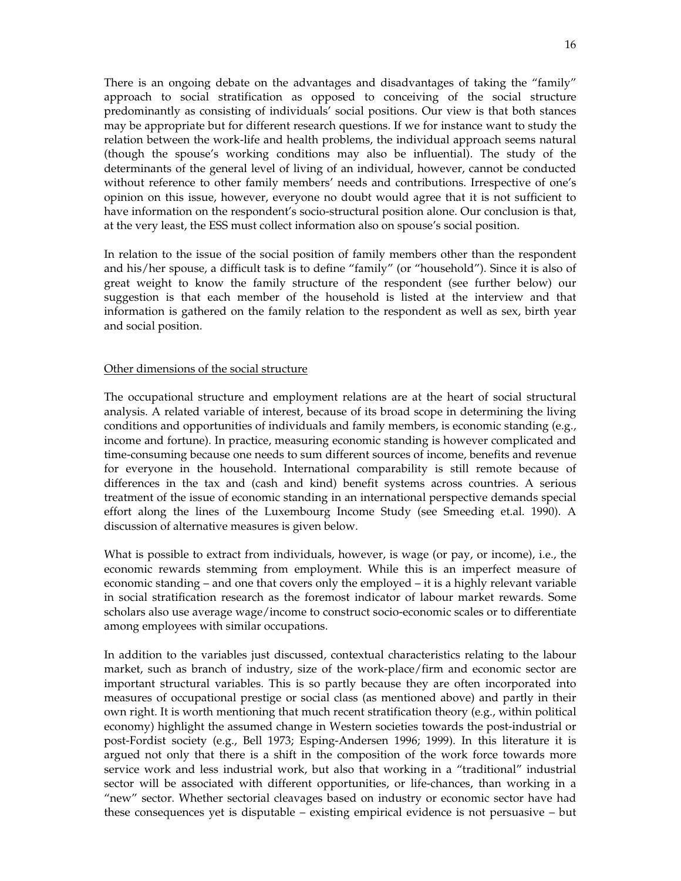There is an ongoing debate on the advantages and disadvantages of taking the "family" approach to social stratification as opposed to conceiving of the social structure predominantly as consisting of individuals' social positions. Our view is that both stances may be appropriate but for different research questions. If we for instance want to study the relation between the work-life and health problems, the individual approach seems natural (though the spouse's working conditions may also be influential). The study of the determinants of the general level of living of an individual, however, cannot be conducted without reference to other family members' needs and contributions. Irrespective of one's opinion on this issue, however, everyone no doubt would agree that it is not sufficient to have information on the respondent's socio-structural position alone. Our conclusion is that, at the very least, the ESS must collect information also on spouse's social position.

In relation to the issue of the social position of family members other than the respondent and his/her spouse, a difficult task is to define "family" (or "household"). Since it is also of great weight to know the family structure of the respondent (see further below) our suggestion is that each member of the household is listed at the interview and that information is gathered on the family relation to the respondent as well as sex, birth year and social position.

## Other dimensions of the social structure

The occupational structure and employment relations are at the heart of social structural analysis. A related variable of interest, because of its broad scope in determining the living conditions and opportunities of individuals and family members, is economic standing (e.g., income and fortune). In practice, measuring economic standing is however complicated and time-consuming because one needs to sum different sources of income, benefits and revenue for everyone in the household. International comparability is still remote because of differences in the tax and (cash and kind) benefit systems across countries. A serious treatment of the issue of economic standing in an international perspective demands special effort along the lines of the Luxembourg Income Study (see Smeeding et.al. 1990). A discussion of alternative measures is given below.

What is possible to extract from individuals, however, is wage (or pay, or income), i.e., the economic rewards stemming from employment. While this is an imperfect measure of economic standing – and one that covers only the employed – it is a highly relevant variable in social stratification research as the foremost indicator of labour market rewards. Some scholars also use average wage/income to construct socio-economic scales or to differentiate among employees with similar occupations.

In addition to the variables just discussed, contextual characteristics relating to the labour market, such as branch of industry, size of the work-place/firm and economic sector are important structural variables. This is so partly because they are often incorporated into measures of occupational prestige or social class (as mentioned above) and partly in their own right. It is worth mentioning that much recent stratification theory (e.g., within political economy) highlight the assumed change in Western societies towards the post-industrial or post-Fordist society (e.g., Bell 1973; Esping-Andersen 1996; 1999). In this literature it is argued not only that there is a shift in the composition of the work force towards more service work and less industrial work, but also that working in a "traditional" industrial sector will be associated with different opportunities, or life-chances, than working in a "new" sector. Whether sectorial cleavages based on industry or economic sector have had these consequences yet is disputable – existing empirical evidence is not persuasive – but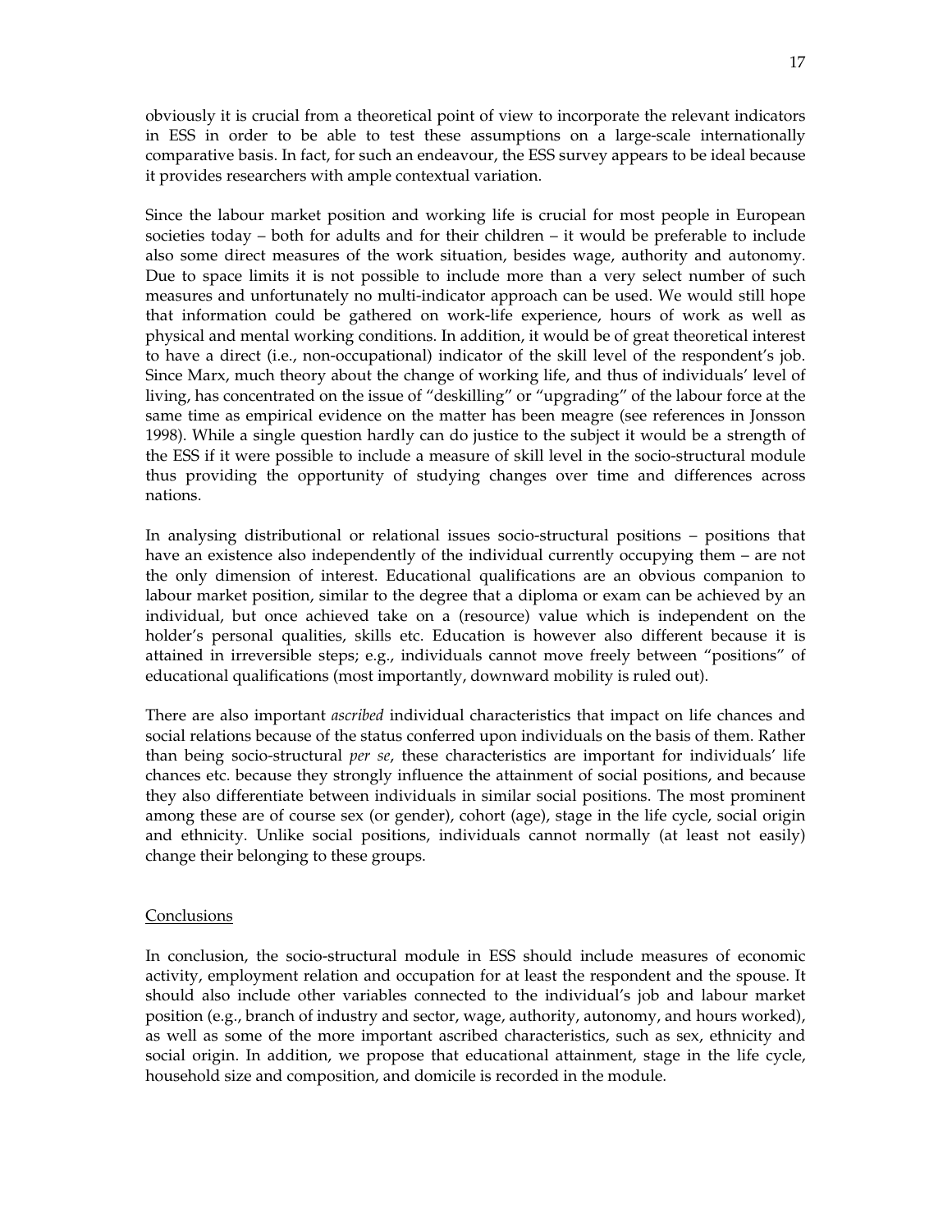obviously it is crucial from a theoretical point of view to incorporate the relevant indicators in ESS in order to be able to test these assumptions on a large-scale internationally comparative basis. In fact, for such an endeavour, the ESS survey appears to be ideal because it provides researchers with ample contextual variation.

Since the labour market position and working life is crucial for most people in European societies today – both for adults and for their children – it would be preferable to include also some direct measures of the work situation, besides wage, authority and autonomy. Due to space limits it is not possible to include more than a very select number of such measures and unfortunately no multi-indicator approach can be used. We would still hope that information could be gathered on work-life experience, hours of work as well as physical and mental working conditions. In addition, it would be of great theoretical interest to have a direct (i.e., non-occupational) indicator of the skill level of the respondent's job. Since Marx, much theory about the change of working life, and thus of individuals' level of living, has concentrated on the issue of "deskilling" or "upgrading" of the labour force at the same time as empirical evidence on the matter has been meagre (see references in Jonsson 1998). While a single question hardly can do justice to the subject it would be a strength of the ESS if it were possible to include a measure of skill level in the socio-structural module thus providing the opportunity of studying changes over time and differences across nations.

In analysing distributional or relational issues socio-structural positions – positions that have an existence also independently of the individual currently occupying them – are not the only dimension of interest. Educational qualifications are an obvious companion to labour market position, similar to the degree that a diploma or exam can be achieved by an individual, but once achieved take on a (resource) value which is independent on the holder's personal qualities, skills etc. Education is however also different because it is attained in irreversible steps; e.g., individuals cannot move freely between "positions" of educational qualifications (most importantly, downward mobility is ruled out).

There are also important *ascribed* individual characteristics that impact on life chances and social relations because of the status conferred upon individuals on the basis of them. Rather than being socio-structural *per se*, these characteristics are important for individuals' life chances etc. because they strongly influence the attainment of social positions, and because they also differentiate between individuals in similar social positions. The most prominent among these are of course sex (or gender), cohort (age), stage in the life cycle, social origin and ethnicity. Unlike social positions, individuals cannot normally (at least not easily) change their belonging to these groups.

## Conclusions

In conclusion, the socio-structural module in ESS should include measures of economic activity, employment relation and occupation for at least the respondent and the spouse. It should also include other variables connected to the individual's job and labour market position (e.g., branch of industry and sector, wage, authority, autonomy, and hours worked), as well as some of the more important ascribed characteristics, such as sex, ethnicity and social origin. In addition, we propose that educational attainment, stage in the life cycle, household size and composition, and domicile is recorded in the module.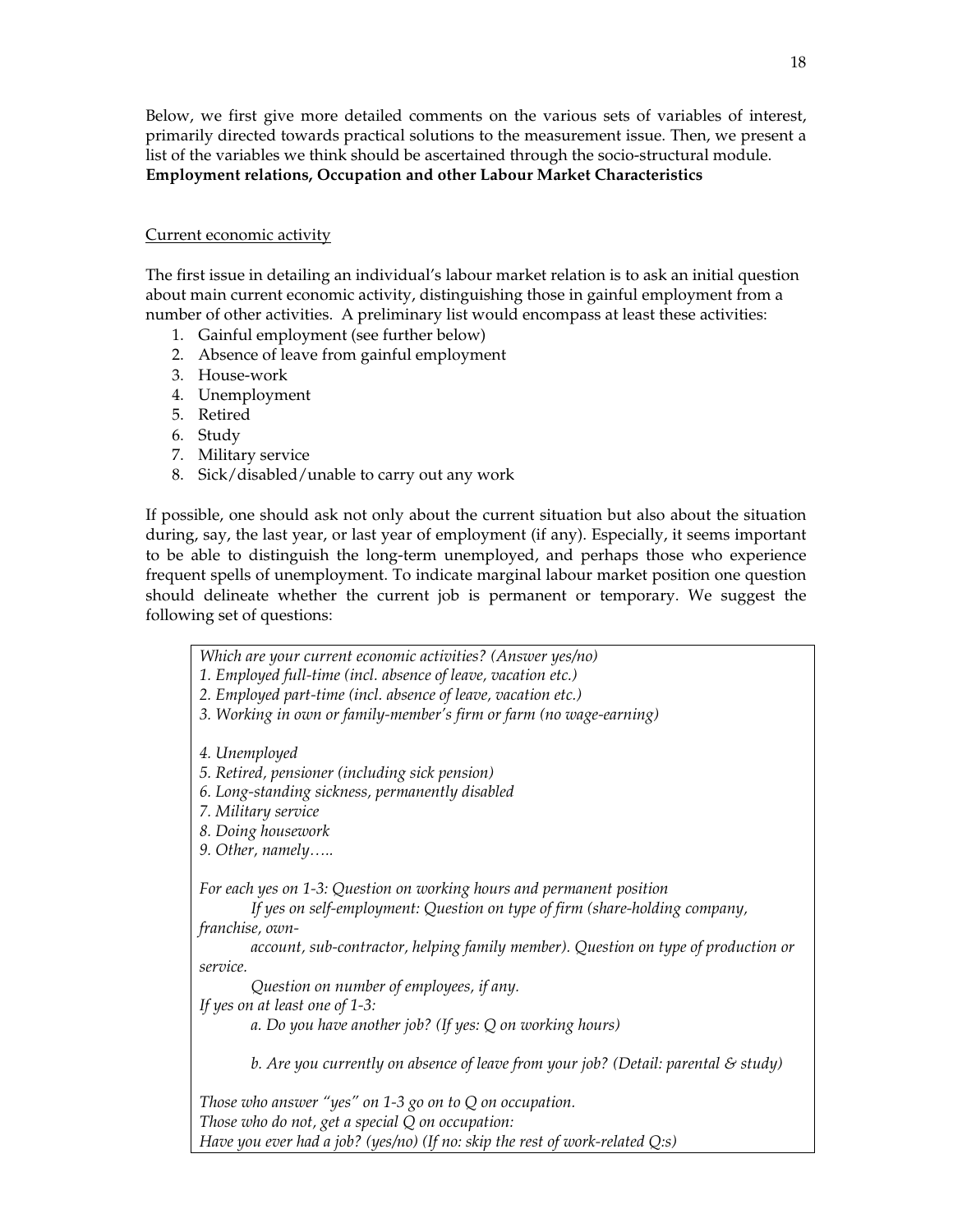Below, we first give more detailed comments on the various sets of variables of interest, primarily directed towards practical solutions to the measurement issue. Then, we present a list of the variables we think should be ascertained through the socio-structural module.

**Employment relations, Occupation and other Labour Market Characteristics**

Current economic activity

The first issue in detailing an individual's labour market relation is to ask an initial question about main current economic activity, distinguishing those in gainful employment from a number of other activities. A preliminary list would encompass at least these activities:

1. Gainful employment (see further below)
2. Absence of leave from gainful employment
3. House-work
4. Unemployment
5. Retired
6. Study
7. Military service
8. Sick/disabled/unable to carry out any work

If possible, one should ask not only about the current situation but also about the situation during, say, the last year, or last year of employment (if any). Especially, it seems important to be able to distinguish the long-term unemployed, and perhaps those who experience frequent spells of unemployment. To indicate marginal labour market position one question should delineate whether the current job is permanent or temporary. We suggest the following set of questions:

> *Which are your current economic activities? (Answer yes/no)*
> *1. Employed full-time (incl. absence of leave, vacation etc.)*
> *2. Employed part-time (incl. absence of leave, vacation etc.)*
> *3. Working in own or family-member's firm or farm (no wage-earning)*
>
> *4. Unemployed*
> *5. Retired, pensioner (including sick pension)*
> *6. Long-standing sickness, permanently disabled*
> *7. Military service*
> *8. Doing housework*
> *9. Other, namely…..*
>
> *For each yes on 1-3: Question on working hours and permanent position*
> *If yes on self-employment: Question on type of firm (share-holding company, franchise, own-account, sub-contractor, helping family member). Question on type of production or service.*
> *Question on number of employees, if any.*
> *If yes on at least one of 1-3:*
> *a. Do you have another job? (If yes: Q on working hours)*
>
> *b. Are you currently on absence of leave from your job? (Detail: parental & study)*
>
> *Those who answer "yes" on 1-3 go on to Q on occupation.*
> *Those who do not, get a special Q on occupation:*
> *Have you ever had a job? (yes/no) (If no: skip the rest of work-related Q:s)*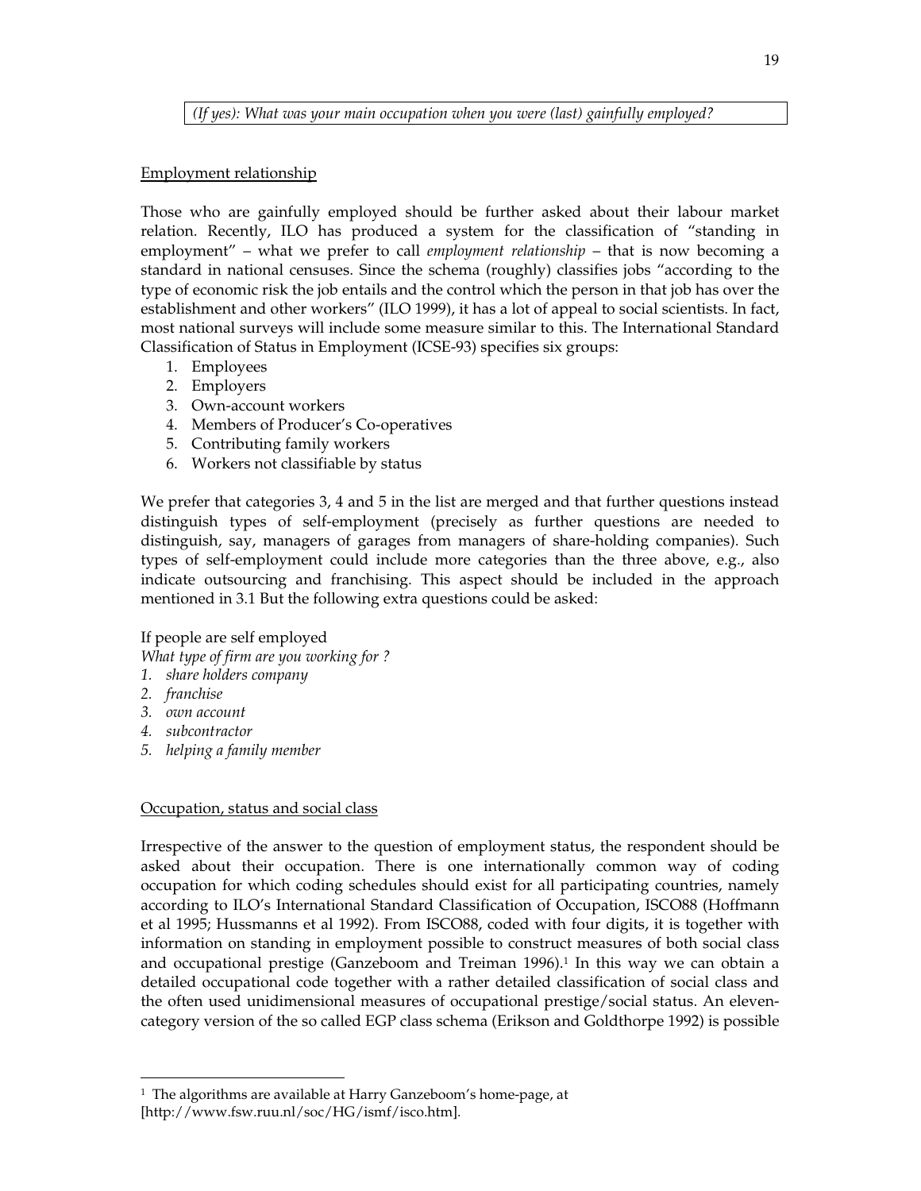*(If yes): What was your main occupation when you were (last) gainfully employed?*

Employment relationship

Those who are gainfully employed should be further asked about their labour market relation. Recently, ILO has produced a system for the classification of "standing in employment" – what we prefer to call *employment relationship* – that is now becoming a standard in national censuses. Since the schema (roughly) classifies jobs "according to the type of economic risk the job entails and the control which the person in that job has over the establishment and other workers" (ILO 1999), it has a lot of appeal to social scientists. In fact, most national surveys will include some measure similar to this. The International Standard Classification of Status in Employment (ICSE-93) specifies six groups:

1. Employees
2. Employers
3. Own-account workers
4. Members of Producer's Co-operatives
5. Contributing family workers
6. Workers not classifiable by status

We prefer that categories 3, 4 and 5 in the list are merged and that further questions instead distinguish types of self-employment (precisely as further questions are needed to distinguish, say, managers of garages from managers of share-holding companies). Such types of self-employment could include more categories than the three above, e.g., also indicate outsourcing and franchising. This aspect should be included in the approach mentioned in 3.1 But the following extra questions could be asked:

If people are self employed
*What type of firm are you working for ?*
1. *share holders company*
2. *franchise*
3. *own account*
4. *subcontractor*
5. *helping a family member*

Occupation, status and social class

Irrespective of the answer to the question of employment status, the respondent should be asked about their occupation. There is one internationally common way of coding occupation for which coding schedules should exist for all participating countries, namely according to ILO's International Standard Classification of Occupation, ISCO88 (Hoffmann et al 1995; Hussmanns et al 1992). From ISCO88, coded with four digits, it is together with information on standing in employment possible to construct measures of both social class and occupational prestige (Ganzeboom and Treiman 1996).[1] In this way we can obtain a detailed occupational code together with a rather detailed classification of social class and the often used unidimensional measures of occupational prestige/social status. An eleven-category version of the so called EGP class schema (Erikson and Goldthorpe 1992) is possible

[1] The algorithms are available at Harry Ganzeboom's home-page, at [http://www.fsw.ruu.nl/soc/HG/ismf/isco.htm].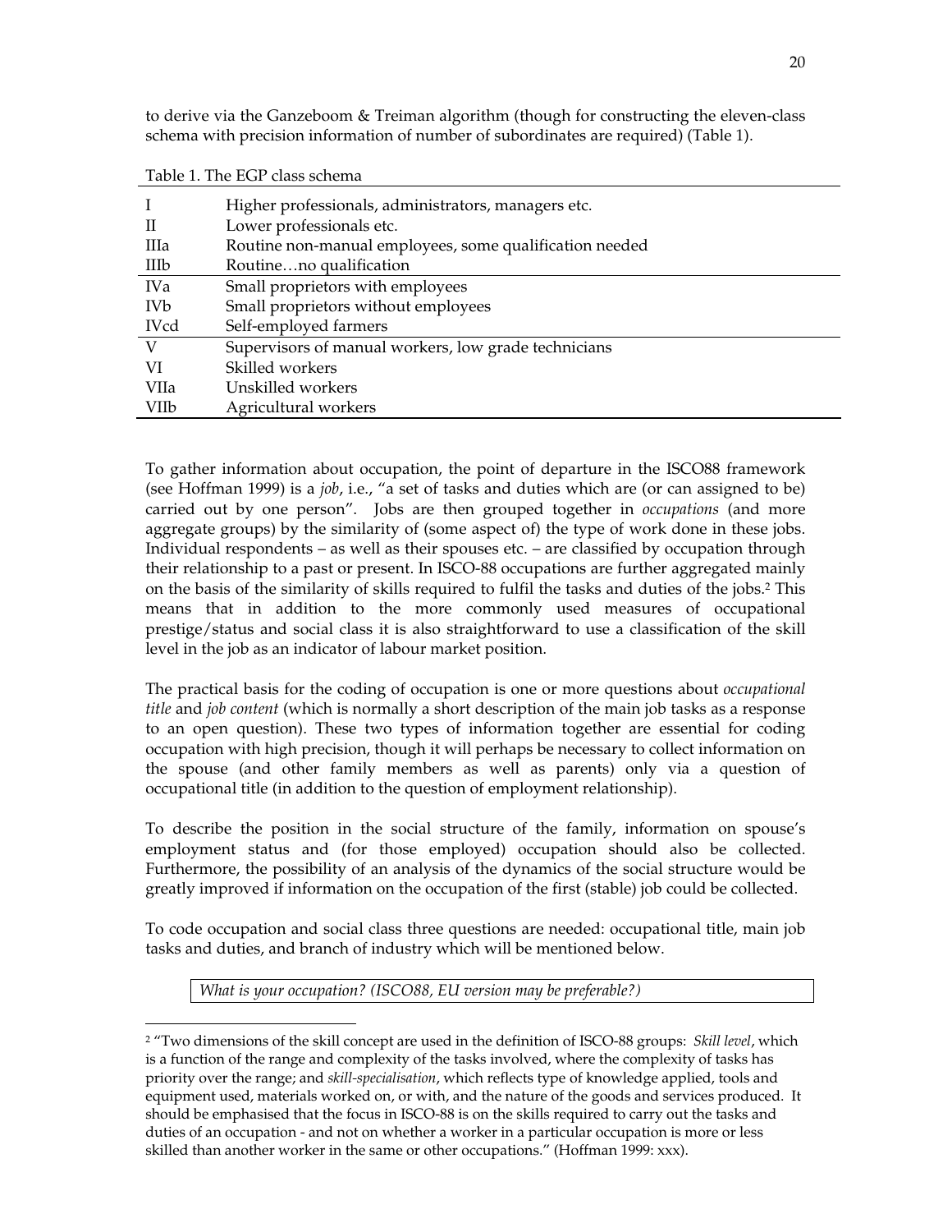to derive via the Ganzeboom & Treiman algorithm (though for constructing the eleven-class schema with precision information of number of subordinates are required) (Table 1).

Table 1. The EGP class schema

| | |
|---|---|
| I | Higher professionals, administrators, managers etc. |
| II | Lower professionals etc. |
| IIIa | Routine non-manual employees, some qualification needed |
| IIIb | Routine…no qualification |
| IVa | Small proprietors with employees |
| IVb | Small proprietors without employees |
| IVcd | Self-employed farmers |
| V | Supervisors of manual workers, low grade technicians |
| VI | Skilled workers |
| VIIa | Unskilled workers |
| VIIb | Agricultural workers |

To gather information about occupation, the point of departure in the ISCO88 framework (see Hoffman 1999) is a *job*, i.e., "a set of tasks and duties which are (or can assigned to be) carried out by one person". Jobs are then grouped together in *occupations* (and more aggregate groups) by the similarity of (some aspect of) the type of work done in these jobs. Individual respondents – as well as their spouses etc. – are classified by occupation through their relationship to a past or present. In ISCO-88 occupations are further aggregated mainly on the basis of the similarity of skills required to fulfil the tasks and duties of the jobs.[2] This means that in addition to the more commonly used measures of occupational prestige/status and social class it is also straightforward to use a classification of the skill level in the job as an indicator of labour market position.

The practical basis for the coding of occupation is one or more questions about *occupational title* and *job content* (which is normally a short description of the main job tasks as a response to an open question). These two types of information together are essential for coding occupation with high precision, though it will perhaps be necessary to collect information on the spouse (and other family members as well as parents) only via a question of occupational title (in addition to the question of employment relationship).

To describe the position in the social structure of the family, information on spouse's employment status and (for those employed) occupation should also be collected. Furthermore, the possibility of an analysis of the dynamics of the social structure would be greatly improved if information on the occupation of the first (stable) job could be collected.

To code occupation and social class three questions are needed: occupational title, main job tasks and duties, and branch of industry which will be mentioned below.

| *What is your occupation? (ISCO88, EU version may be preferable?)* |
|---|

[2] "Two dimensions of the skill concept are used in the definition of ISCO-88 groups: *Skill level*, which is a function of the range and complexity of the tasks involved, where the complexity of tasks has priority over the range; and *skill-specialisation*, which reflects type of knowledge applied, tools and equipment used, materials worked on, or with, and the nature of the goods and services produced. It should be emphasised that the focus in ISCO-88 is on the skills required to carry out the tasks and duties of an occupation - and not on whether a worker in a particular occupation is more or less skilled than another worker in the same or other occupations." (Hoffman 1999: xxx).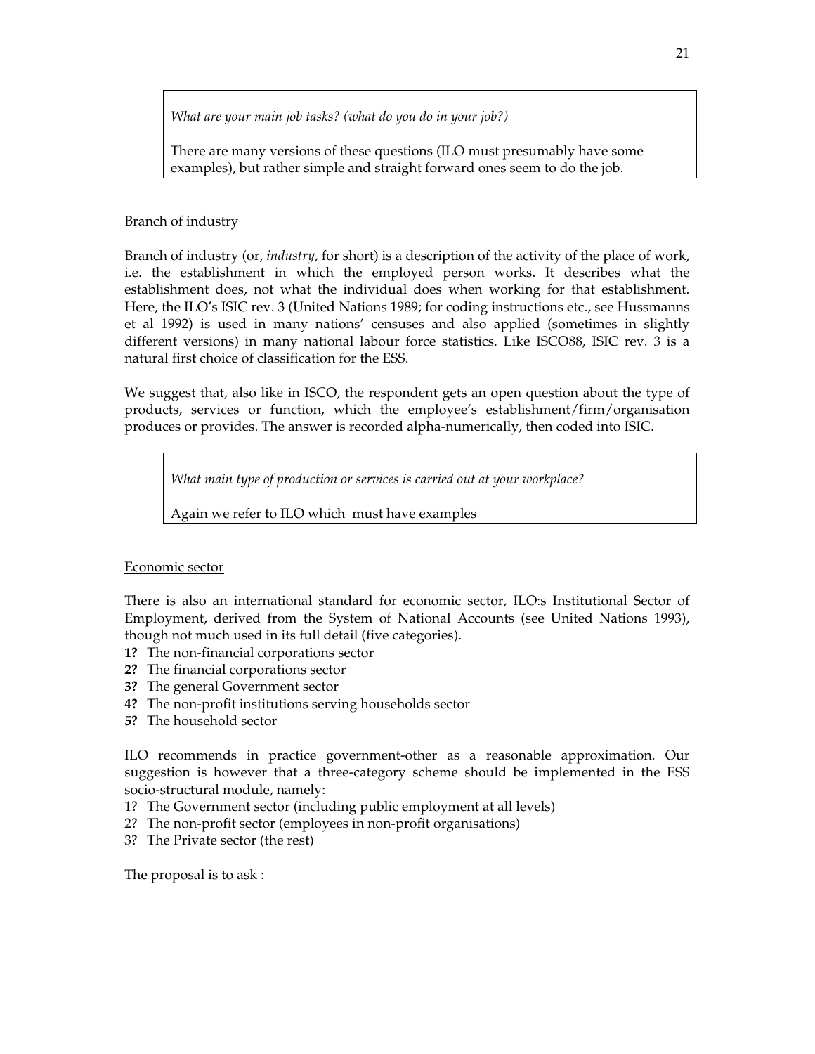> *What are your main job tasks? (what do you do in your job?)*
>
> There are many versions of these questions (ILO must presumably have some examples), but rather simple and straight forward ones seem to do the job.

Branch of industry

Branch of industry (or, *industry*, for short) is a description of the activity of the place of work, i.e. the establishment in which the employed person works. It describes what the establishment does, not what the individual does when working for that establishment. Here, the ILO's ISIC rev. 3 (United Nations 1989; for coding instructions etc., see Hussmanns et al 1992) is used in many nations' censuses and also applied (sometimes in slightly different versions) in many national labour force statistics. Like ISCO88, ISIC rev. 3 is a natural first choice of classification for the ESS.

We suggest that, also like in ISCO, the respondent gets an open question about the type of products, services or function, which the employee's establishment/firm/organisation produces or provides. The answer is recorded alpha-numerically, then coded into ISIC.

> *What main type of production or services is carried out at your workplace?*
>
> Again we refer to ILO which must have examples

Economic sector

There is also an international standard for economic sector, ILO:s Institutional Sector of Employment, derived from the System of National Accounts (see United Nations 1993), though not much used in its full detail (five categories).

**1?** The non-financial corporations sector
**2?** The financial corporations sector
**3?** The general Government sector
**4?** The non-profit institutions serving households sector
**5?** The household sector

ILO recommends in practice government-other as a reasonable approximation. Our suggestion is however that a three-category scheme should be implemented in the ESS socio-structural module, namely:

1? The Government sector (including public employment at all levels)
2? The non-profit sector (employees in non-profit organisations)
3? The Private sector (the rest)

The proposal is to ask :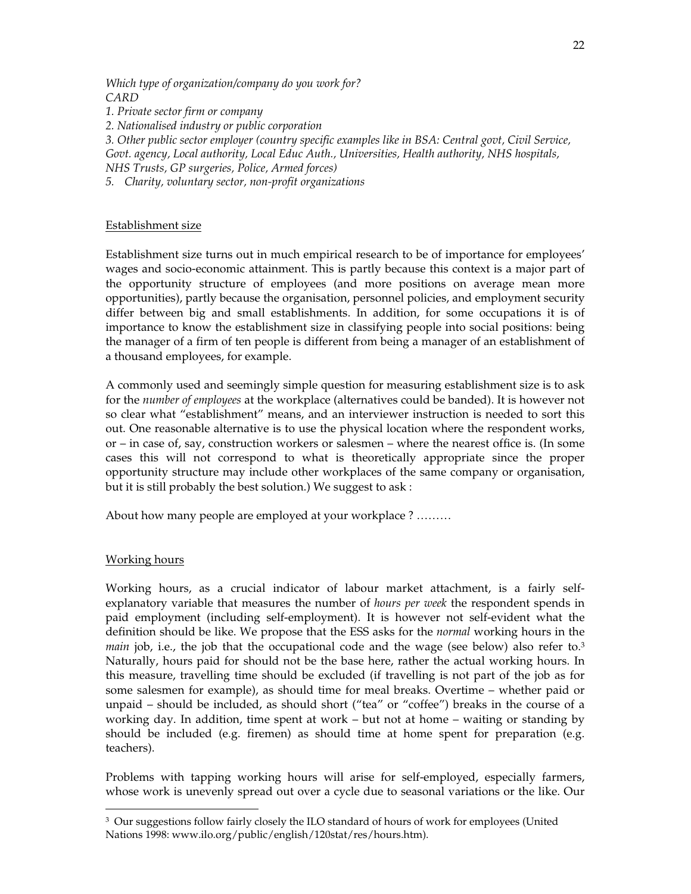*Which type of organization/company do you work for?*
*CARD*
*1. Private sector firm or company*
*2. Nationalised industry or public corporation*
*3. Other public sector employer (country specific examples like in BSA: Central govt, Civil Service, Govt. agency, Local authority, Local Educ Auth., Universities, Health authority, NHS hospitals, NHS Trusts, GP surgeries, Police, Armed forces)*
*5. Charity, voluntary sector, non-profit organizations*

## Establishment size

Establishment size turns out in much empirical research to be of importance for employees' wages and socio-economic attainment. This is partly because this context is a major part of the opportunity structure of employees (and more positions on average mean more opportunities), partly because the organisation, personnel policies, and employment security differ between big and small establishments. In addition, for some occupations it is of importance to know the establishment size in classifying people into social positions: being the manager of a firm of ten people is different from being a manager of an establishment of a thousand employees, for example.

A commonly used and seemingly simple question for measuring establishment size is to ask for the *number of employees* at the workplace (alternatives could be banded). It is however not so clear what "establishment" means, and an interviewer instruction is needed to sort this out. One reasonable alternative is to use the physical location where the respondent works, or – in case of, say, construction workers or salesmen – where the nearest office is. (In some cases this will not correspond to what is theoretically appropriate since the proper opportunity structure may include other workplaces of the same company or organisation, but it is still probably the best solution.) We suggest to ask :

About how many people are employed at your workplace ? ………

## Working hours

Working hours, as a crucial indicator of labour market attachment, is a fairly self-explanatory variable that measures the number of *hours per week* the respondent spends in paid employment (including self-employment). It is however not self-evident what the definition should be like. We propose that the ESS asks for the *normal* working hours in the *main* job, i.e., the job that the occupational code and the wage (see below) also refer to.[3] Naturally, hours paid for should not be the base here, rather the actual working hours. In this measure, travelling time should be excluded (if travelling is not part of the job as for some salesmen for example), as should time for meal breaks. Overtime – whether paid or unpaid – should be included, as should short ("tea" or "coffee") breaks in the course of a working day. In addition, time spent at work – but not at home – waiting or standing by should be included (e.g. firemen) as should time at home spent for preparation (e.g. teachers).

Problems with tapping working hours will arise for self-employed, especially farmers, whose work is unevenly spread out over a cycle due to seasonal variations or the like. Our

[3] Our suggestions follow fairly closely the ILO standard of hours of work for employees (United Nations 1998: www.ilo.org/public/english/120stat/res/hours.htm).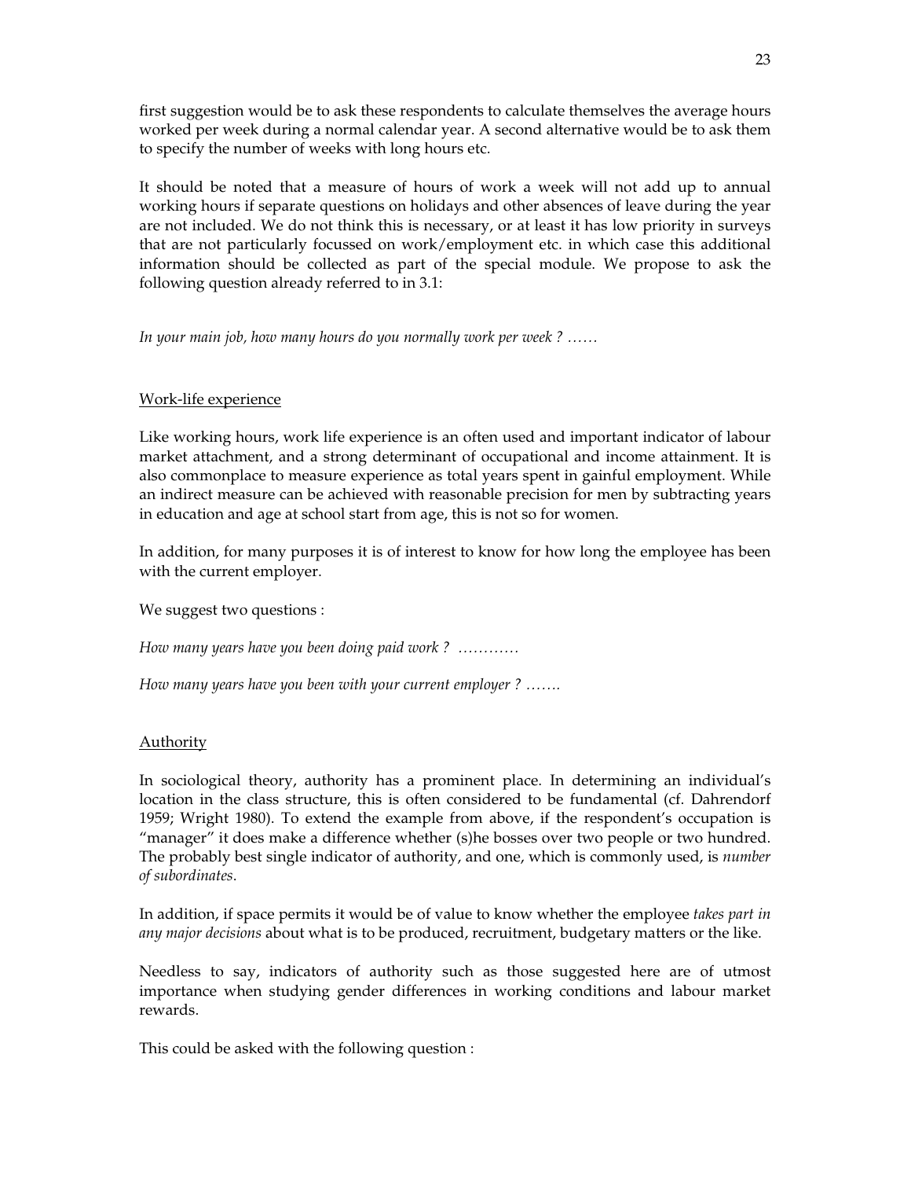first suggestion would be to ask these respondents to calculate themselves the average hours worked per week during a normal calendar year. A second alternative would be to ask them to specify the number of weeks with long hours etc.

It should be noted that a measure of hours of work a week will not add up to annual working hours if separate questions on holidays and other absences of leave during the year are not included. We do not think this is necessary, or at least it has low priority in surveys that are not particularly focussed on work/employment etc. in which case this additional information should be collected as part of the special module. We propose to ask the following question already referred to in 3.1:

*In your main job, how many hours do you normally work per week ? ……*

## Work-life experience

Like working hours, work life experience is an often used and important indicator of labour market attachment, and a strong determinant of occupational and income attainment. It is also commonplace to measure experience as total years spent in gainful employment. While an indirect measure can be achieved with reasonable precision for men by subtracting years in education and age at school start from age, this is not so for women.

In addition, for many purposes it is of interest to know for how long the employee has been with the current employer.

We suggest two questions :

*How many years have you been doing paid work ? …………*

*How many years have you been with your current employer ? …….*

## Authority

In sociological theory, authority has a prominent place. In determining an individual's location in the class structure, this is often considered to be fundamental (cf. Dahrendorf 1959; Wright 1980). To extend the example from above, if the respondent's occupation is "manager" it does make a difference whether (s)he bosses over two people or two hundred. The probably best single indicator of authority, and one, which is commonly used, is *number of subordinates*.

In addition, if space permits it would be of value to know whether the employee *takes part in any major decisions* about what is to be produced, recruitment, budgetary matters or the like.

Needless to say, indicators of authority such as those suggested here are of utmost importance when studying gender differences in working conditions and labour market rewards.

This could be asked with the following question :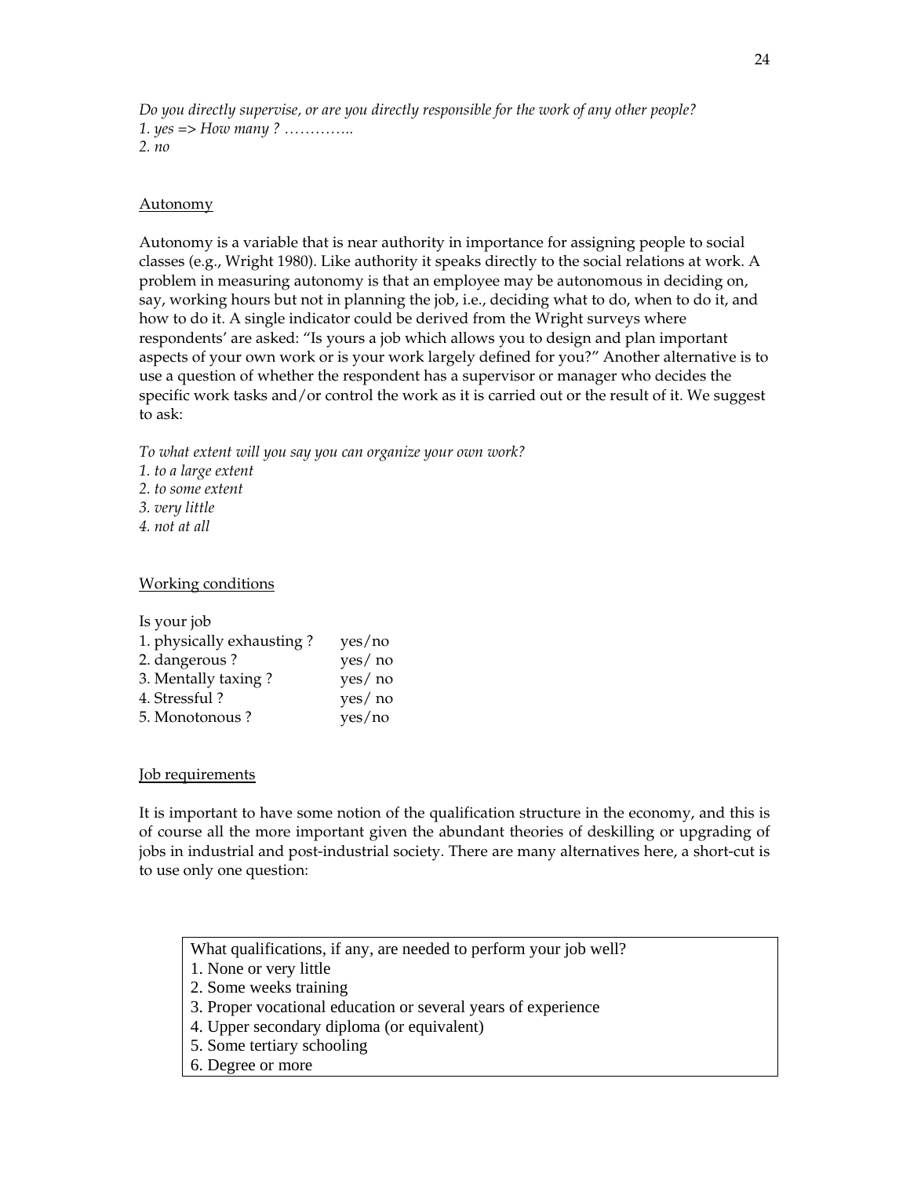*Do you directly supervise, or are you directly responsible for the work of any other people?*
*1. yes => How many ? …………..*
*2. no*

<u>Autonomy</u>

Autonomy is a variable that is near authority in importance for assigning people to social classes (e.g., Wright 1980). Like authority it speaks directly to the social relations at work. A problem in measuring autonomy is that an employee may be autonomous in deciding on, say, working hours but not in planning the job, i.e., deciding what to do, when to do it, and how to do it. A single indicator could be derived from the Wright surveys where respondents' are asked: "Is yours a job which allows you to design and plan important aspects of your own work or is your work largely defined for you?" Another alternative is to use a question of whether the respondent has a supervisor or manager who decides the specific work tasks and/or control the work as it is carried out or the result of it. We suggest to ask:

*To what extent will you say you can organize your own work?*
*1. to a large extent*
*2. to some extent*
*3. very little*
*4. not at all*

<u>Working conditions</u>

Is your job

| | |
|---|---|
| 1. physically exhausting ? | yes/no |
| 2. dangerous ? | yes/ no |
| 3. Mentally taxing ? | yes/ no |
| 4. Stressful ? | yes/ no |
| 5. Monotonous ? | yes/no |

<u>Job requirements</u>

It is important to have some notion of the qualification structure in the economy, and this is of course all the more important given the abundant theories of deskilling or upgrading of jobs in industrial and post-industrial society. There are many alternatives here, a short-cut is to use only one question:

What qualifications, if any, are needed to perform your job well?
1. None or very little
2. Some weeks training
3. Proper vocational education or several years of experience
4. Upper secondary diploma (or equivalent)
5. Some tertiary schooling
6. Degree or more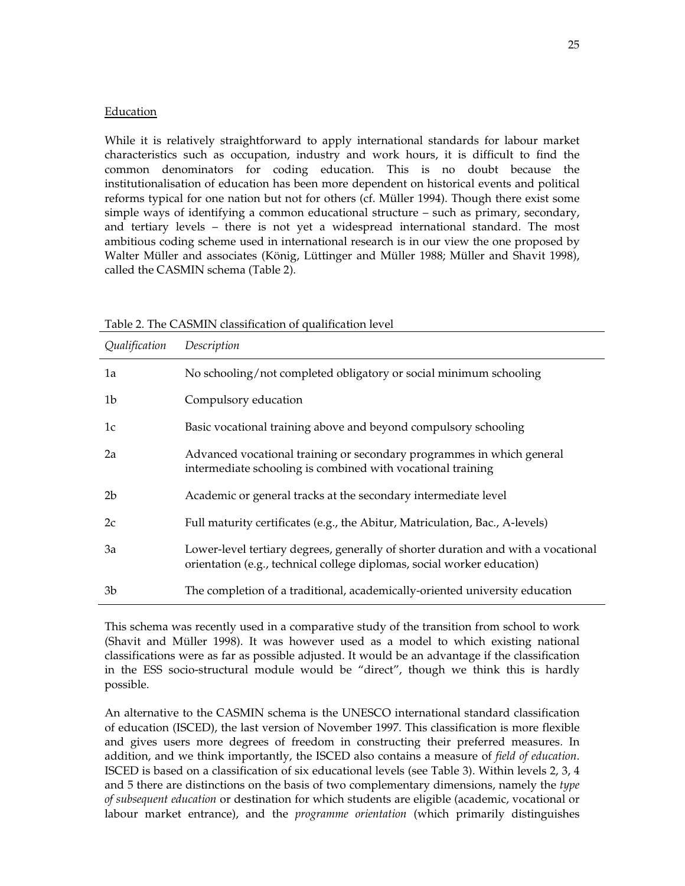## Education

While it is relatively straightforward to apply international standards for labour market characteristics such as occupation, industry and work hours, it is difficult to find the common denominators for coding education. This is no doubt because the institutionalisation of education has been more dependent on historical events and political reforms typical for one nation but not for others (cf. Müller 1994). Though there exist some simple ways of identifying a common educational structure – such as primary, secondary, and tertiary levels – there is not yet a widespread international standard. The most ambitious coding scheme used in international research is in our view the one proposed by Walter Müller and associates (König, Lüttinger and Müller 1988; Müller and Shavit 1998), called the CASMIN schema (Table 2).

Table 2. The CASMIN classification of qualification level

| *Qualification* | *Description* |
|---|---|
| 1a | No schooling/not completed obligatory or social minimum schooling |
| 1b | Compulsory education |
| 1c | Basic vocational training above and beyond compulsory schooling |
| 2a | Advanced vocational training or secondary programmes in which general intermediate schooling is combined with vocational training |
| 2b | Academic or general tracks at the secondary intermediate level |
| 2c | Full maturity certificates (e.g., the Abitur, Matriculation, Bac., A-levels) |
| 3a | Lower-level tertiary degrees, generally of shorter duration and with a vocational orientation (e.g., technical college diplomas, social worker education) |
| 3b | The completion of a traditional, academically-oriented university education |

This schema was recently used in a comparative study of the transition from school to work (Shavit and Müller 1998). It was however used as a model to which existing national classifications were as far as possible adjusted. It would be an advantage if the classification in the ESS socio-structural module would be "direct", though we think this is hardly possible.

An alternative to the CASMIN schema is the UNESCO international standard classification of education (ISCED), the last version of November 1997. This classification is more flexible and gives users more degrees of freedom in constructing their preferred measures. In addition, and we think importantly, the ISCED also contains a measure of *field of education*. ISCED is based on a classification of six educational levels (see Table 3). Within levels 2, 3, 4 and 5 there are distinctions on the basis of two complementary dimensions, namely the *type of subsequent education* or destination for which students are eligible (academic, vocational or labour market entrance), and the *programme orientation* (which primarily distinguishes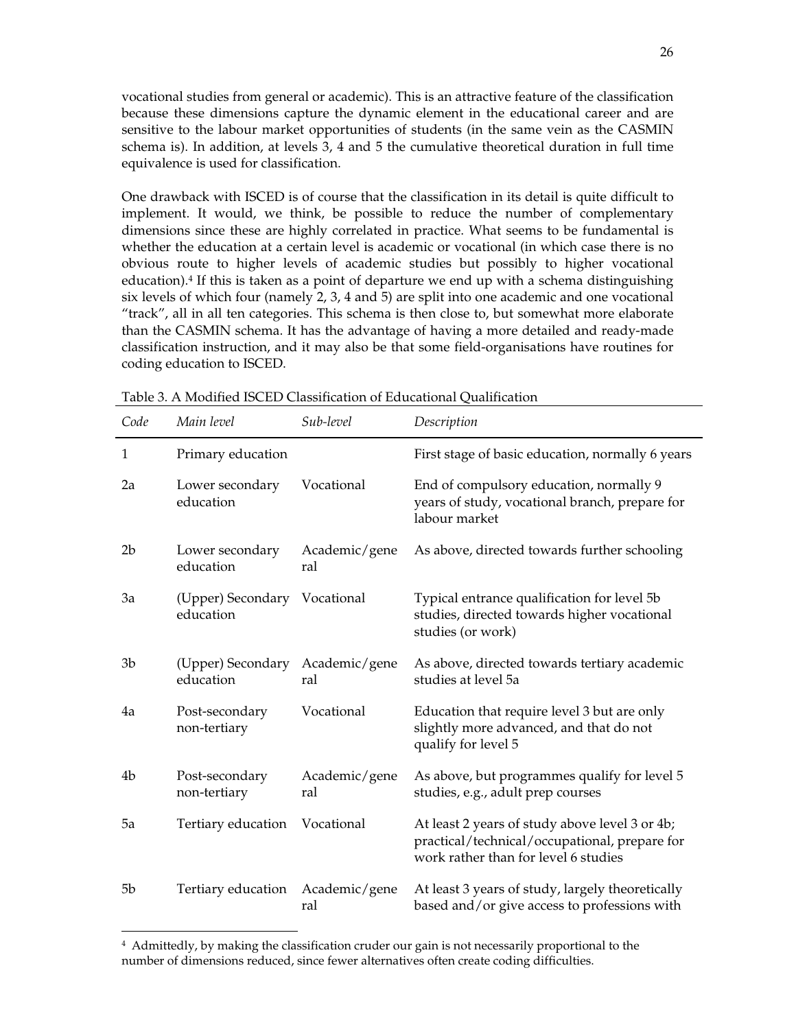vocational studies from general or academic). This is an attractive feature of the classification because these dimensions capture the dynamic element in the educational career and are sensitive to the labour market opportunities of students (in the same vein as the CASMIN schema is). In addition, at levels 3, 4 and 5 the cumulative theoretical duration in full time equivalence is used for classification.

One drawback with ISCED is of course that the classification in its detail is quite difficult to implement. It would, we think, be possible to reduce the number of complementary dimensions since these are highly correlated in practice. What seems to be fundamental is whether the education at a certain level is academic or vocational (in which case there is no obvious route to higher levels of academic studies but possibly to higher vocational education).[4] If this is taken as a point of departure we end up with a schema distinguishing six levels of which four (namely 2, 3, 4 and 5) are split into one academic and one vocational "track", all in all ten categories. This schema is then close to, but somewhat more elaborate than the CASMIN schema. It has the advantage of having a more detailed and ready-made classification instruction, and it may also be that some field-organisations have routines for coding education to ISCED.

Table 3. A Modified ISCED Classification of Educational Qualification

| *Code* | *Main level* | *Sub-level* | *Description* |
|---|---|---|---|
| 1 | Primary education | | First stage of basic education, normally 6 years |
| 2a | Lower secondary education | Vocational | End of compulsory education, normally 9 years of study, vocational branch, prepare for labour market |
| 2b | Lower secondary education | Academic/general | As above, directed towards further schooling |
| 3a | (Upper) Secondary education | Vocational | Typical entrance qualification for level 5b studies, directed towards higher vocational studies (or work) |
| 3b | (Upper) Secondary education | Academic/general | As above, directed towards tertiary academic studies at level 5a |
| 4a | Post-secondary non-tertiary | Vocational | Education that require level 3 but are only slightly more advanced, and that do not qualify for level 5 |
| 4b | Post-secondary non-tertiary | Academic/general | As above, but programmes qualify for level 5 studies, e.g., adult prep courses |
| 5a | Tertiary education | Vocational | At least 2 years of study above level 3 or 4b; practical/technical/occupational, prepare for work rather than for level 6 studies |
| 5b | Tertiary education | Academic/general | At least 3 years of study, largely theoretically based and/or give access to professions with |

[4] Admittedly, by making the classification cruder our gain is not necessarily proportional to the number of dimensions reduced, since fewer alternatives often create coding difficulties.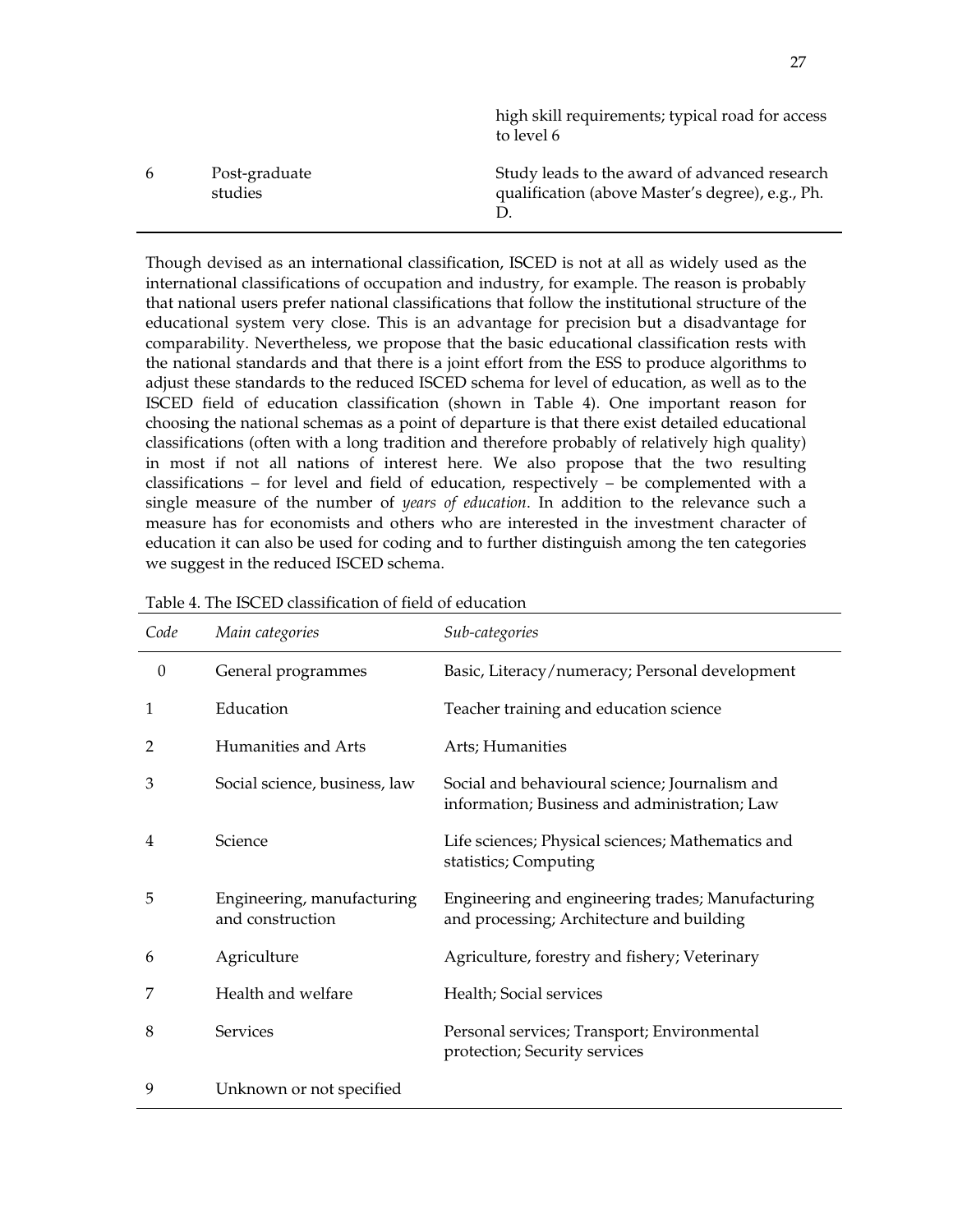| | | high skill requirements; typical road for access to level 6 |
|---|---|---|
| 6 | Post-graduate studies | Study leads to the award of advanced research qualification (above Master's degree), e.g., Ph. D. |

Though devised as an international classification, ISCED is not at all as widely used as the international classifications of occupation and industry, for example. The reason is probably that national users prefer national classifications that follow the institutional structure of the educational system very close. This is an advantage for precision but a disadvantage for comparability. Nevertheless, we propose that the basic educational classification rests with the national standards and that there is a joint effort from the ESS to produce algorithms to adjust these standards to the reduced ISCED schema for level of education, as well as to the ISCED field of education classification (shown in Table 4). One important reason for choosing the national schemas as a point of departure is that there exist detailed educational classifications (often with a long tradition and therefore probably of relatively high quality) in most if not all nations of interest here. We also propose that the two resulting classifications – for level and field of education, respectively – be complemented with a single measure of the number of *years of education*. In addition to the relevance such a measure has for economists and others who are interested in the investment character of education it can also be used for coding and to further distinguish among the ten categories we suggest in the reduced ISCED schema.

Table 4. The ISCED classification of field of education

| *Code* | *Main categories* | *Sub-categories* |
|---|---|---|
| 0 | General programmes | Basic, Literacy/numeracy; Personal development |
| 1 | Education | Teacher training and education science |
| 2 | Humanities and Arts | Arts; Humanities |
| 3 | Social science, business, law | Social and behavioural science; Journalism and information; Business and administration; Law |
| 4 | Science | Life sciences; Physical sciences; Mathematics and statistics; Computing |
| 5 | Engineering, manufacturing and construction | Engineering and engineering trades; Manufacturing and processing; Architecture and building |
| 6 | Agriculture | Agriculture, forestry and fishery; Veterinary |
| 7 | Health and welfare | Health; Social services |
| 8 | Services | Personal services; Transport; Environmental protection; Security services |
| 9 | Unknown or not specified | |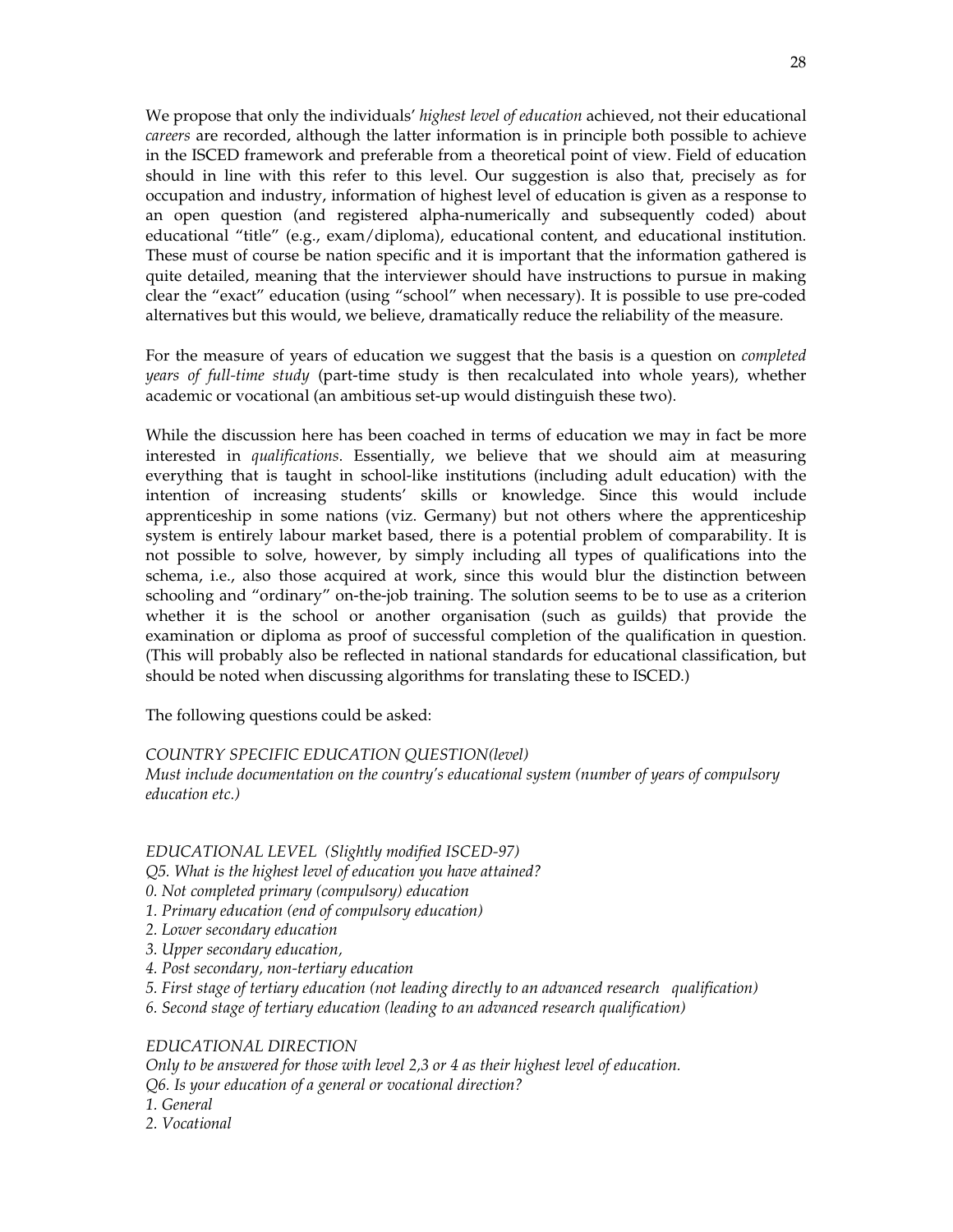We propose that only the individuals' *highest level of education* achieved, not their educational *careers* are recorded, although the latter information is in principle both possible to achieve in the ISCED framework and preferable from a theoretical point of view. Field of education should in line with this refer to this level. Our suggestion is also that, precisely as for occupation and industry, information of highest level of education is given as a response to an open question (and registered alpha-numerically and subsequently coded) about educational "title" (e.g., exam/diploma), educational content, and educational institution. These must of course be nation specific and it is important that the information gathered is quite detailed, meaning that the interviewer should have instructions to pursue in making clear the "exact" education (using "school" when necessary). It is possible to use pre-coded alternatives but this would, we believe, dramatically reduce the reliability of the measure.

For the measure of years of education we suggest that the basis is a question on *completed years of full-time study* (part-time study is then recalculated into whole years), whether academic or vocational (an ambitious set-up would distinguish these two).

While the discussion here has been coached in terms of education we may in fact be more interested in *qualifications*. Essentially, we believe that we should aim at measuring everything that is taught in school-like institutions (including adult education) with the intention of increasing students' skills or knowledge. Since this would include apprenticeship in some nations (viz. Germany) but not others where the apprenticeship system is entirely labour market based, there is a potential problem of comparability. It is not possible to solve, however, by simply including all types of qualifications into the schema, i.e., also those acquired at work, since this would blur the distinction between schooling and "ordinary" on-the-job training. The solution seems to be to use as a criterion whether it is the school or another organisation (such as guilds) that provide the examination or diploma as proof of successful completion of the qualification in question. (This will probably also be reflected in national standards for educational classification, but should be noted when discussing algorithms for translating these to ISCED.)

The following questions could be asked:

*COUNTRY SPECIFIC EDUCATION QUESTION(level)*
*Must include documentation on the country's educational system (number of years of compulsory education etc.)*

*EDUCATIONAL LEVEL (Slightly modified ISCED-97)*
*Q5. What is the highest level of education you have attained?*
*0. Not completed primary (compulsory) education*
*1. Primary education (end of compulsory education)*
*2. Lower secondary education*
*3. Upper secondary education,*
*4. Post secondary, non-tertiary education*
*5. First stage of tertiary education (not leading directly to an advanced research qualification)*
*6. Second stage of tertiary education (leading to an advanced research qualification)*

*EDUCATIONAL DIRECTION*
*Only to be answered for those with level 2,3 or 4 as their highest level of education.*
*Q6. Is your education of a general or vocational direction?*
*1. General*
*2. Vocational*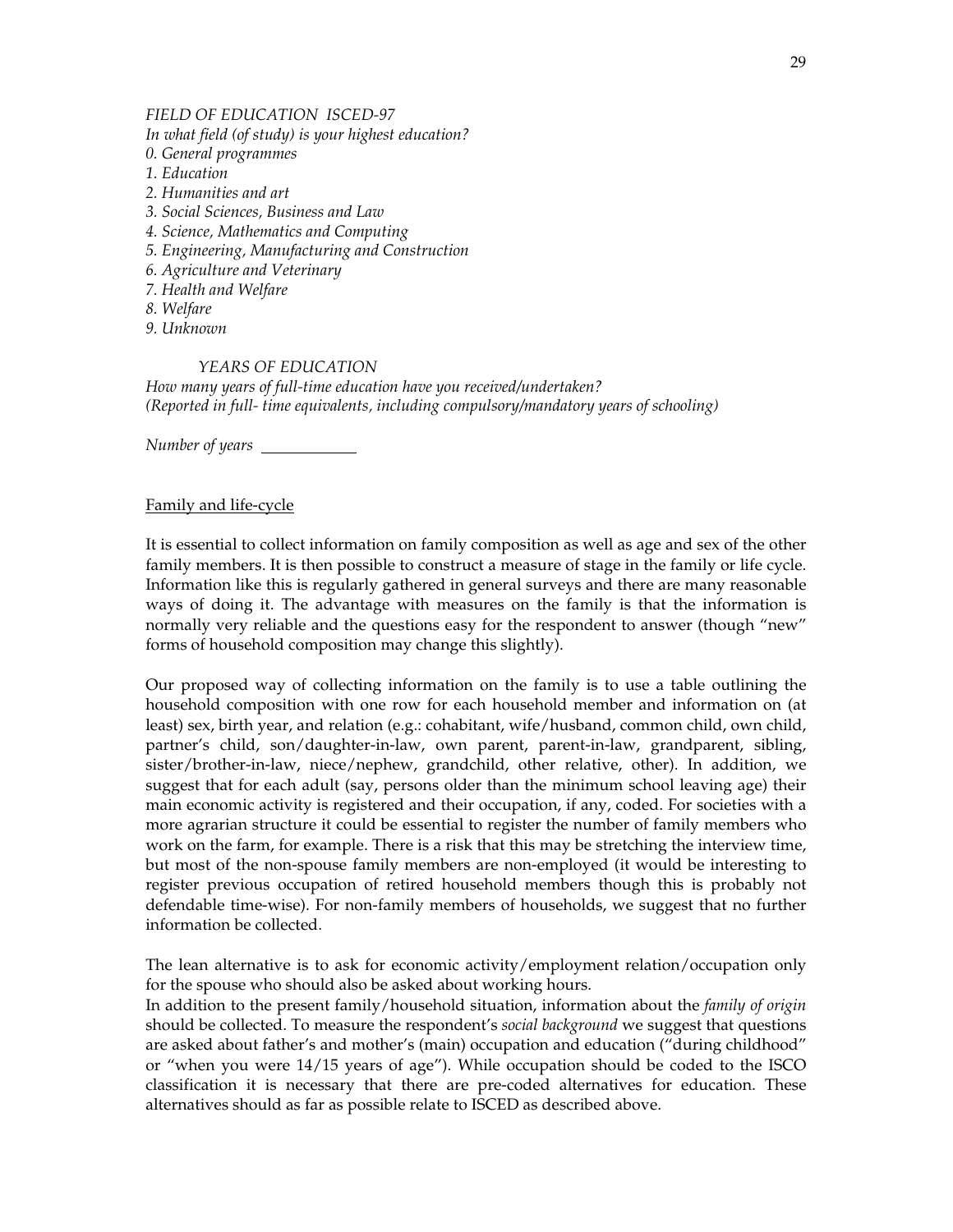*FIELD OF EDUCATION ISCED-97*

*In what field (of study) is your highest education?*

*0. General programmes*
*1. Education*
*2. Humanities and art*
*3. Social Sciences, Business and Law*
*4. Science, Mathematics and Computing*
*5. Engineering, Manufacturing and Construction*
*6. Agriculture and Veterinary*
*7. Health and Welfare*
*8. Welfare*
*9. Unknown*

*YEARS OF EDUCATION*

*How many years of full-time education have you received/undertaken?*
*(Reported in full- time equivalents, including compulsory/mandatory years of schooling)*

*Number of years* ___________

Family and life-cycle

It is essential to collect information on family composition as well as age and sex of the other family members. It is then possible to construct a measure of stage in the family or life cycle. Information like this is regularly gathered in general surveys and there are many reasonable ways of doing it. The advantage with measures on the family is that the information is normally very reliable and the questions easy for the respondent to answer (though "new" forms of household composition may change this slightly).

Our proposed way of collecting information on the family is to use a table outlining the household composition with one row for each household member and information on (at least) sex, birth year, and relation (e.g.: cohabitant, wife/husband, common child, own child, partner's child, son/daughter-in-law, own parent, parent-in-law, grandparent, sibling, sister/brother-in-law, niece/nephew, grandchild, other relative, other). In addition, we suggest that for each adult (say, persons older than the minimum school leaving age) their main economic activity is registered and their occupation, if any, coded. For societies with a more agrarian structure it could be essential to register the number of family members who work on the farm, for example. There is a risk that this may be stretching the interview time, but most of the non-spouse family members are non-employed (it would be interesting to register previous occupation of retired household members though this is probably not defendable time-wise). For non-family members of households, we suggest that no further information be collected.

The lean alternative is to ask for economic activity/employment relation/occupation only for the spouse who should also be asked about working hours.

In addition to the present family/household situation, information about the *family of origin* should be collected. To measure the respondent's *social background* we suggest that questions are asked about father's and mother's (main) occupation and education ("during childhood" or "when you were 14/15 years of age"). While occupation should be coded to the ISCO classification it is necessary that there are pre-coded alternatives for education. These alternatives should as far as possible relate to ISCED as described above.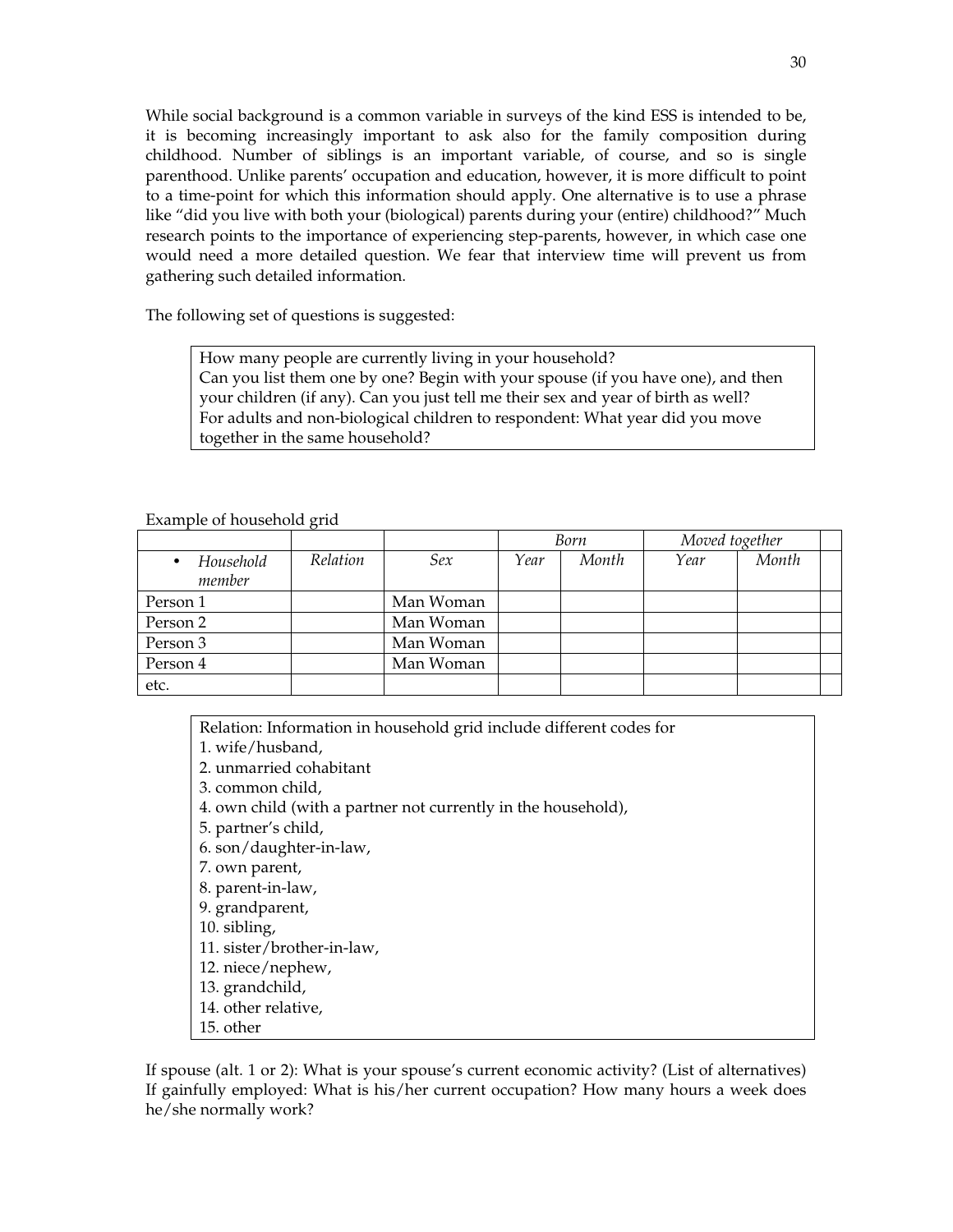While social background is a common variable in surveys of the kind ESS is intended to be, it is becoming increasingly important to ask also for the family composition during childhood. Number of siblings is an important variable, of course, and so is single parenthood. Unlike parents' occupation and education, however, it is more difficult to point to a time-point for which this information should apply. One alternative is to use a phrase like "did you live with both your (biological) parents during your (entire) childhood?" Much research points to the importance of experiencing step-parents, however, in which case one would need a more detailed question. We fear that interview time will prevent us from gathering such detailed information.

The following set of questions is suggested:

> How many people are currently living in your household?
> Can you list them one by one? Begin with your spouse (if you have one), and then your children (if any). Can you just tell me their sex and year of birth as well?
> For adults and non-biological children to respondent: What year did you move together in the same household?

Example of household grid

| | | | *Born* | | *Moved together* | | |
|---|---|---|---|---|---|---|---|
| • *Household member* | *Relation* | *Sex* | *Year* | *Month* | *Year* | *Month* | |
| Person 1 | | Man Woman | | | | | |
| Person 2 | | Man Woman | | | | | |
| Person 3 | | Man Woman | | | | | |
| Person 4 | | Man Woman | | | | | |
| etc. | | | | | | | |

> Relation: Information in household grid include different codes for
> 1. wife/husband,
> 2. unmarried cohabitant
> 3. common child,
> 4. own child (with a partner not currently in the household),
> 5. partner's child,
> 6. son/daughter-in-law,
> 7. own parent,
> 8. parent-in-law,
> 9. grandparent,
> 10. sibling,
> 11. sister/brother-in-law,
> 12. niece/nephew,
> 13. grandchild,
> 14. other relative,
> 15. other

If spouse (alt. 1 or 2): What is your spouse's current economic activity? (List of alternatives) If gainfully employed: What is his/her current occupation? How many hours a week does he/she normally work?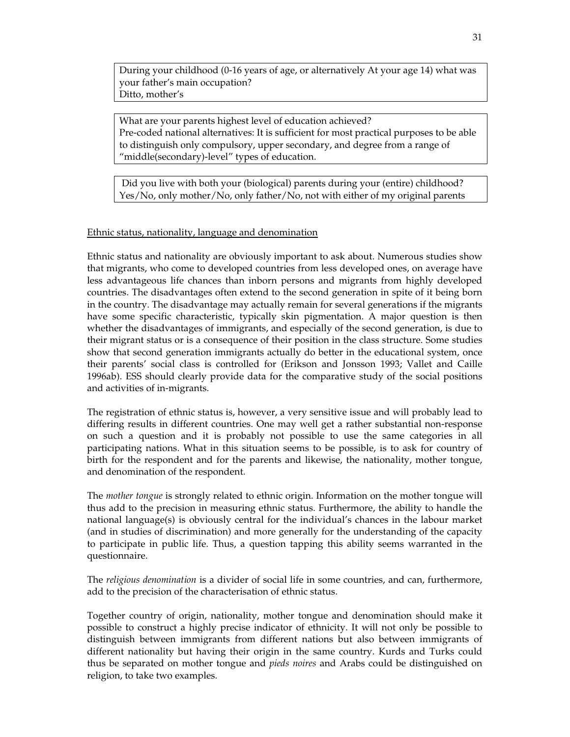During your childhood (0-16 years of age, or alternatively At your age 14) what was your father's main occupation?
Ditto, mother's

What are your parents highest level of education achieved?
Pre-coded national alternatives: It is sufficient for most practical purposes to be able to distinguish only compulsory, upper secondary, and degree from a range of "middle(secondary)-level" types of education.

Did you live with both your (biological) parents during your (entire) childhood?
Yes/No, only mother/No, only father/No, not with either of my original parents

<u>Ethnic status, nationality, language and denomination</u>

Ethnic status and nationality are obviously important to ask about. Numerous studies show that migrants, who come to developed countries from less developed ones, on average have less advantageous life chances than inborn persons and migrants from highly developed countries. The disadvantages often extend to the second generation in spite of it being born in the country. The disadvantage may actually remain for several generations if the migrants have some specific characteristic, typically skin pigmentation. A major question is then whether the disadvantages of immigrants, and especially of the second generation, is due to their migrant status or is a consequence of their position in the class structure. Some studies show that second generation immigrants actually do better in the educational system, once their parents' social class is controlled for (Erikson and Jonsson 1993; Vallet and Caille 1996ab). ESS should clearly provide data for the comparative study of the social positions and activities of in-migrants.

The registration of ethnic status is, however, a very sensitive issue and will probably lead to differing results in different countries. One may well get a rather substantial non-response on such a question and it is probably not possible to use the same categories in all participating nations. What in this situation seems to be possible, is to ask for country of birth for the respondent and for the parents and likewise, the nationality, mother tongue, and denomination of the respondent.

The *mother tongue* is strongly related to ethnic origin. Information on the mother tongue will thus add to the precision in measuring ethnic status. Furthermore, the ability to handle the national language(s) is obviously central for the individual's chances in the labour market (and in studies of discrimination) and more generally for the understanding of the capacity to participate in public life. Thus, a question tapping this ability seems warranted in the questionnaire.

The *religious denomination* is a divider of social life in some countries, and can, furthermore, add to the precision of the characterisation of ethnic status.

Together country of origin, nationality, mother tongue and denomination should make it possible to construct a highly precise indicator of ethnicity. It will not only be possible to distinguish between immigrants from different nations but also between immigrants of different nationality but having their origin in the same country. Kurds and Turks could thus be separated on mother tongue and *pieds noires* and Arabs could be distinguished on religion, to take two examples.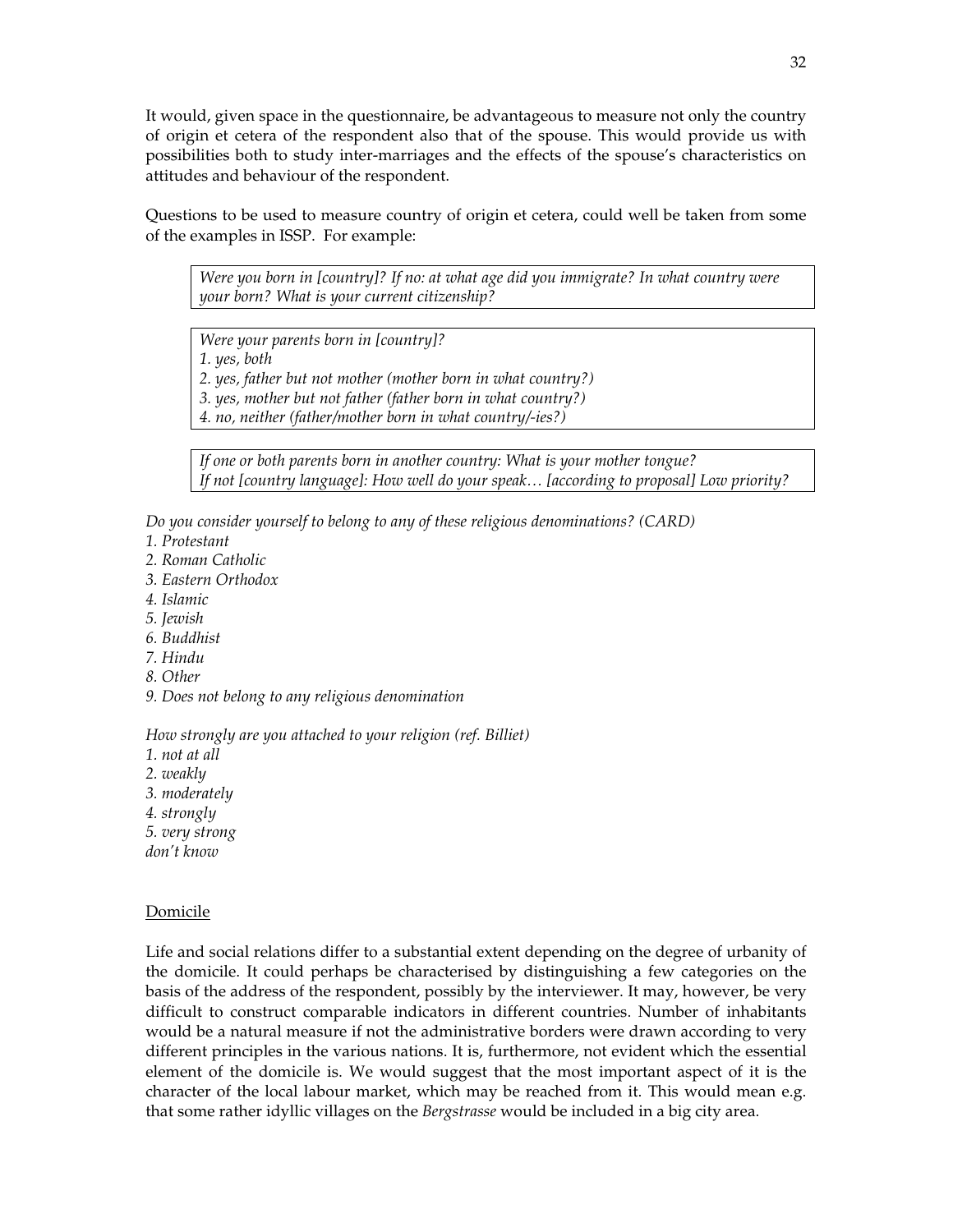It would, given space in the questionnaire, be advantageous to measure not only the country of origin et cetera of the respondent also that of the spouse. This would provide us with possibilities both to study inter-marriages and the effects of the spouse's characteristics on attitudes and behaviour of the respondent.

Questions to be used to measure country of origin et cetera, could well be taken from some of the examples in ISSP. For example:

*Were you born in [country]? If no: at what age did you immigrate? In what country were your born? What is your current citizenship?*

*Were your parents born in [country]?*
*1. yes, both*
*2. yes, father but not mother (mother born in what country?)*
*3. yes, mother but not father (father born in what country?)*
*4. no, neither (father/mother born in what country/-ies?)*

*If one or both parents born in another country: What is your mother tongue?*
*If not [country language]: How well do your speak… [according to proposal] Low priority?*

*Do you consider yourself to belong to any of these religious denominations? (CARD)*
*1. Protestant*
*2. Roman Catholic*
*3. Eastern Orthodox*
*4. Islamic*
*5. Jewish*
*6. Buddhist*
*7. Hindu*
*8. Other*
*9. Does not belong to any religious denomination*

*How strongly are you attached to your religion (ref. Billiet)*
*1. not at all*
*2. weakly*
*3. moderately*
*4. strongly*
*5. very strong*
*don't know*

## Domicile

Life and social relations differ to a substantial extent depending on the degree of urbanity of the domicile. It could perhaps be characterised by distinguishing a few categories on the basis of the address of the respondent, possibly by the interviewer. It may, however, be very difficult to construct comparable indicators in different countries. Number of inhabitants would be a natural measure if not the administrative borders were drawn according to very different principles in the various nations. It is, furthermore, not evident which the essential element of the domicile is. We would suggest that the most important aspect of it is the character of the local labour market, which may be reached from it. This would mean e.g. that some rather idyllic villages on the *Bergstrasse* would be included in a big city area.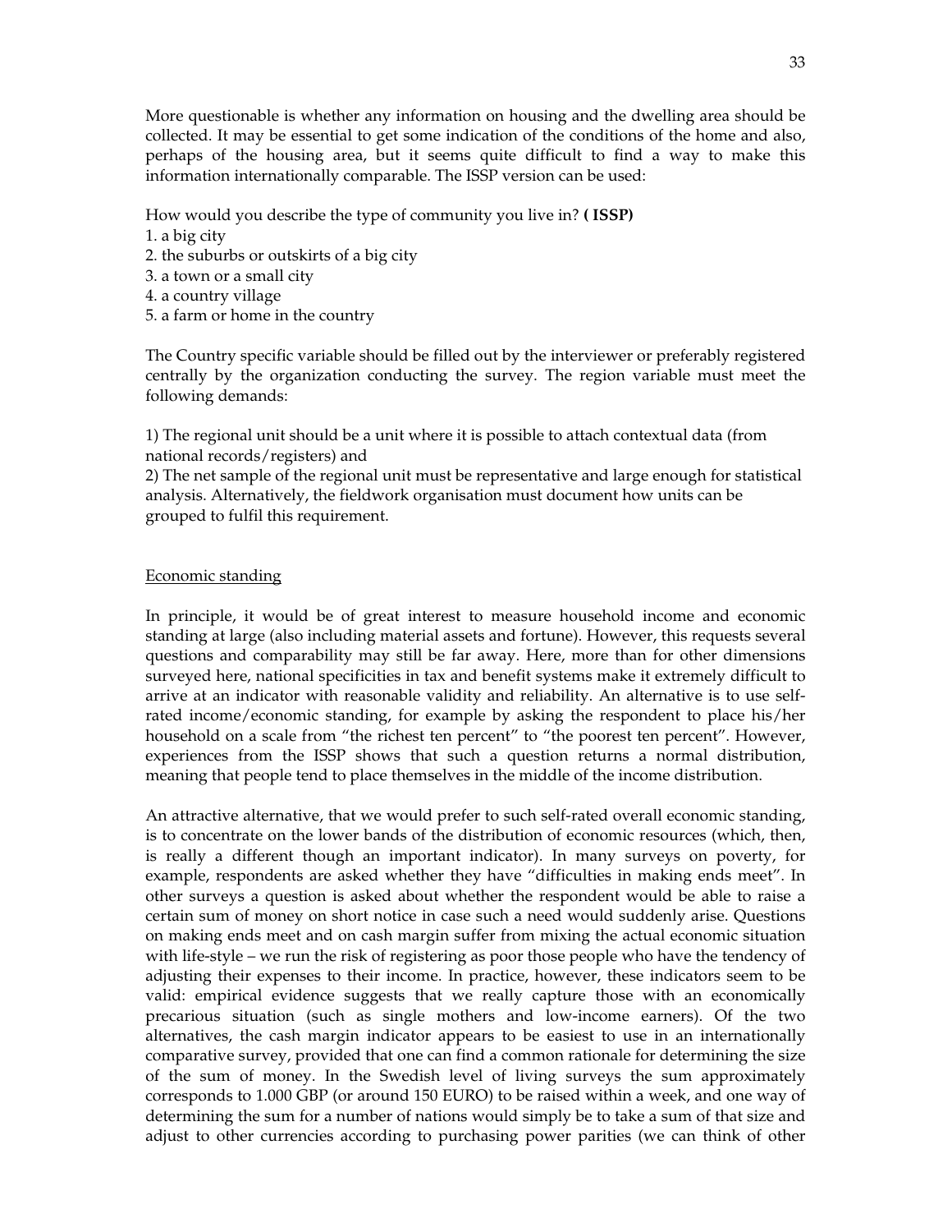More questionable is whether any information on housing and the dwelling area should be collected. It may be essential to get some indication of the conditions of the home and also, perhaps of the housing area, but it seems quite difficult to find a way to make this information internationally comparable. The ISSP version can be used:

How would you describe the type of community you live in? **( ISSP)**
1. a big city
2. the suburbs or outskirts of a big city
3. a town or a small city
4. a country village
5. a farm or home in the country

The Country specific variable should be filled out by the interviewer or preferably registered centrally by the organization conducting the survey. The region variable must meet the following demands:

1) The regional unit should be a unit where it is possible to attach contextual data (from national records/registers) and
2) The net sample of the regional unit must be representative and large enough for statistical analysis. Alternatively, the fieldwork organisation must document how units can be grouped to fulfil this requirement.

Economic standing

In principle, it would be of great interest to measure household income and economic standing at large (also including material assets and fortune). However, this requests several questions and comparability may still be far away. Here, more than for other dimensions surveyed here, national specificities in tax and benefit systems make it extremely difficult to arrive at an indicator with reasonable validity and reliability. An alternative is to use self-rated income/economic standing, for example by asking the respondent to place his/her household on a scale from "the richest ten percent" to "the poorest ten percent". However, experiences from the ISSP shows that such a question returns a normal distribution, meaning that people tend to place themselves in the middle of the income distribution.

An attractive alternative, that we would prefer to such self-rated overall economic standing, is to concentrate on the lower bands of the distribution of economic resources (which, then, is really a different though an important indicator). In many surveys on poverty, for example, respondents are asked whether they have "difficulties in making ends meet". In other surveys a question is asked about whether the respondent would be able to raise a certain sum of money on short notice in case such a need would suddenly arise. Questions on making ends meet and on cash margin suffer from mixing the actual economic situation with life-style – we run the risk of registering as poor those people who have the tendency of adjusting their expenses to their income. In practice, however, these indicators seem to be valid: empirical evidence suggests that we really capture those with an economically precarious situation (such as single mothers and low-income earners). Of the two alternatives, the cash margin indicator appears to be easiest to use in an internationally comparative survey, provided that one can find a common rationale for determining the size of the sum of money. In the Swedish level of living surveys the sum approximately corresponds to 1.000 GBP (or around 150 EURO) to be raised within a week, and one way of determining the sum for a number of nations would simply be to take a sum of that size and adjust to other currencies according to purchasing power parities (we can think of other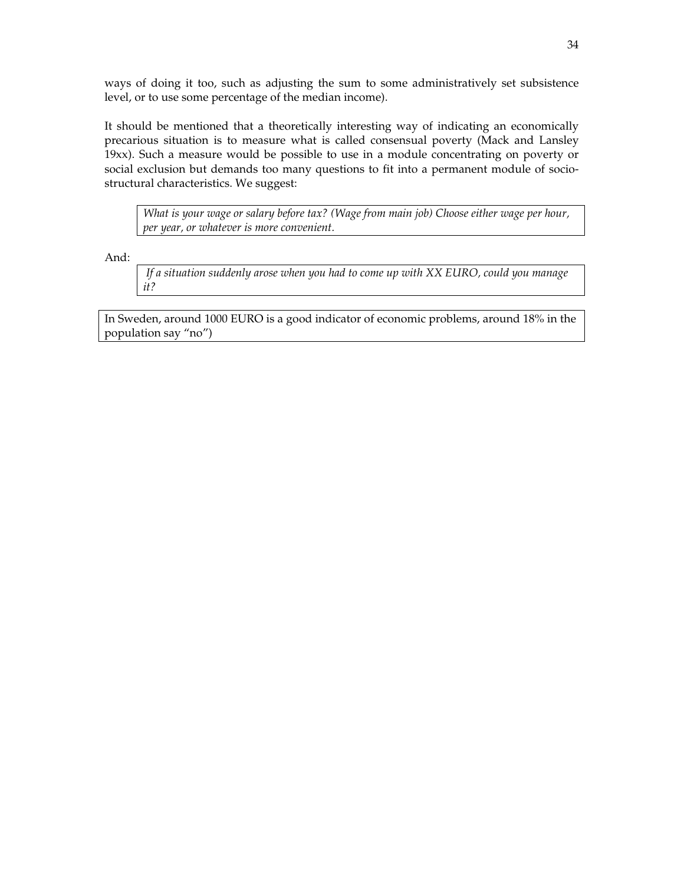ways of doing it too, such as adjusting the sum to some administratively set subsistence level, or to use some percentage of the median income).

It should be mentioned that a theoretically interesting way of indicating an economically precarious situation is to measure what is called consensual poverty (Mack and Lansley 19xx). Such a measure would be possible to use in a module concentrating on poverty or social exclusion but demands too many questions to fit into a permanent module of socio-structural characteristics. We suggest:

> *What is your wage or salary before tax? (Wage from main job) Choose either wage per hour, per year, or whatever is more convenient.*

And:

> *If a situation suddenly arose when you had to come up with XX EURO, could you manage it?*

> In Sweden, around 1000 EURO is a good indicator of economic problems, around 18% in the population say "no")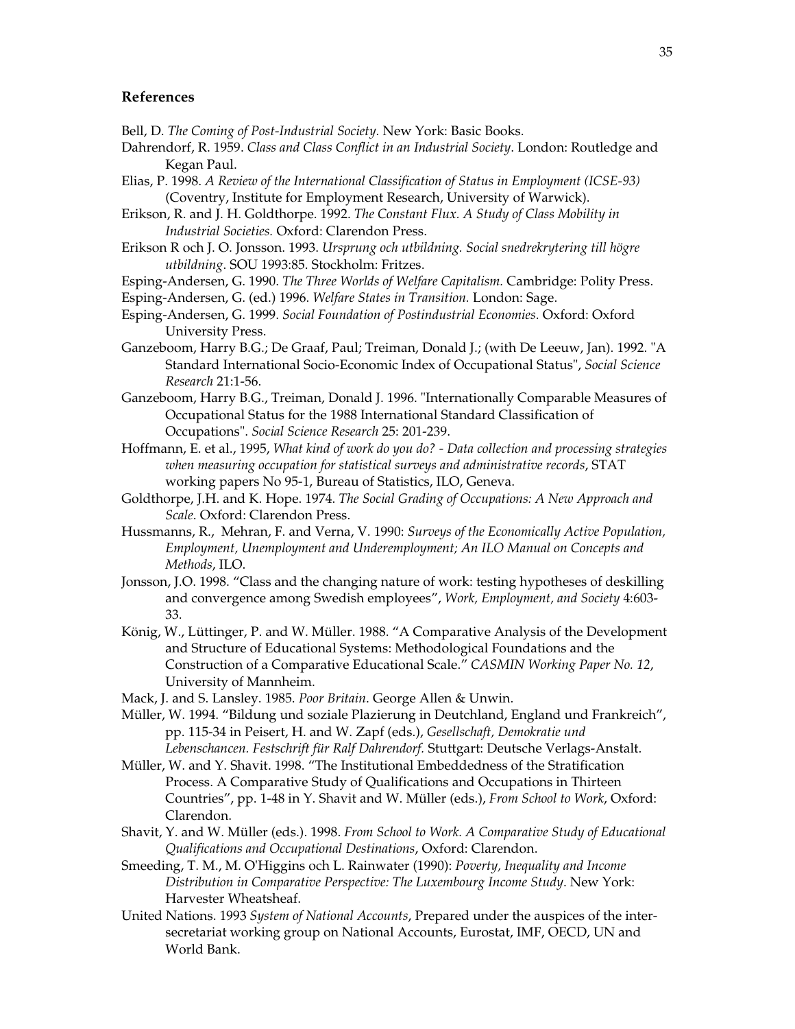### References

Bell, D. *The Coming of Post-Industrial Society.* New York: Basic Books.

Dahrendorf, R. 1959. *Class and Class Conflict in an Industrial Society*. London: Routledge and Kegan Paul.

Elias, P. 1998. *A Review of the International Classification of Status in Employment (ICSE-93)* (Coventry, Institute for Employment Research, University of Warwick).

Erikson, R. and J. H. Goldthorpe. 1992. *The Constant Flux. A Study of Class Mobility in Industrial Societies.* Oxford: Clarendon Press.

Erikson R och J. O. Jonsson. 1993. *Ursprung och utbildning. Social snedrekrytering till högre utbildning*. SOU 1993:85. Stockholm: Fritzes.

Esping-Andersen, G. 1990. *The Three Worlds of Welfare Capitalism.* Cambridge: Polity Press.

Esping-Andersen, G. (ed.) 1996. *Welfare States in Transition.* London: Sage.

Esping-Andersen, G. 1999. *Social Foundation of Postindustrial Economies*. Oxford: Oxford University Press.

Ganzeboom, Harry B.G.; De Graaf, Paul; Treiman, Donald J.; (with De Leeuw, Jan). 1992. "A Standard International Socio-Economic Index of Occupational Status", *Social Science Research* 21:1-56.

Ganzeboom, Harry B.G., Treiman, Donald J. 1996. "Internationally Comparable Measures of Occupational Status for the 1988 International Standard Classification of Occupations". *Social Science Research* 25: 201-239.

Hoffmann, E. et al., 1995, *What kind of work do you do? - Data collection and processing strategies when measuring occupation for statistical surveys and administrative records*, STAT working papers No 95-1, Bureau of Statistics, ILO, Geneva.

Goldthorpe, J.H. and K. Hope. 1974. *The Social Grading of Occupations: A New Approach and Scale*. Oxford: Clarendon Press.

Hussmanns, R., Mehran, F. and Verna, V. 1990: *Surveys of the Economically Active Population, Employment, Unemployment and Underemployment; An ILO Manual on Concepts and Methods*, ILO.

Jonsson, J.O. 1998. "Class and the changing nature of work: testing hypotheses of deskilling and convergence among Swedish employees", *Work, Employment, and Society* 4:603-33.

König, W., Lüttinger, P. and W. Müller. 1988. "A Comparative Analysis of the Development and Structure of Educational Systems: Methodological Foundations and the Construction of a Comparative Educational Scale." *CASMIN Working Paper No. 12*, University of Mannheim.

Mack, J. and S. Lansley. 1985. *Poor Britain*. George Allen & Unwin.

Müller, W. 1994. "Bildung und soziale Plazierung in Deutchland, England und Frankreich", pp. 115-34 in Peisert, H. and W. Zapf (eds.), *Gesellschaft, Demokratie und Lebenschancen. Festschrift für Ralf Dahrendorf.* Stuttgart: Deutsche Verlags-Anstalt.

Müller, W. and Y. Shavit. 1998. "The Institutional Embeddedness of the Stratification Process. A Comparative Study of Qualifications and Occupations in Thirteen Countries", pp. 1-48 in Y. Shavit and W. Müller (eds.), *From School to Work*, Oxford: Clarendon.

Shavit, Y. and W. Müller (eds.). 1998. *From School to Work. A Comparative Study of Educational Qualifications and Occupational Destinations*, Oxford: Clarendon.

Smeeding, T. M., M. O'Higgins och L. Rainwater (1990): *Poverty, Inequality and Income Distribution in Comparative Perspective: The Luxembourg Income Study*. New York: Harvester Wheatsheaf.

United Nations. 1993 *System of National Accounts*, Prepared under the auspices of the inter-secretariat working group on National Accounts, Eurostat, IMF, OECD, UN and World Bank.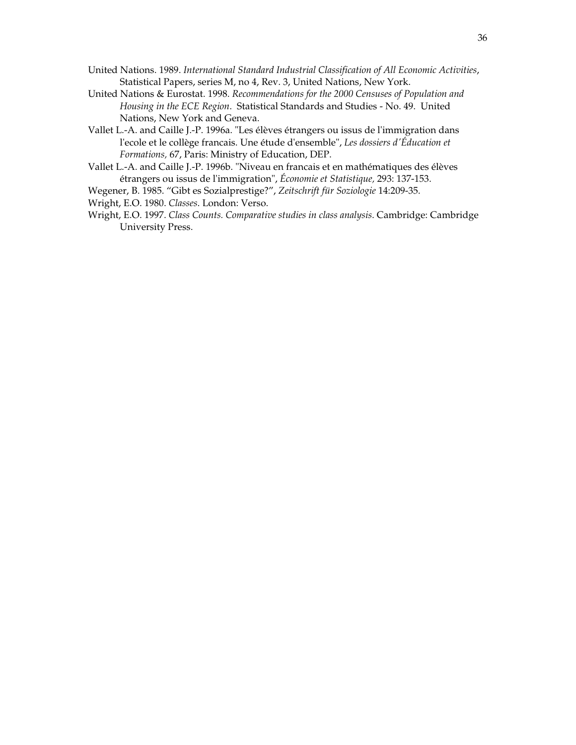United Nations. 1989. *International Standard Industrial Classification of All Economic Activities*, Statistical Papers, series M, no 4, Rev. 3, United Nations, New York.

United Nations & Eurostat. 1998. *Recommendations for the 2000 Censuses of Population and Housing in the ECE Region*. Statistical Standards and Studies - No. 49. United Nations, New York and Geneva.

Vallet L.-A. and Caille J.-P. 1996a. "Les élèves étrangers ou issus de l'immigration dans l'ecole et le collège francais. Une étude d'ensemble", *Les dossiers d'Éducation et Formations,* 67, Paris: Ministry of Education, DEP.

Vallet L.-A. and Caille J.-P. 1996b. "Niveau en francais et en mathématiques des élèves étrangers ou issus de l'immigration", *Économie et Statistique,* 293: 137-153.

Wegener, B. 1985. "Gibt es Sozialprestige?", *Zeitschrift für Soziologie* 14:209-35.

Wright, E.O. 1980. *Classes*. London: Verso.

Wright, E.O. 1997. *Class Counts. Comparative studies in class analysis*. Cambridge: Cambridge University Press.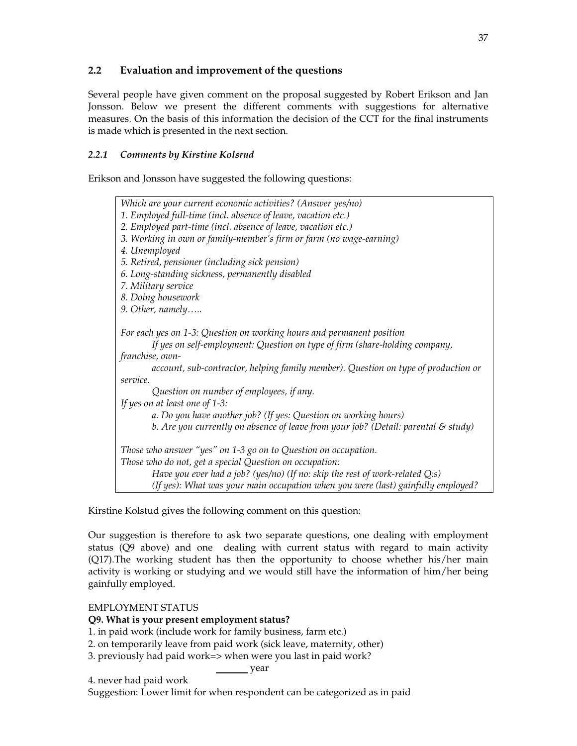## 2.2 Evaluation and improvement of the questions

Several people have given comment on the proposal suggested by Robert Erikson and Jan Jonsson. Below we present the different comments with suggestions for alternative measures. On the basis of this information the decision of the CCT for the final instruments is made which is presented in the next section.

### *2.2.1 Comments by Kirstine Kolsrud*

Erikson and Jonsson have suggested the following questions:

> *Which are your current economic activities? (Answer yes/no)*
> *1. Employed full-time (incl. absence of leave, vacation etc.)*
> *2. Employed part-time (incl. absence of leave, vacation etc.)*
> *3. Working in own or family-member's firm or farm (no wage-earning)*
> *4. Unemployed*
> *5. Retired, pensioner (including sick pension)*
> *6. Long-standing sickness, permanently disabled*
> *7. Military service*
> *8. Doing housework*
> *9. Other, namely…..*
>
> *For each yes on 1-3: Question on working hours and permanent position*
> *If yes on self-employment: Question on type of firm (share-holding company, franchise, own-account, sub-contractor, helping family member). Question on type of production or service.*
> *Question on number of employees, if any.*
> *If yes on at least one of 1-3:*
> *a. Do you have another job? (If yes: Question on working hours)*
> *b. Are you currently on absence of leave from your job? (Detail: parental & study)*
>
> *Those who answer "yes" on 1-3 go on to Question on occupation.*
> *Those who do not, get a special Question on occupation:*
> *Have you ever had a job? (yes/no) (If no: skip the rest of work-related Q:s)*
> *(If yes): What was your main occupation when you were (last) gainfully employed?*

Kirstine Kolstud gives the following comment on this question:

Our suggestion is therefore to ask two separate questions, one dealing with employment status (Q9 above) and one dealing with current status with regard to main activity (Q17).The working student has then the opportunity to choose whether his/her main activity is working or studying and we would still have the information of him/her being gainfully employed.

EMPLOYMENT STATUS

**Q9. What is your present employment status?**

1. in paid work (include work for family business, farm etc.)
2. on temporarily leave from paid work (sick leave, maternity, other)
3. previously had paid work=> when were you last in paid work?
   _______ year
4. never had paid work

Suggestion: Lower limit for when respondent can be categorized as in paid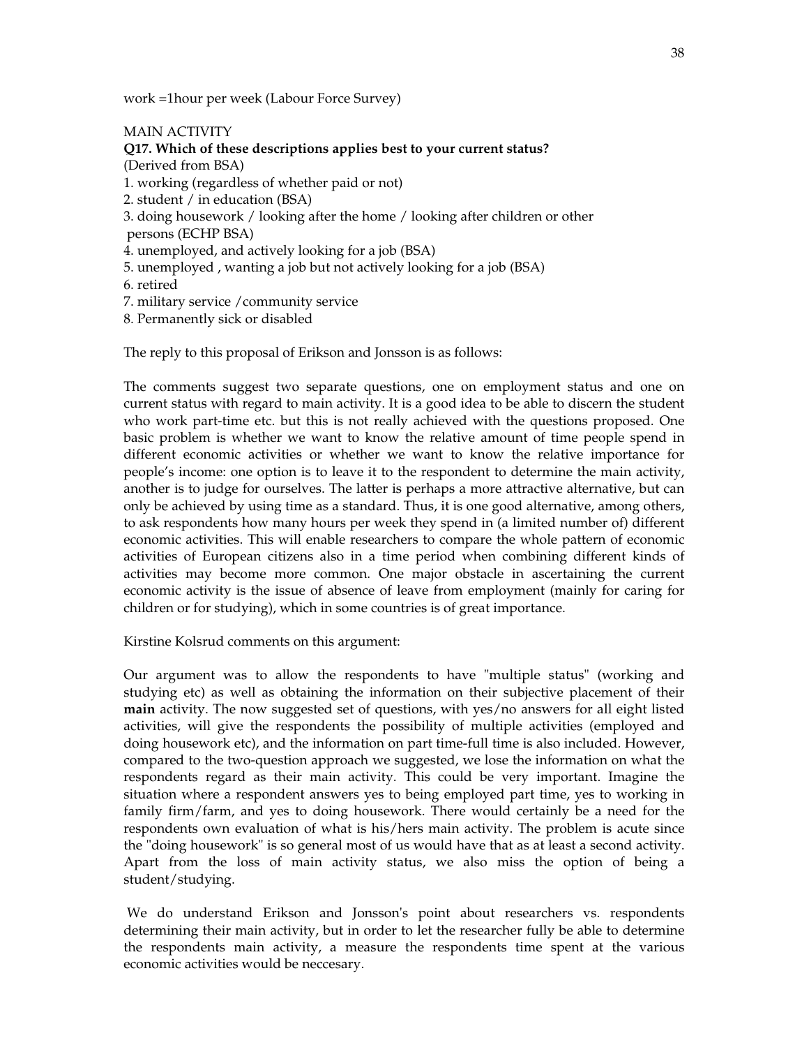work =1hour per week (Labour Force Survey)

MAIN ACTIVITY

**Q17. Which of these descriptions applies best to your current status?**

(Derived from BSA)

1. working (regardless of whether paid or not)
2. student / in education (BSA)
3. doing housework / looking after the home / looking after children or other persons (ECHP BSA)
4. unemployed, and actively looking for a job (BSA)
5. unemployed , wanting a job but not actively looking for a job (BSA)
6. retired
7. military service /community service
8. Permanently sick or disabled

The reply to this proposal of Erikson and Jonsson is as follows:

The comments suggest two separate questions, one on employment status and one on current status with regard to main activity. It is a good idea to be able to discern the student who work part-time etc. but this is not really achieved with the questions proposed. One basic problem is whether we want to know the relative amount of time people spend in different economic activities or whether we want to know the relative importance for people's income: one option is to leave it to the respondent to determine the main activity, another is to judge for ourselves. The latter is perhaps a more attractive alternative, but can only be achieved by using time as a standard. Thus, it is one good alternative, among others, to ask respondents how many hours per week they spend in (a limited number of) different economic activities. This will enable researchers to compare the whole pattern of economic activities of European citizens also in a time period when combining different kinds of activities may become more common. One major obstacle in ascertaining the current economic activity is the issue of absence of leave from employment (mainly for caring for children or for studying), which in some countries is of great importance.

Kirstine Kolsrud comments on this argument:

Our argument was to allow the respondents to have "multiple status" (working and studying etc) as well as obtaining the information on their subjective placement of their **main** activity. The now suggested set of questions, with yes/no answers for all eight listed activities, will give the respondents the possibility of multiple activities (employed and doing housework etc), and the information on part time-full time is also included. However, compared to the two-question approach we suggested, we lose the information on what the respondents regard as their main activity. This could be very important. Imagine the situation where a respondent answers yes to being employed part time, yes to working in family firm/farm, and yes to doing housework. There would certainly be a need for the respondents own evaluation of what is his/hers main activity. The problem is acute since the "doing housework" is so general most of us would have that as at least a second activity. Apart from the loss of main activity status, we also miss the option of being a student/studying.

We do understand Erikson and Jonsson's point about researchers vs. respondents determining their main activity, but in order to let the researcher fully be able to determine the respondents main activity, a measure the respondents time spent at the various economic activities would be neccesary.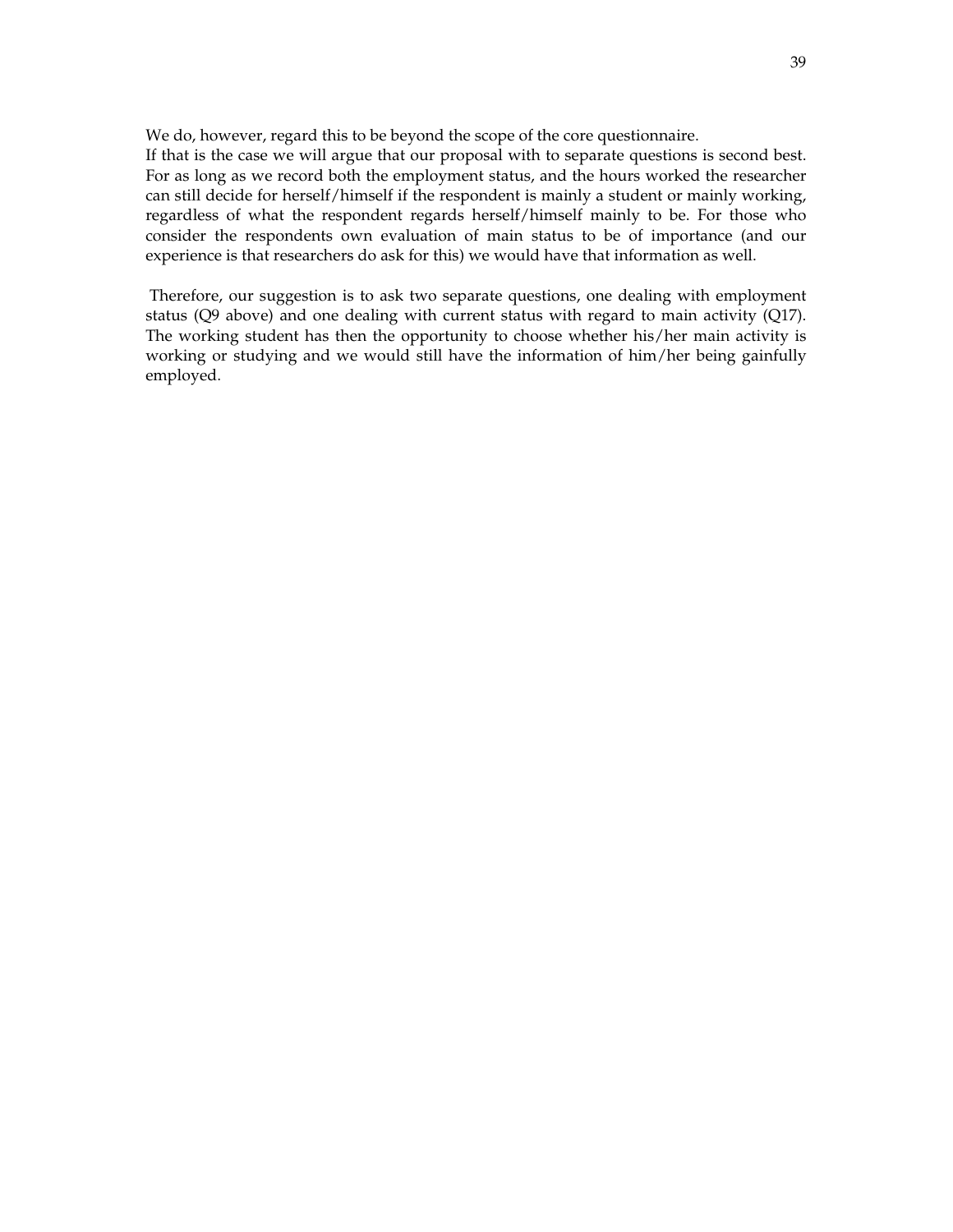We do, however, regard this to be beyond the scope of the core questionnaire.
If that is the case we will argue that our proposal with to separate questions is second best. For as long as we record both the employment status, and the hours worked the researcher can still decide for herself/himself if the respondent is mainly a student or mainly working, regardless of what the respondent regards herself/himself mainly to be. For those who consider the respondents own evaluation of main status to be of importance (and our experience is that researchers do ask for this) we would have that information as well.

Therefore, our suggestion is to ask two separate questions, one dealing with employment status (Q9 above) and one dealing with current status with regard to main activity (Q17). The working student has then the opportunity to choose whether his/her main activity is working or studying and we would still have the information of him/her being gainfully employed.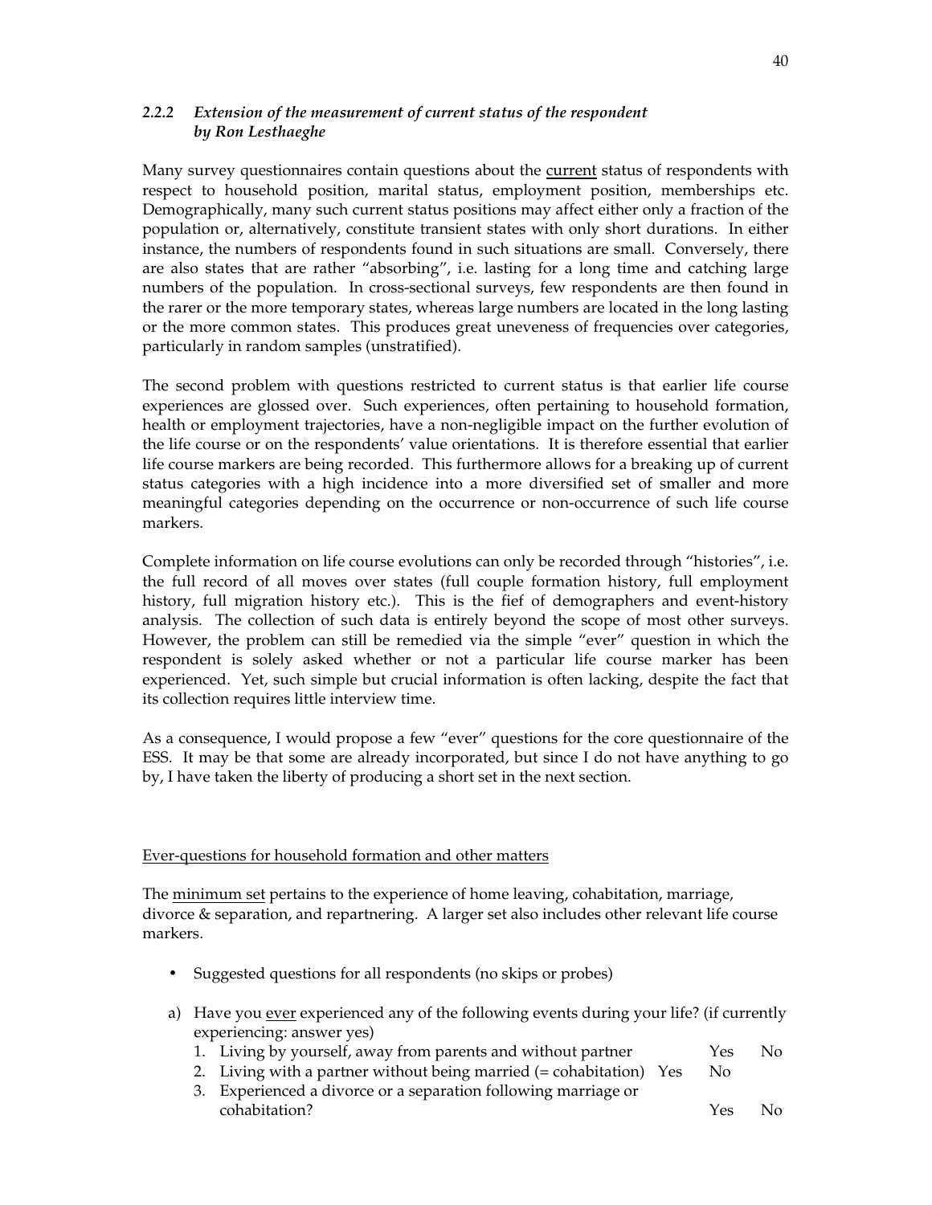### *2.2.2 Extension of the measurement of current status of the respondent by Ron Lesthaeghe*

Many survey questionnaires contain questions about the current status of respondents with respect to household position, marital status, employment position, memberships etc. Demographically, many such current status positions may affect either only a fraction of the population or, alternatively, constitute transient states with only short durations. In either instance, the numbers of respondents found in such situations are small. Conversely, there are also states that are rather "absorbing", i.e. lasting for a long time and catching large numbers of the population. In cross-sectional surveys, few respondents are then found in the rarer or the more temporary states, whereas large numbers are located in the long lasting or the more common states. This produces great uneveness of frequencies over categories, particularly in random samples (unstratified).

The second problem with questions restricted to current status is that earlier life course experiences are glossed over. Such experiences, often pertaining to household formation, health or employment trajectories, have a non-negligible impact on the further evolution of the life course or on the respondents' value orientations. It is therefore essential that earlier life course markers are being recorded. This furthermore allows for a breaking up of current status categories with a high incidence into a more diversified set of smaller and more meaningful categories depending on the occurrence or non-occurrence of such life course markers.

Complete information on life course evolutions can only be recorded through "histories", i.e. the full record of all moves over states (full couple formation history, full employment history, full migration history etc.). This is the fief of demographers and event-history analysis. The collection of such data is entirely beyond the scope of most other surveys. However, the problem can still be remedied via the simple "ever" question in which the respondent is solely asked whether or not a particular life course marker has been experienced. Yet, such simple but crucial information is often lacking, despite the fact that its collection requires little interview time.

As a consequence, I would propose a few "ever" questions for the core questionnaire of the ESS. It may be that some are already incorporated, but since I do not have anything to go by, I have taken the liberty of producing a short set in the next section.

Ever-questions for household formation and other matters

The minimum set pertains to the experience of home leaving, cohabitation, marriage, divorce & separation, and repartnering. A larger set also includes other relevant life course markers.

- Suggested questions for all respondents (no skips or probes)

a) Have you ever experienced any of the following events during your life? (if currently experiencing: answer yes)
   1. Living by yourself, away from parents and without partner Yes No
   2. Living with a partner without being married (= cohabitation) Yes No
   3. Experienced a divorce or a separation following marriage or cohabitation? Yes No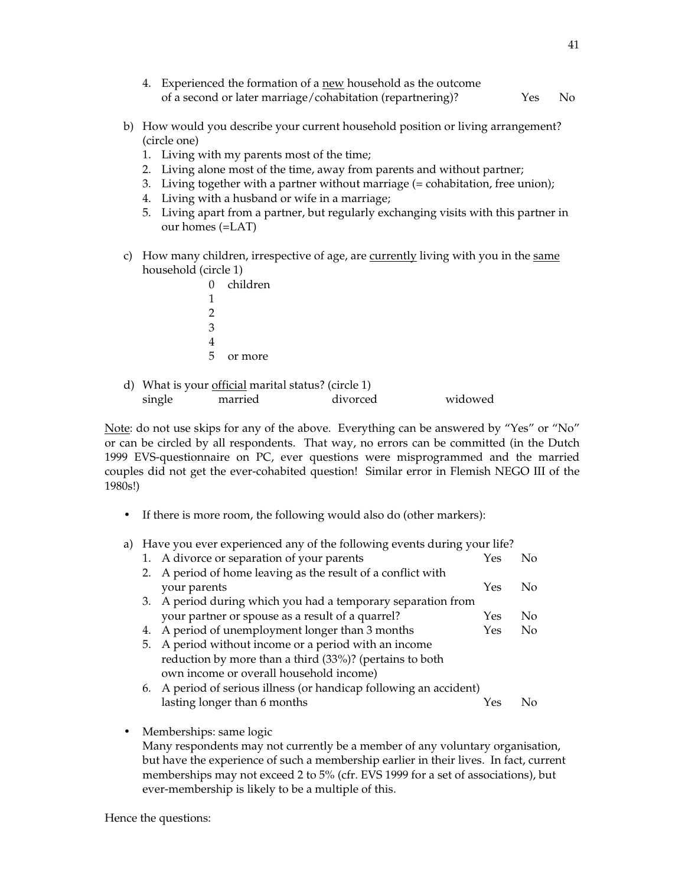4. Experienced the formation of a <u>new</u> household as the outcome of a second or later marriage/cohabitation (repartnering)? Yes No

b) How would you describe your current household position or living arrangement? (circle one)
   1. Living with my parents most of the time;
   2. Living alone most of the time, away from parents and without partner;
   3. Living together with a partner without marriage (= cohabitation, free union);
   4. Living with a husband or wife in a marriage;
   5. Living apart from a partner, but regularly exchanging visits with this partner in our homes (=LAT)

c) How many children, irrespective of age, are <u>currently</u> living with you in the <u>same</u> household (circle 1)

   0 children
   1
   2
   3
   4
   5 or more

d) What is your <u>official</u> marital status? (circle 1)

   single married divorced widowed

<u>Note</u>: do not use skips for any of the above. Everything can be answered by "Yes" or "No" or can be circled by all respondents. That way, no errors can be committed (in the Dutch 1999 EVS-questionnaire on PC, ever questions were misprogrammed and the married couples did not get the ever-cohabited question! Similar error in Flemish NEGO III of the 1980s!)

- If there is more room, the following would also do (other markers):

a) Have you ever experienced any of the following events during your life?
   1. A divorce or separation of your parents Yes No
   2. A period of home leaving as the result of a conflict with your parents Yes No
   3. A period during which you had a temporary separation from your partner or spouse as a result of a quarrel? Yes No
   4. A period of unemployment longer than 3 months Yes No
   5. A period without income or a period with an income reduction by more than a third (33%)? (pertains to both own income or overall household income)
   6. A period of serious illness (or handicap following an accident) lasting longer than 6 months Yes No

- Memberships: same logic
  Many respondents may not currently be a member of any voluntary organisation, but have the experience of such a membership earlier in their lives. In fact, current memberships may not exceed 2 to 5% (cfr. EVS 1999 for a set of associations), but ever-membership is likely to be a multiple of this.

Hence the questions: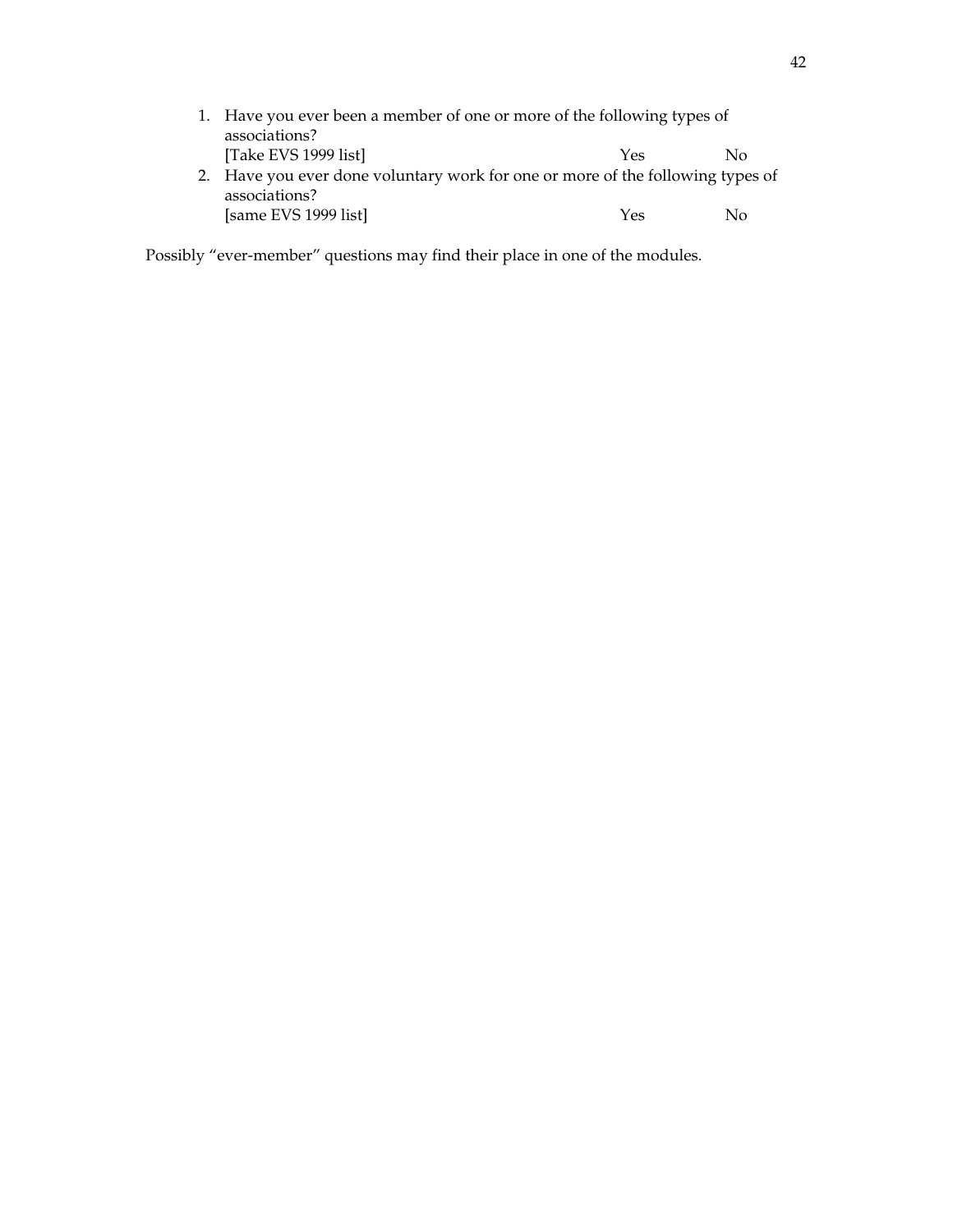1. Have you ever been a member of one or more of the following types of associations?
   [Take EVS 1999 list] Yes No
2. Have you ever done voluntary work for one or more of the following types of associations?
   [same EVS 1999 list] Yes No

Possibly "ever-member" questions may find their place in one of the modules.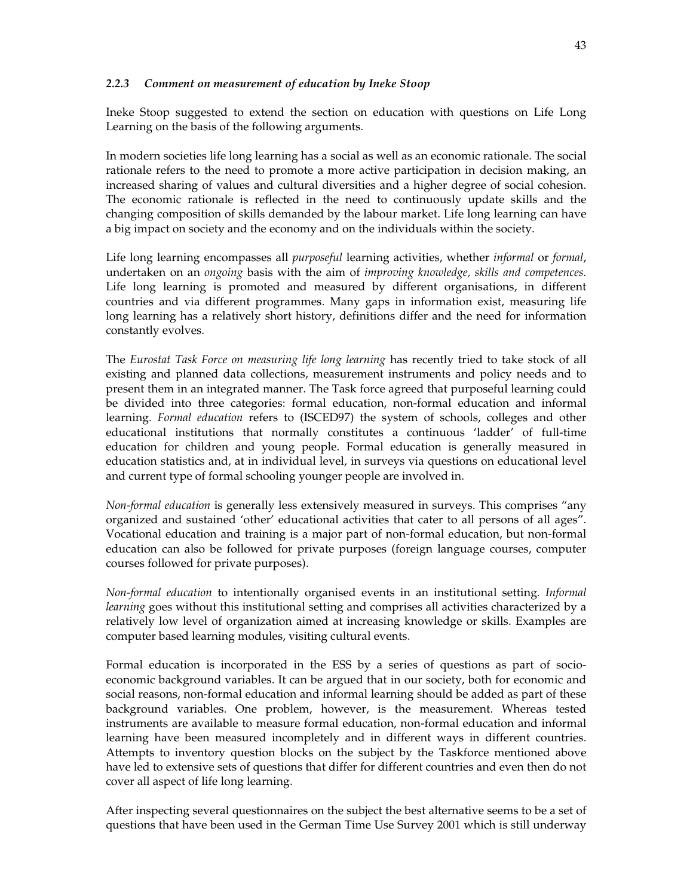### *2.2.3 Comment on measurement of education by Ineke Stoop*

Ineke Stoop suggested to extend the section on education with questions on Life Long Learning on the basis of the following arguments.

In modern societies life long learning has a social as well as an economic rationale. The social rationale refers to the need to promote a more active participation in decision making, an increased sharing of values and cultural diversities and a higher degree of social cohesion. The economic rationale is reflected in the need to continuously update skills and the changing composition of skills demanded by the labour market. Life long learning can have a big impact on society and the economy and on the individuals within the society.

Life long learning encompasses all *purposeful* learning activities, whether *informal* or *formal*, undertaken on an *ongoing* basis with the aim of *improving knowledge, skills and competences.* Life long learning is promoted and measured by different organisations, in different countries and via different programmes. Many gaps in information exist, measuring life long learning has a relatively short history, definitions differ and the need for information constantly evolves.

The *Eurostat Task Force on measuring life long learning* has recently tried to take stock of all existing and planned data collections, measurement instruments and policy needs and to present them in an integrated manner. The Task force agreed that purposeful learning could be divided into three categories: formal education, non-formal education and informal learning. *Formal education* refers to (ISCED97) the system of schools, colleges and other educational institutions that normally constitutes a continuous 'ladder' of full-time education for children and young people. Formal education is generally measured in education statistics and, at in individual level, in surveys via questions on educational level and current type of formal schooling younger people are involved in.

*Non-formal education* is generally less extensively measured in surveys. This comprises "any organized and sustained 'other' educational activities that cater to all persons of all ages". Vocational education and training is a major part of non-formal education, but non-formal education can also be followed for private purposes (foreign language courses, computer courses followed for private purposes).

*Non-formal education* to intentionally organised events in an institutional setting. *Informal learning* goes without this institutional setting and comprises all activities characterized by a relatively low level of organization aimed at increasing knowledge or skills. Examples are computer based learning modules, visiting cultural events.

Formal education is incorporated in the ESS by a series of questions as part of socio-economic background variables. It can be argued that in our society, both for economic and social reasons, non-formal education and informal learning should be added as part of these background variables. One problem, however, is the measurement. Whereas tested instruments are available to measure formal education, non-formal education and informal learning have been measured incompletely and in different ways in different countries. Attempts to inventory question blocks on the subject by the Taskforce mentioned above have led to extensive sets of questions that differ for different countries and even then do not cover all aspect of life long learning.

After inspecting several questionnaires on the subject the best alternative seems to be a set of questions that have been used in the German Time Use Survey 2001 which is still underway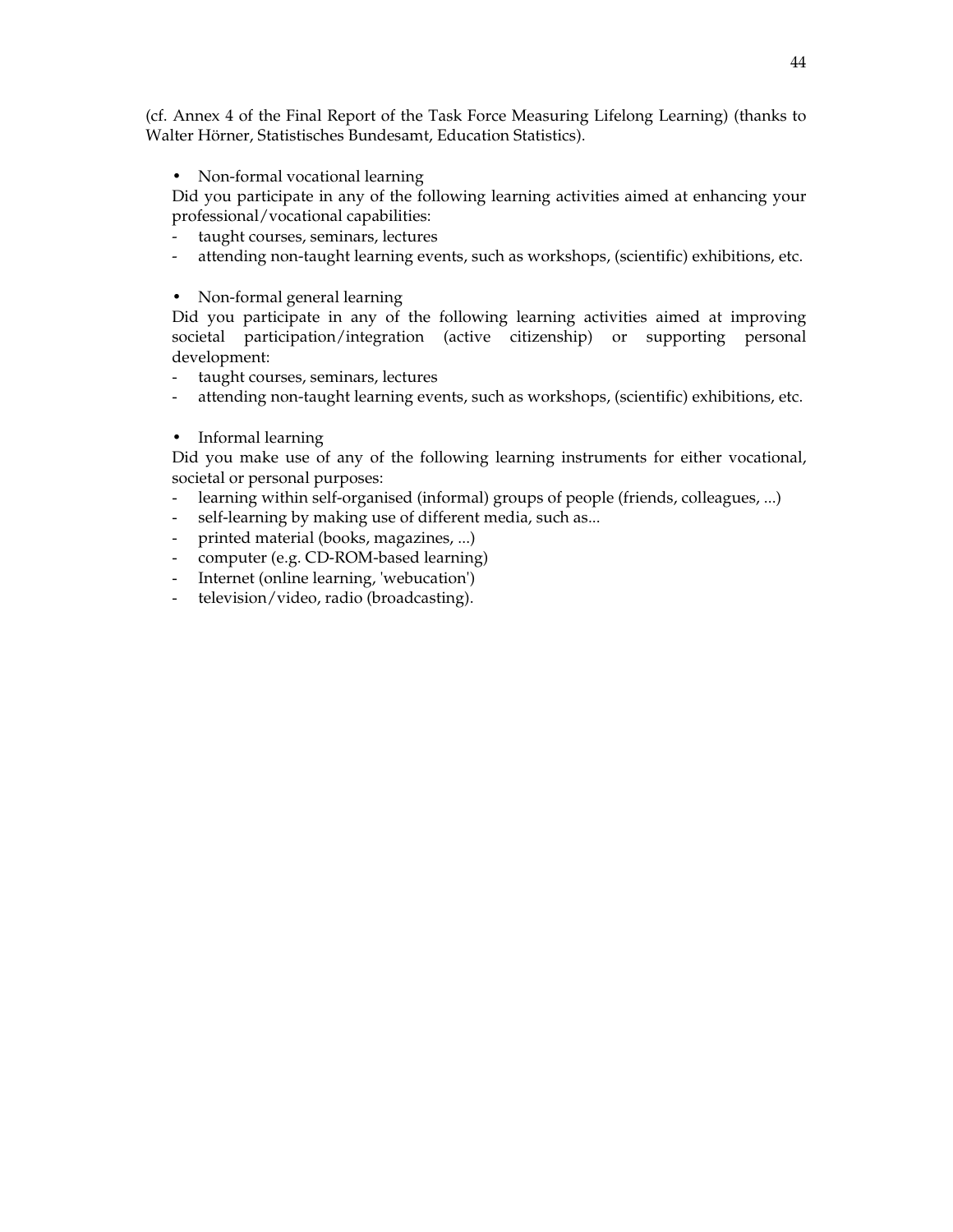(cf. Annex 4 of the Final Report of the Task Force Measuring Lifelong Learning) (thanks to Walter Hörner, Statistisches Bundesamt, Education Statistics).

- Non-formal vocational learning

  Did you participate in any of the following learning activities aimed at enhancing your professional/vocational capabilities:
  - taught courses, seminars, lectures
  - attending non-taught learning events, such as workshops, (scientific) exhibitions, etc.

- Non-formal general learning

  Did you participate in any of the following learning activities aimed at improving societal participation/integration (active citizenship) or supporting personal development:
  - taught courses, seminars, lectures
  - attending non-taught learning events, such as workshops, (scientific) exhibitions, etc.

- Informal learning

  Did you make use of any of the following learning instruments for either vocational, societal or personal purposes:
  - learning within self-organised (informal) groups of people (friends, colleagues, ...)
  - self-learning by making use of different media, such as...
  - printed material (books, magazines, ...)
  - computer (e.g. CD-ROM-based learning)
  - Internet (online learning, 'webucation')
  - television/video, radio (broadcasting).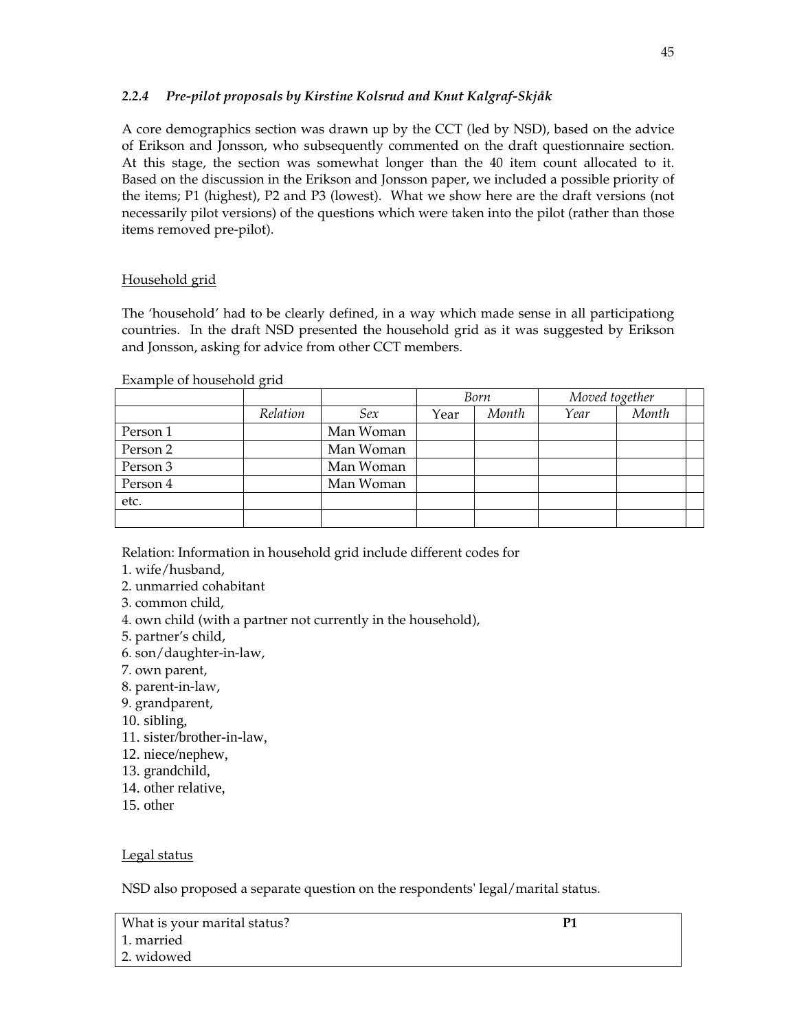### *2.2.4 Pre-pilot proposals by Kirstine Kolsrud and Knut Kalgraf-Skjåk*

A core demographics section was drawn up by the CCT (led by NSD), based on the advice of Erikson and Jonsson, who subsequently commented on the draft questionnaire section. At this stage, the section was somewhat longer than the 40 item count allocated to it. Based on the discussion in the Erikson and Jonsson paper, we included a possible priority of the items; P1 (highest), P2 and P3 (lowest). What we show here are the draft versions (not necessarily pilot versions) of the questions which were taken into the pilot (rather than those items removed pre-pilot).

Household grid

The 'household' had to be clearly defined, in a way which made sense in all participationg countries. In the draft NSD presented the household grid as it was suggested by Erikson and Jonsson, asking for advice from other CCT members.

Example of household grid

| | | | *Born* | | *Moved together* | | |
|---|---|---|---|---|---|---|---|
| | *Relation* | *Sex* | Year | *Month* | *Year* | *Month* | |
| Person 1 | | Man Woman | | | | | |
| Person 2 | | Man Woman | | | | | |
| Person 3 | | Man Woman | | | | | |
| Person 4 | | Man Woman | | | | | |
| etc. | | | | | | | |
| | | | | | | | |

Relation: Information in household grid include different codes for

1. wife/husband,
2. unmarried cohabitant
3. common child,
4. own child (with a partner not currently in the household),
5. partner's child,
6. son/daughter-in-law,
7. own parent,
8. parent-in-law,
9. grandparent,
10. sibling,
11. sister/brother-in-law,
12. niece/nephew,
13. grandchild,
14. other relative,
15. other

Legal status

NSD also proposed a separate question on the respondents' legal/marital status.

| What is your marital status? | **P1** |
|---|---|
| 1. married | |
| 2. widowed | |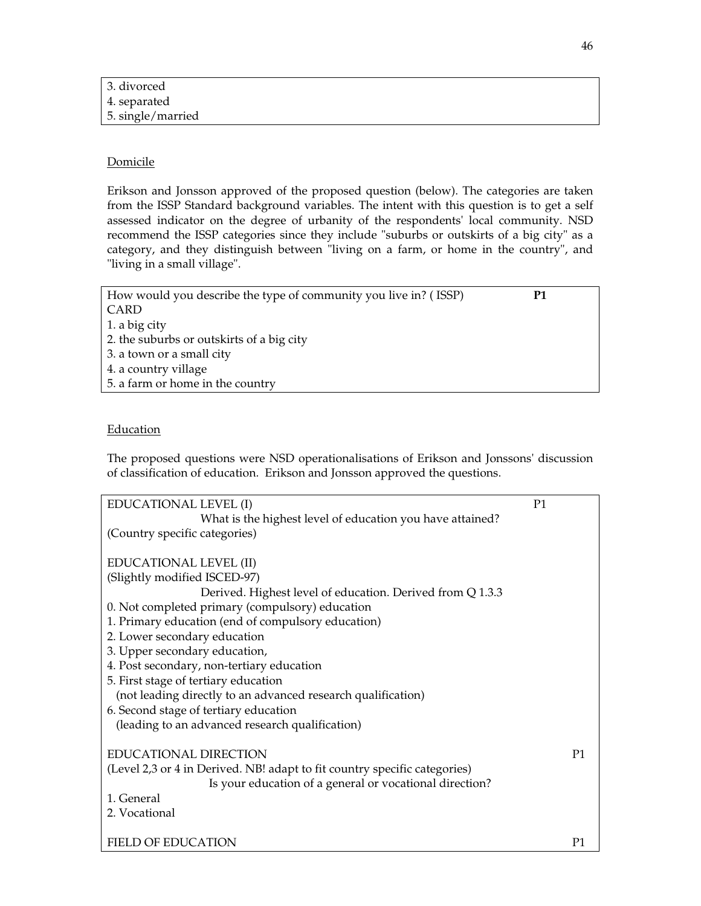3. divorced
4. separated
5. single/married

Domicile

Erikson and Jonsson approved of the proposed question (below). The categories are taken from the ISSP Standard background variables. The intent with this question is to get a self assessed indicator on the degree of urbanity of the respondents' local community. NSD recommend the ISSP categories since they include "suburbs or outskirts of a big city" as a category, and they distinguish between "living on a farm, or home in the country", and "living in a small village".

How would you describe the type of community you live in? ( ISSP) **P1**
CARD
1. a big city
2. the suburbs or outskirts of a big city
3. a town or a small city
4. a country village
5. a farm or home in the country

Education

The proposed questions were NSD operationalisations of Erikson and Jonssons' discussion of classification of education. Erikson and Jonsson approved the questions.

EDUCATIONAL LEVEL (I) P1
What is the highest level of education you have attained?
(Country specific categories)

EDUCATIONAL LEVEL (II)
(Slightly modified ISCED-97)
Derived. Highest level of education. Derived from Q 1.3.3
0. Not completed primary (compulsory) education
1. Primary education (end of compulsory education)
2. Lower secondary education
3. Upper secondary education,
4. Post secondary, non-tertiary education
5. First stage of tertiary education
(not leading directly to an advanced research qualification)
6. Second stage of tertiary education
(leading to an advanced research qualification)

EDUCATIONAL DIRECTION P1
(Level 2,3 or 4 in Derived. NB! adapt to fit country specific categories)
Is your education of a general or vocational direction?
1. General
2. Vocational

FIELD OF EDUCATION P1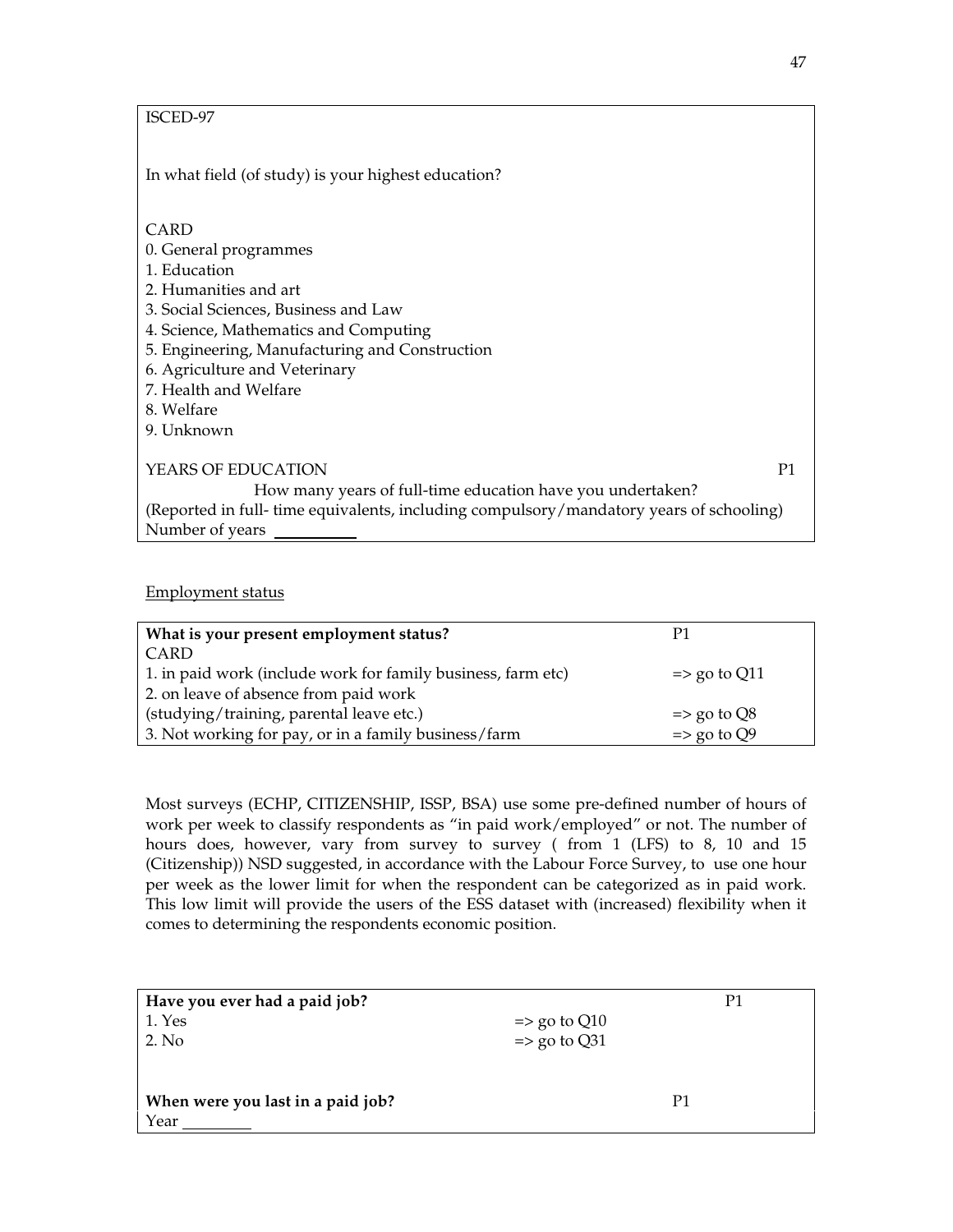ISCED-97

In what field (of study) is your highest education?

CARD

0. General programmes
1. Education
2. Humanities and art
3. Social Sciences, Business and Law
4. Science, Mathematics and Computing
5. Engineering, Manufacturing and Construction
6. Agriculture and Veterinary
7. Health and Welfare
8. Welfare
9. Unknown

YEARS OF EDUCATION P1

How many years of full-time education have you undertaken?
(Reported in full- time equivalents, including compulsory/mandatory years of schooling)
Number of years __________

Employment status

| **What is your present employment status?** | P1 |
|---|---|
| CARD | |
| 1. in paid work (include work for family business, farm etc) | => go to Q11 |
| 2. on leave of absence from paid work (studying/training, parental leave etc.) | => go to Q8 |
| 3. Not working for pay, or in a family business/farm | => go to Q9 |

Most surveys (ECHP, CITIZENSHIP, ISSP, BSA) use some pre-defined number of hours of work per week to classify respondents as "in paid work/employed" or not. The number of hours does, however, vary from survey to survey ( from 1 (LFS) to 8, 10 and 15 (Citizenship)) NSD suggested, in accordance with the Labour Force Survey, to use one hour per week as the lower limit for when the respondent can be categorized as in paid work. This low limit will provide the users of the ESS dataset with (increased) flexibility when it comes to determining the respondents economic position.

| **Have you ever had a paid job?** | | P1 |
|---|---|---|
| 1. Yes | => go to Q10 | |
| 2. No | => go to Q31 | |

| **When were you last in a paid job?** | P1 |
|---|---|
| Year _________ | |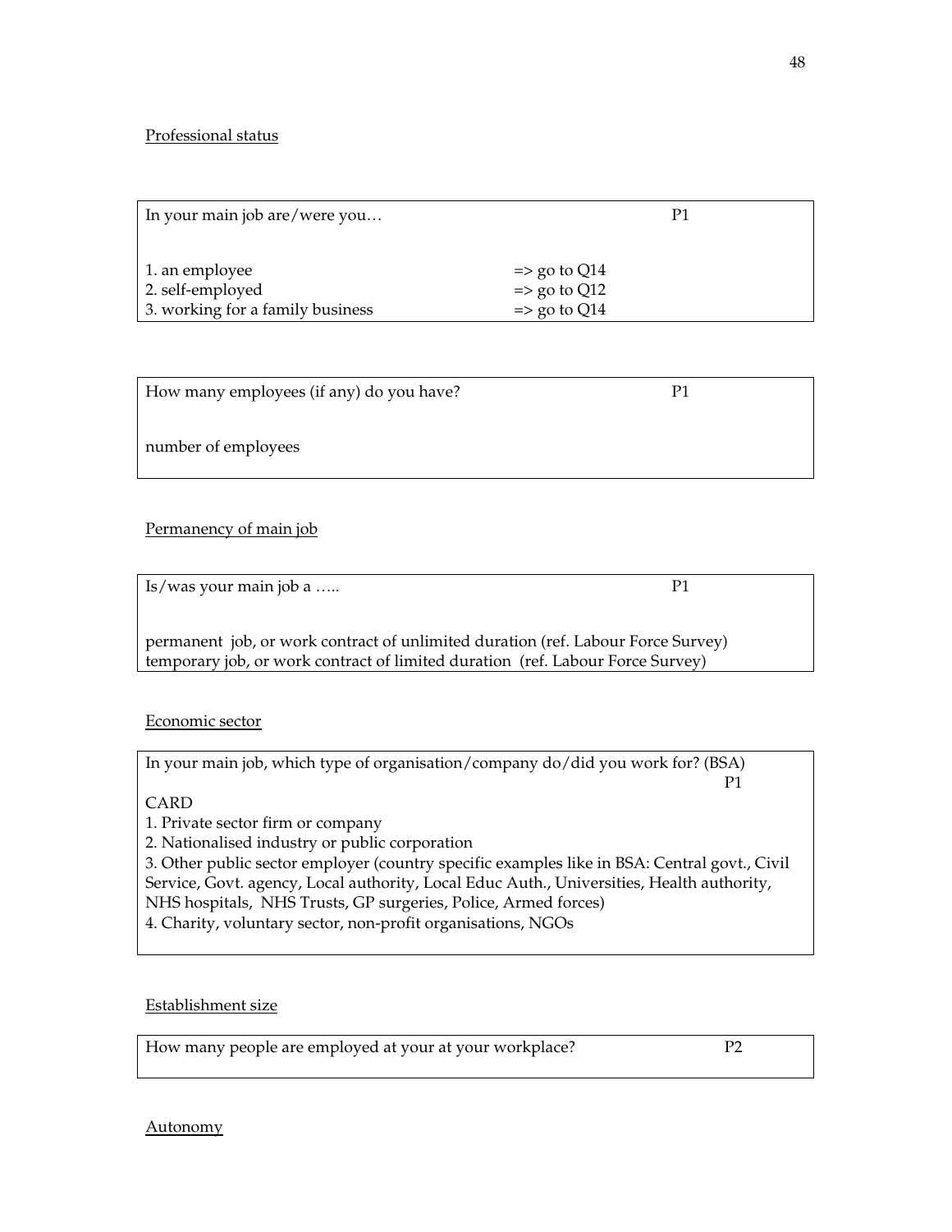Professional status

| In your main job are/were you… | | P1 |
|---|---|---|
| 1. an employee | => go to Q14 | |
| 2. self-employed | => go to Q12 | |
| 3. working for a family business | => go to Q14 | |

| How many employees (if any) do you have? | P1 |
|---|---|
| number of employees | |

Permanency of main job

| Is/was your main job a ….. | P1 |
|---|---|
| permanent job, or work contract of unlimited duration (ref. Labour Force Survey)<br>temporary job, or work contract of limited duration (ref. Labour Force Survey) | |

Economic sector

| In your main job, which type of organisation/company do/did you work for? (BSA) P1 |
|---|
| CARD<br>1. Private sector firm or company<br>2. Nationalised industry or public corporation<br>3. Other public sector employer (country specific examples like in BSA: Central govt., Civil Service, Govt. agency, Local authority, Local Educ Auth., Universities, Health authority, NHS hospitals, NHS Trusts, GP surgeries, Police, Armed forces)<br>4. Charity, voluntary sector, non-profit organisations, NGOs |

Establishment size

| How many people are employed at your at your workplace? | P2 |
|---|---|

Autonomy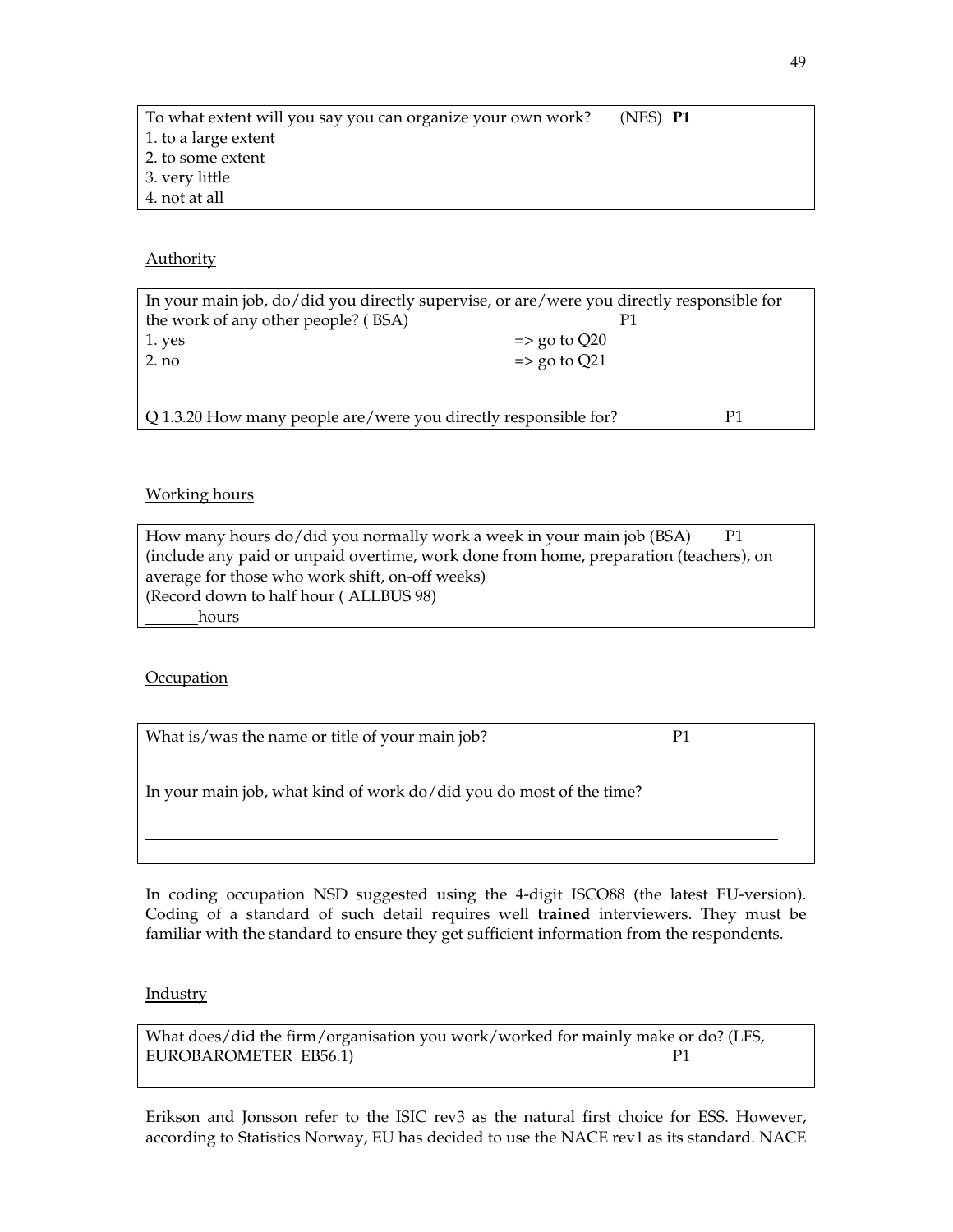To what extent will you say you can organize your own work? (NES) **P1**

1. to a large extent
2. to some extent
3. very little
4. not at all

Authority

In your main job, do/did you directly supervise, or are/were you directly responsible for the work of any other people? ( BSA) P1

1. yes => go to Q20
2. no => go to Q21

Q 1.3.20 How many people are/were you directly responsible for? P1

Working hours

How many hours do/did you normally work a week in your main job (BSA) P1
(include any paid or unpaid overtime, work done from home, preparation (teachers), on average for those who work shift, on-off weeks)
(Record down to half hour ( ALLBUS 98)
_______hours

Occupation

What is/was the name or title of your main job? P1

In your main job, what kind of work do/did you do most of the time?

______________________________________________________________________________

In coding occupation NSD suggested using the 4-digit ISCO88 (the latest EU-version). Coding of a standard of such detail requires well **trained** interviewers. They must be familiar with the standard to ensure they get sufficient information from the respondents.

Industry

What does/did the firm/organisation you work/worked for mainly make or do? (LFS, EUROBAROMETER EB56.1) P1

Erikson and Jonsson refer to the ISIC rev3 as the natural first choice for ESS. However, according to Statistics Norway, EU has decided to use the NACE rev1 as its standard. NACE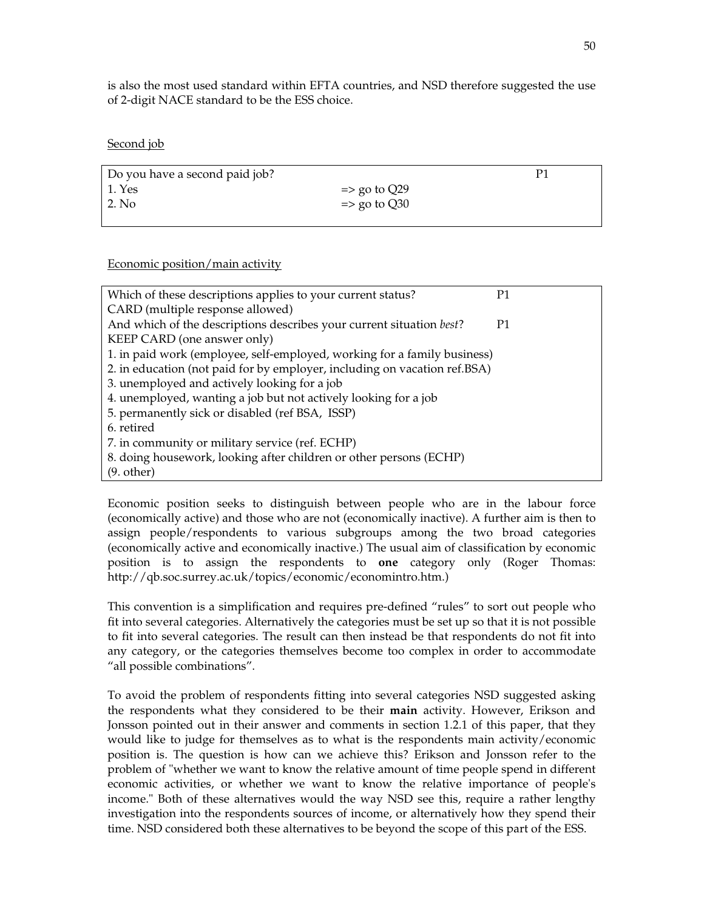is also the most used standard within EFTA countries, and NSD therefore suggested the use of 2-digit NACE standard to be the ESS choice.

Second job

| Do you have a second paid job? | | P1 |
|---|---|---|
| 1. Yes | => go to Q29 | |
| 2. No | => go to Q30 | |

Economic position/main activity

| Which of these descriptions applies to your current status? | P1 |
|---|---|
| CARD (multiple response allowed) | |
| And which of the descriptions describes your current situation *best*? | P1 |
| KEEP CARD (one answer only) | |
| 1. in paid work (employee, self-employed, working for a family business) | |
| 2. in education (not paid for by employer, including on vacation ref.BSA) | |
| 3. unemployed and actively looking for a job | |
| 4. unemployed, wanting a job but not actively looking for a job | |
| 5. permanently sick or disabled (ref BSA, ISSP) | |
| 6. retired | |
| 7. in community or military service (ref. ECHP) | |
| 8. doing housework, looking after children or other persons (ECHP) | |
| (9. other) | |

Economic position seeks to distinguish between people who are in the labour force (economically active) and those who are not (economically inactive). A further aim is then to assign people/respondents to various subgroups among the two broad categories (economically active and economically inactive.) The usual aim of classification by economic position is to assign the respondents to **one** category only (Roger Thomas: http://qb.soc.surrey.ac.uk/topics/economic/economintro.htm.)

This convention is a simplification and requires pre-defined "rules" to sort out people who fit into several categories. Alternatively the categories must be set up so that it is not possible to fit into several categories. The result can then instead be that respondents do not fit into any category, or the categories themselves become too complex in order to accommodate "all possible combinations".

To avoid the problem of respondents fitting into several categories NSD suggested asking the respondents what they considered to be their **main** activity. However, Erikson and Jonsson pointed out in their answer and comments in section 1.2.1 of this paper, that they would like to judge for themselves as to what is the respondents main activity/economic position is. The question is how can we achieve this? Erikson and Jonsson refer to the problem of "whether we want to know the relative amount of time people spend in different economic activities, or whether we want to know the relative importance of people's income." Both of these alternatives would the way NSD see this, require a rather lengthy investigation into the respondents sources of income, or alternatively how they spend their time. NSD considered both these alternatives to be beyond the scope of this part of the ESS.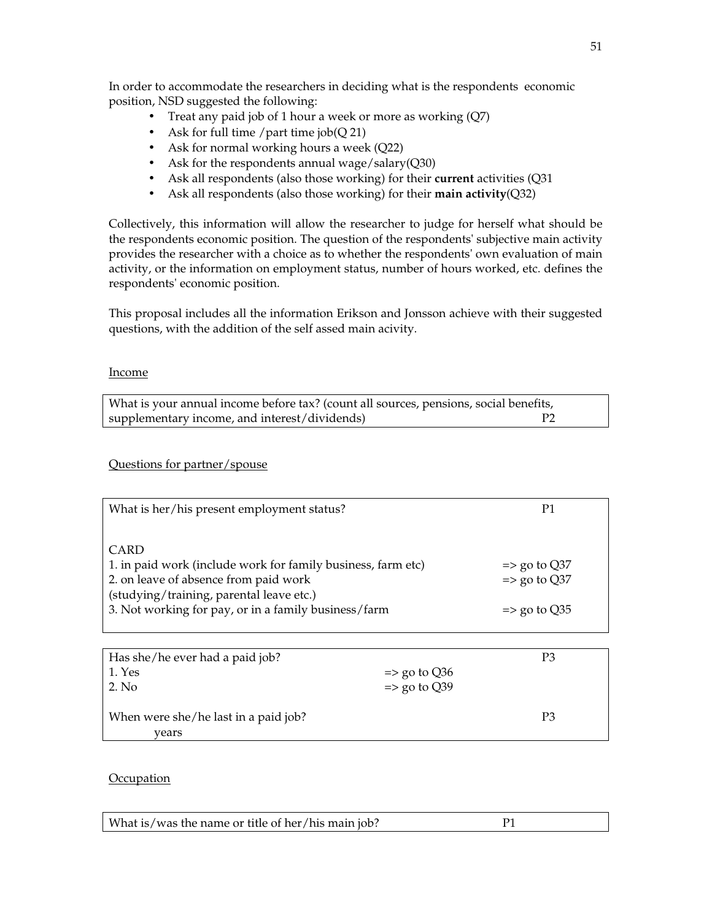In order to accommodate the researchers in deciding what is the respondents economic position, NSD suggested the following:

- Treat any paid job of 1 hour a week or more as working (Q7)
- Ask for full time /part time job(Q 21)
- Ask for normal working hours a week (Q22)
- Ask for the respondents annual wage/salary(Q30)
- Ask all respondents (also those working) for their **current** activities (Q31
- Ask all respondents (also those working) for their **main activity**(Q32)

Collectively, this information will allow the researcher to judge for herself what should be the respondents economic position. The question of the respondents' subjective main activity provides the researcher with a choice as to whether the respondents' own evaluation of main activity, or the information on employment status, number of hours worked, etc. defines the respondents' economic position.

This proposal includes all the information Erikson and Jonsson achieve with their suggested questions, with the addition of the self assed main acivity.

Income

| What is your annual income before tax? (count all sources, pensions, social benefits, supplementary income, and interest/dividends) | P2 |
|---|---|

Questions for partner/spouse

| What is her/his present employment status? | P1 |
|---|---|
| CARD | |
| 1. in paid work (include work for family business, farm etc) | => go to Q37 |
| 2. on leave of absence from paid work (studying/training, parental leave etc.) | => go to Q37 |
| 3. Not working for pay, or in a family business/farm | => go to Q35 |

| Has she/he ever had a paid job? | | P3 |
|---|---|---|
| 1. Yes | => go to Q36 | |
| 2. No | => go to Q39 | |
| When were she/he last in a paid job? years | | P3 |

Occupation

| What is/was the name or title of her/his main job? | P1 |
|---|---|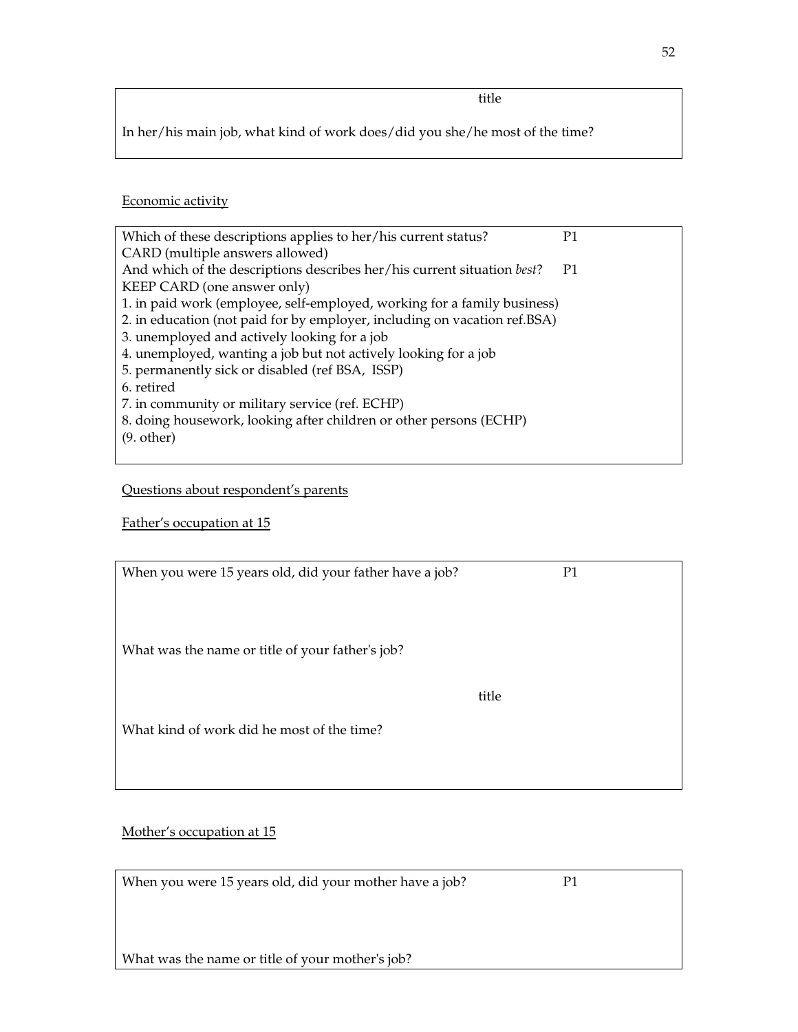title

In her/his main job, what kind of work does/did you she/he most of the time?

Economic activity

Which of these descriptions applies to her/his current status? P1
CARD (multiple answers allowed)
And which of the descriptions describes her/his current situation *best*? P1
KEEP CARD (one answer only)
1. in paid work (employee, self-employed, working for a family business)
2. in education (not paid for by employer, including on vacation ref.BSA)
3. unemployed and actively looking for a job
4. unemployed, wanting a job but not actively looking for a job
5. permanently sick or disabled (ref BSA, ISSP)
6. retired
7. in community or military service (ref. ECHP)
8. doing housework, looking after children or other persons (ECHP)
(9. other)

Questions about respondent's parents

Father's occupation at 15

When you were 15 years old, did your father have a job? P1

What was the name or title of your father's job?

title

What kind of work did he most of the time?

Mother's occupation at 15

When you were 15 years old, did your mother have a job? P1

What was the name or title of your mother's job?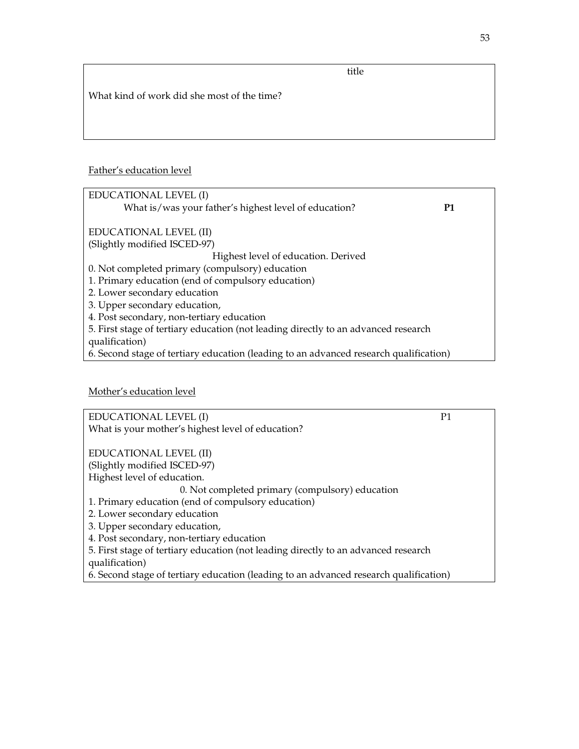title

What kind of work did she most of the time?

Father's education level

EDUCATIONAL LEVEL (I)

What is/was your father's highest level of education? **P1**

EDUCATIONAL LEVEL (II)
(Slightly modified ISCED-97)

Highest level of education. Derived

0. Not completed primary (compulsory) education
1. Primary education (end of compulsory education)
2. Lower secondary education
3. Upper secondary education,
4. Post secondary, non-tertiary education
5. First stage of tertiary education (not leading directly to an advanced research qualification)
6. Second stage of tertiary education (leading to an advanced research qualification)

Mother's education level

EDUCATIONAL LEVEL (I) P1
What is your mother's highest level of education?

EDUCATIONAL LEVEL (II)
(Slightly modified ISCED-97)
Highest level of education.

0. Not completed primary (compulsory) education
1. Primary education (end of compulsory education)
2. Lower secondary education
3. Upper secondary education,
4. Post secondary, non-tertiary education
5. First stage of tertiary education (not leading directly to an advanced research qualification)
6. Second stage of tertiary education (leading to an advanced research qualification)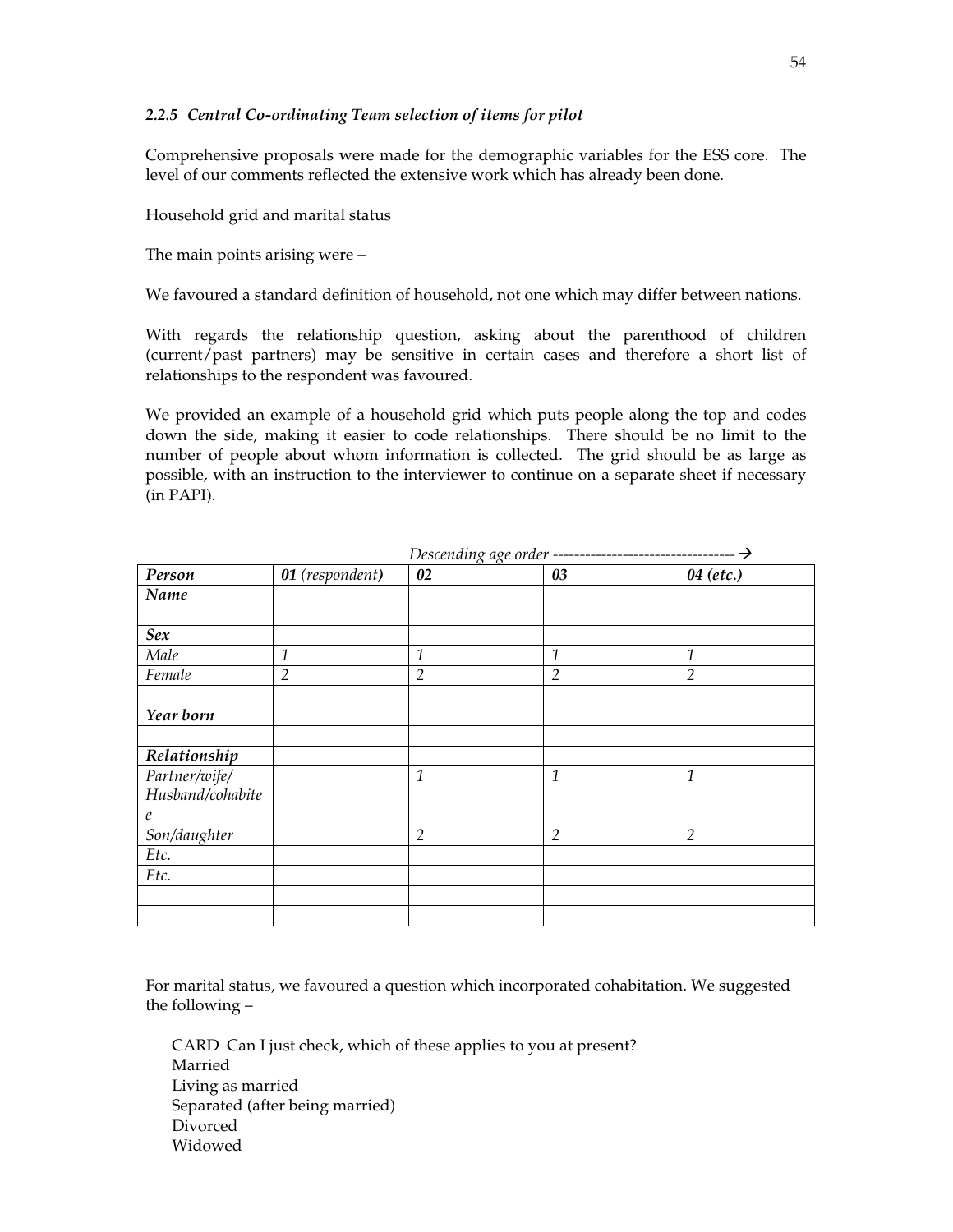### *2.2.5 Central Co-ordinating Team selection of items for pilot*

Comprehensive proposals were made for the demographic variables for the ESS core. The level of our comments reflected the extensive work which has already been done.

Household grid and marital status

The main points arising were –

We favoured a standard definition of household, not one which may differ between nations.

With regards the relationship question, asking about the parenthood of children (current/past partners) may be sensitive in certain cases and therefore a short list of relationships to the respondent was favoured.

We provided an example of a household grid which puts people along the top and codes down the side, making it easier to code relationships. There should be no limit to the number of people about whom information is collected. The grid should be as large as possible, with an instruction to the interviewer to continue on a separate sheet if necessary (in PAPI).

*Descending age order ----------------------------------→*

| ***Person*** | ***01** (respondent)* | ***02*** | ***03*** | ***04 (etc.)*** |
|---|---|---|---|---|
| ***Name*** | | | | |
| | | | | |
| ***Sex*** | | | | |
| *Male* | *1* | *1* | *1* | *1* |
| *Female* | *2* | *2* | *2* | *2* |
| | | | | |
| ***Year born*** | | | | |
| | | | | |
| ***Relationship*** | | | | |
| *Partner/wife/ Husband/cohabitee* | | *1* | *1* | *1* |
| *Son/daughter* | | *2* | *2* | *2* |
| *Etc.* | | | | |
| *Etc.* | | | | |
| | | | | |
| | | | | |

For marital status, we favoured a question which incorporated cohabitation. We suggested the following –

CARD Can I just check, which of these applies to you at present?
Married
Living as married
Separated (after being married)
Divorced
Widowed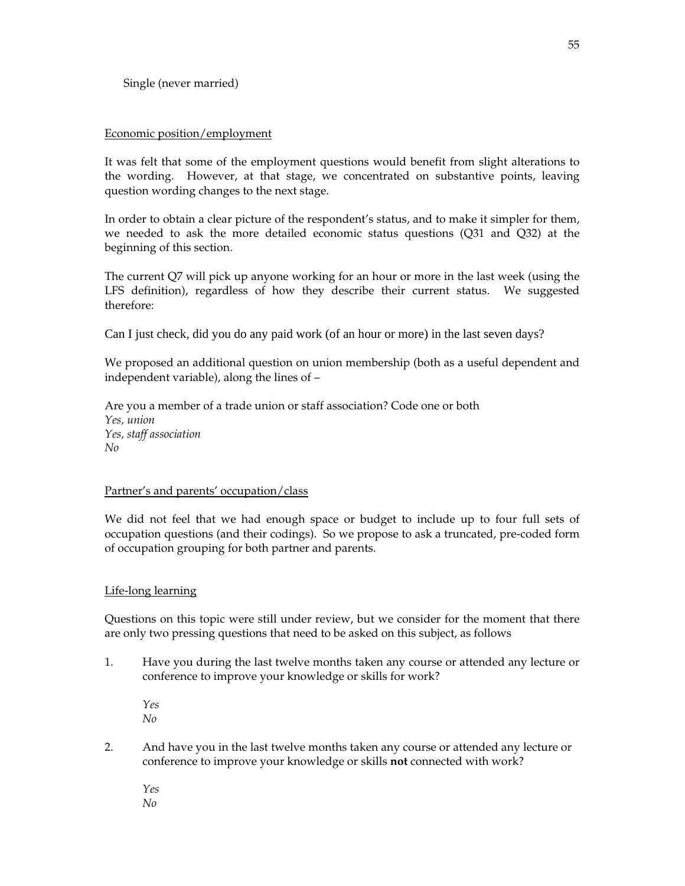Single (never married)

Economic position/employment

It was felt that some of the employment questions would benefit from slight alterations to the wording. However, at that stage, we concentrated on substantive points, leaving question wording changes to the next stage.

In order to obtain a clear picture of the respondent's status, and to make it simpler for them, we needed to ask the more detailed economic status questions (Q31 and Q32) at the beginning of this section.

The current Q7 will pick up anyone working for an hour or more in the last week (using the LFS definition), regardless of how they describe their current status. We suggested therefore:

Can I just check, did you do any paid work (of an hour or more) in the last seven days?

We proposed an additional question on union membership (both as a useful dependent and independent variable), along the lines of –

Are you a member of a trade union or staff association? Code one or both
*Yes, union*
*Yes, staff association*
*No*

Partner's and parents' occupation/class

We did not feel that we had enough space or budget to include up to four full sets of occupation questions (and their codings). So we propose to ask a truncated, pre-coded form of occupation grouping for both partner and parents.

Life-long learning

Questions on this topic were still under review, but we consider for the moment that there are only two pressing questions that need to be asked on this subject, as follows

1. Have you during the last twelve months taken any course or attended any lecture or conference to improve your knowledge or skills for work?

   *Yes*
   *No*

2. And have you in the last twelve months taken any course or attended any lecture or conference to improve your knowledge or skills **not** connected with work?

   *Yes*
   *No*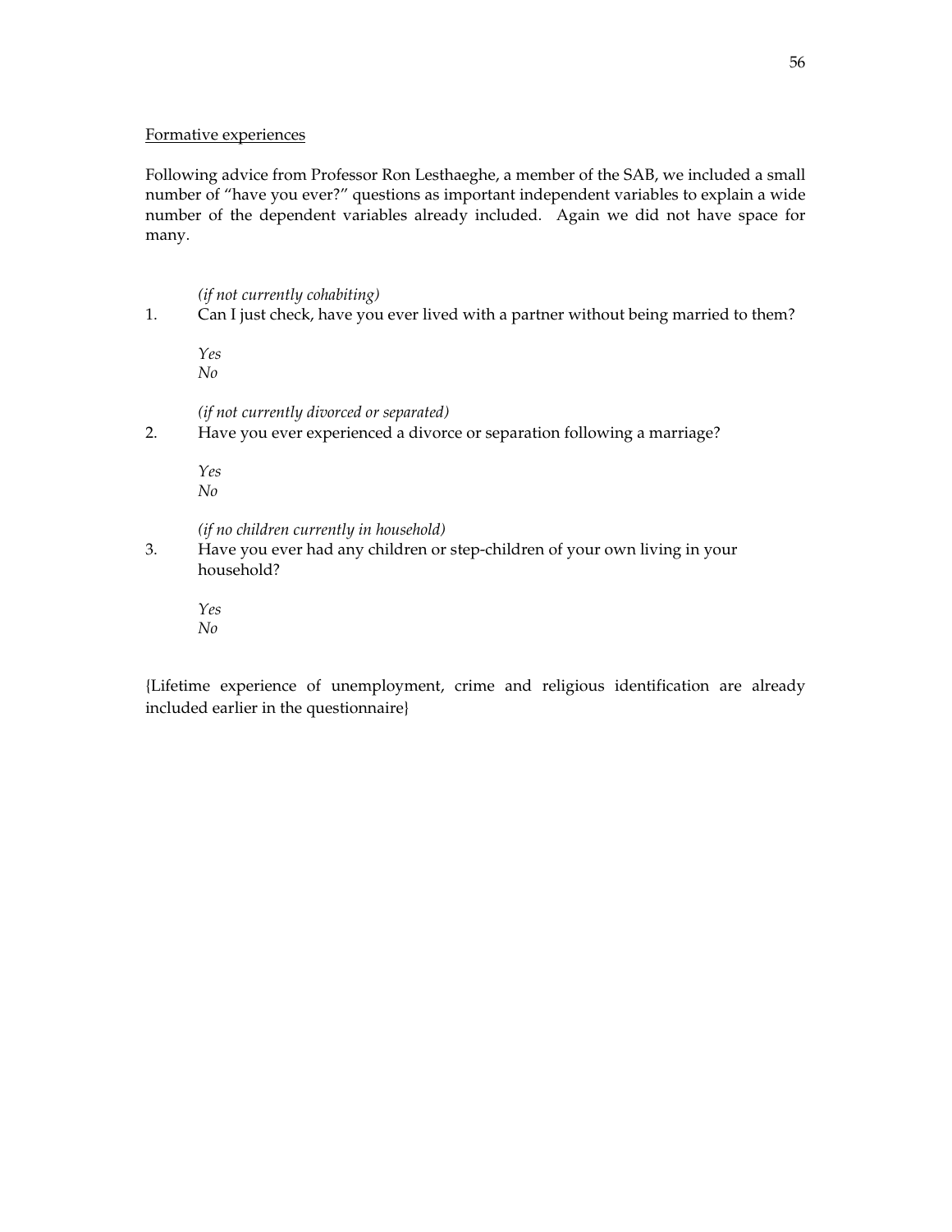Formative experiences

Following advice from Professor Ron Lesthaeghe, a member of the SAB, we included a small number of "have you ever?" questions as important independent variables to explain a wide number of the dependent variables already included. Again we did not have space for many.

*(if not currently cohabiting)*

1. Can I just check, have you ever lived with a partner without being married to them?

   *Yes*
   *No*

*(if not currently divorced or separated)*

2. Have you ever experienced a divorce or separation following a marriage?

   *Yes*
   *No*

*(if no children currently in household)*

3. Have you ever had any children or step-children of your own living in your household?

   *Yes*
   *No*

{Lifetime experience of unemployment, crime and religious identification are already included earlier in the questionnaire}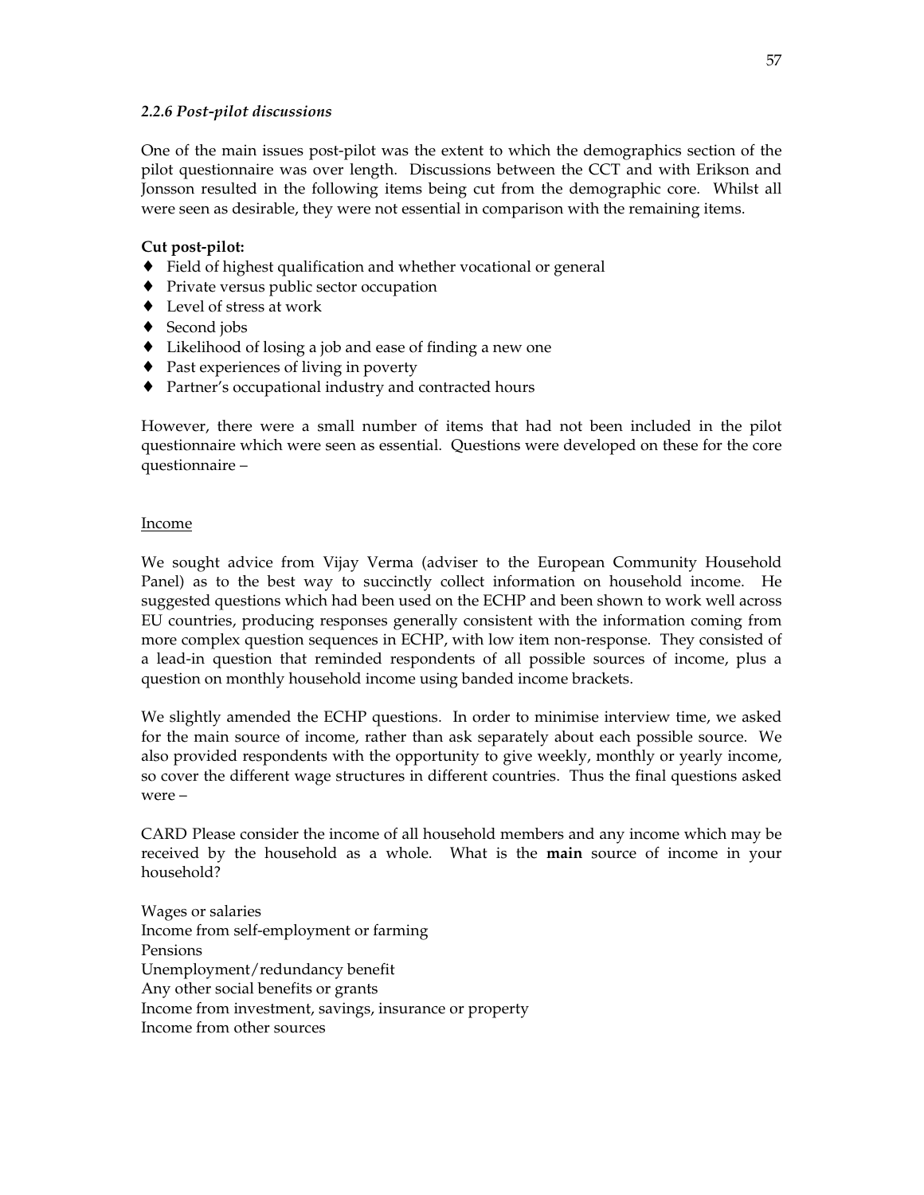*2.2.6 Post-pilot discussions*

One of the main issues post-pilot was the extent to which the demographics section of the pilot questionnaire was over length. Discussions between the CCT and with Erikson and Jonsson resulted in the following items being cut from the demographic core. Whilst all were seen as desirable, they were not essential in comparison with the remaining items.

**Cut post-pilot:**

- Field of highest qualification and whether vocational or general
- Private versus public sector occupation
- Level of stress at work
- Second jobs
- Likelihood of losing a job and ease of finding a new one
- Past experiences of living in poverty
- Partner's occupational industry and contracted hours

However, there were a small number of items that had not been included in the pilot questionnaire which were seen as essential. Questions were developed on these for the core questionnaire –

Income

We sought advice from Vijay Verma (adviser to the European Community Household Panel) as to the best way to succinctly collect information on household income. He suggested questions which had been used on the ECHP and been shown to work well across EU countries, producing responses generally consistent with the information coming from more complex question sequences in ECHP, with low item non-response. They consisted of a lead-in question that reminded respondents of all possible sources of income, plus a question on monthly household income using banded income brackets.

We slightly amended the ECHP questions. In order to minimise interview time, we asked for the main source of income, rather than ask separately about each possible source. We also provided respondents with the opportunity to give weekly, monthly or yearly income, so cover the different wage structures in different countries. Thus the final questions asked were –

CARD Please consider the income of all household members and any income which may be received by the household as a whole. What is the **main** source of income in your household?

Wages or salaries
Income from self-employment or farming
Pensions
Unemployment/redundancy benefit
Any other social benefits or grants
Income from investment, savings, insurance or property
Income from other sources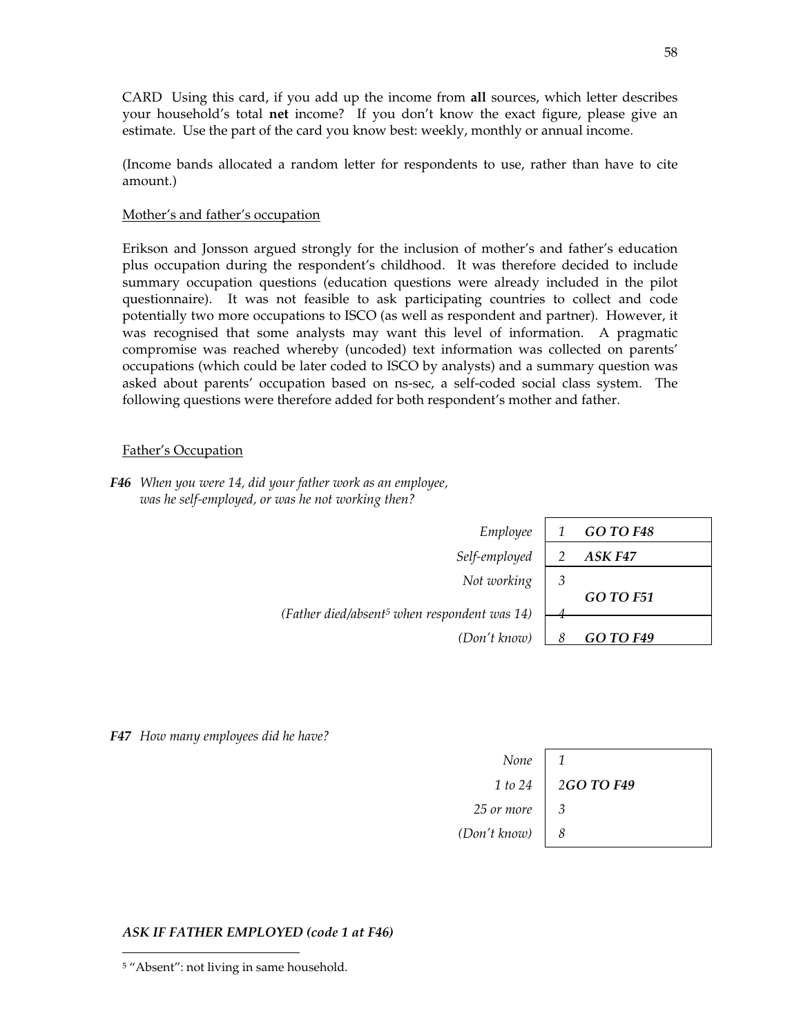CARD Using this card, if you add up the income from **all** sources, which letter describes your household's total **net** income? If you don't know the exact figure, please give an estimate. Use the part of the card you know best: weekly, monthly or annual income.

(Income bands allocated a random letter for respondents to use, rather than have to cite amount.)

Mother's and father's occupation

Erikson and Jonsson argued strongly for the inclusion of mother's and father's education plus occupation during the respondent's childhood. It was therefore decided to include summary occupation questions (education questions were already included in the pilot questionnaire). It was not feasible to ask participating countries to collect and code potentially two more occupations to ISCO (as well as respondent and partner). However, it was recognised that some analysts may want this level of information. A pragmatic compromise was reached whereby (uncoded) text information was collected on parents' occupations (which could be later coded to ISCO by analysts) and a summary question was asked about parents' occupation based on ns-sec, a self-coded social class system. The following questions were therefore added for both respondent's mother and father.

Father's Occupation

***F46*** *When you were 14, did your father work as an employee, was he self-employed, or was he not working then?*

| | | |
|---|---|---|
| *Employee* | *1* | ***GO TO F48*** |
| *Self-employed* | *2* | ***ASK F47*** |
| *Not working* | *3* | ***GO TO F51*** |
| *(Father died/absent[5] when respondent was 14)* | *4* | |
| *(Don't know)* | *8* | ***GO TO F49*** |

***F47*** *How many employees did he have?*

| | | |
|---|---|---|
| *None* | *1* | |
| *1 to 24* | *2* | ***GO TO F49*** |
| *25 or more* | *3* | |
| *(Don't know)* | *8* | |

***ASK IF FATHER EMPLOYED (code 1 at F46)***

[5] "Absent": not living in same household.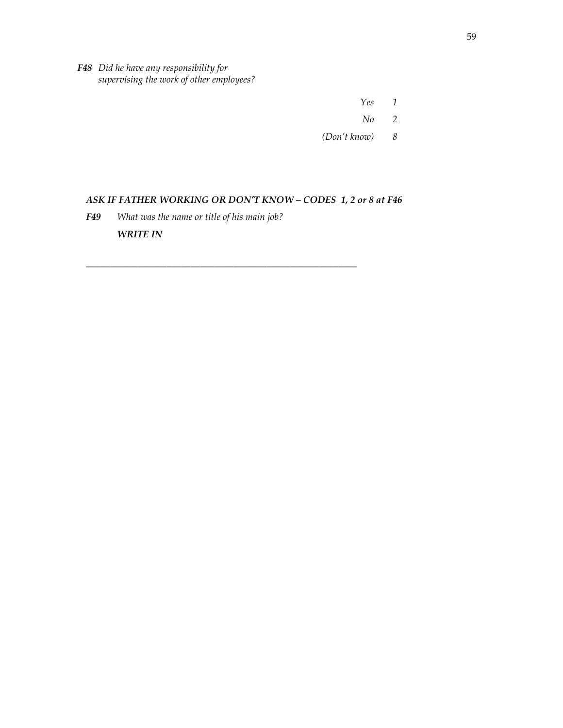***F48*** *Did he have any responsibility for supervising the work of other employees?*

| | |
|---|---|
| *Yes* | *1* |
| *No* | *2* |
| *(Don't know)* | *8* |

***ASK IF FATHER WORKING OR DON'T KNOW – CODES 1, 2 or 8 at F46***

***F49*** *What was the name or title of his main job?*

***WRITE IN***

_______________________________________________________________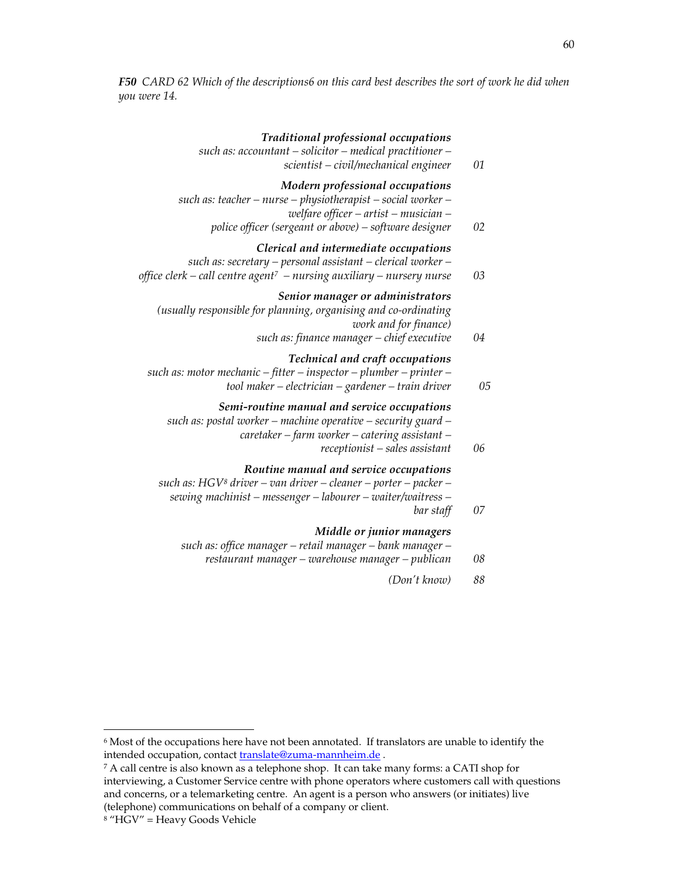***F50*** *CARD 62 Which of the descriptions[6] on this card best describes the sort of work he did when you were 14.*

| | |
|---|---|
| ***Traditional professional occupations*** *such as: accountant – solicitor – medical practitioner – scientist – civil/mechanical engineer* | *01* |
| ***Modern professional occupations*** *such as: teacher – nurse – physiotherapist – social worker – welfare officer – artist – musician – police officer (sergeant or above) – software designer* | *02* |
| ***Clerical and intermediate occupations*** *such as: secretary – personal assistant – clerical worker – office clerk – call centre agent[7] – nursing auxiliary – nursery nurse* | *03* |
| ***Senior manager or administrators*** *(usually responsible for planning, organising and co-ordinating work and for finance) such as: finance manager – chief executive* | *04* |
| ***Technical and craft occupations*** *such as: motor mechanic – fitter – inspector – plumber – printer – tool maker – electrician – gardener – train driver* | *05* |
| ***Semi-routine manual and service occupations*** *such as: postal worker – machine operative – security guard – caretaker – farm worker – catering assistant – receptionist – sales assistant* | *06* |
| ***Routine manual and service occupations*** *such as: HGV[8] driver – van driver – cleaner – porter – packer – sewing machinist – messenger – labourer – waiter/waitress – bar staff* | *07* |
| ***Middle or junior managers*** *such as: office manager – retail manager – bank manager – restaurant manager – warehouse manager – publican* | *08* |
| *(Don't know)* | *88* |

---

[6] Most of the occupations here have not been annotated. If translators are unable to identify the intended occupation, contact translate@zuma-mannheim.de .

[7] A call centre is also known as a telephone shop. It can take many forms: a CATI shop for interviewing, a Customer Service centre with phone operators where customers call with questions and concerns, or a telemarketing centre. An agent is a person who answers (or initiates) live (telephone) communications on behalf of a company or client.

[8] "HGV" = Heavy Goods Vehicle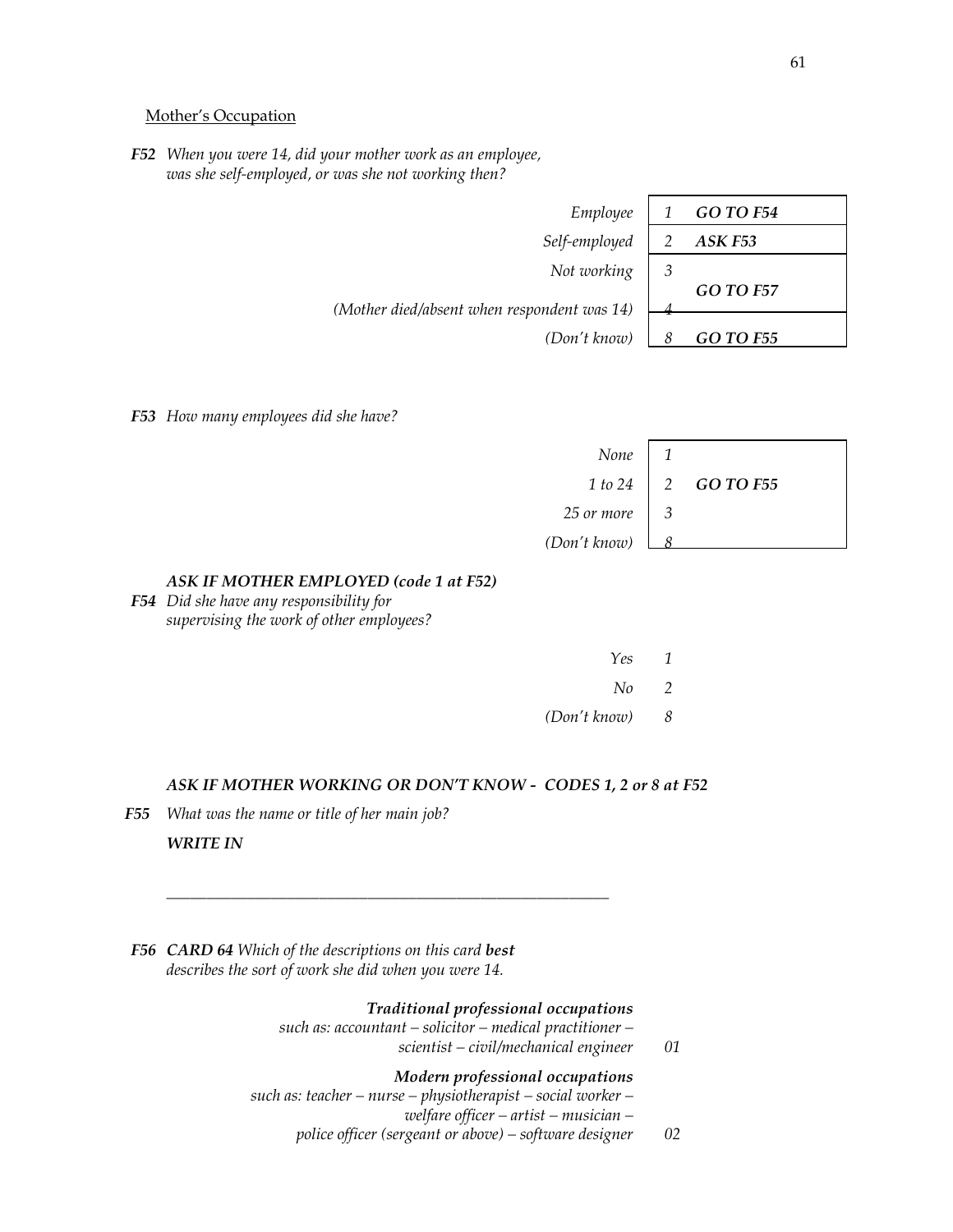Mother's Occupation

***F52*** *When you were 14, did your mother work as an employee, was she self-employed, or was she not working then?*

| | | |
|---|---|---|
| *Employee* | *1* | ***GO TO F54*** |
| *Self-employed* | *2* | ***ASK F53*** |
| *Not working* | *3* | ***GO TO F57*** |
| *(Mother died/absent when respondent was 14)* | *4* | |
| *(Don't know)* | *8* | ***GO TO F55*** |

***F53*** *How many employees did she have?*

| | | |
|---|---|---|
| *None* | *1* | ***GO TO F55*** |
| *1 to 24* | *2* | |
| *25 or more* | *3* | |
| *(Don't know)* | *8* | |

***ASK IF MOTHER EMPLOYED (code 1 at F52)***

***F54*** *Did she have any responsibility for supervising the work of other employees?*

| | |
|---|---|
| *Yes* | *1* |
| *No* | *2* |
| *(Don't know)* | *8* |

***ASK IF MOTHER WORKING OR DON'T KNOW - CODES 1, 2 or 8 at F52***

***F55*** *What was the name or title of her main job?*

***WRITE IN***

\_\_\_\_\_\_\_\_\_\_\_\_\_\_\_\_\_\_\_\_\_\_\_\_\_\_\_\_\_\_\_\_\_\_\_\_\_\_\_\_\_\_\_\_\_\_\_\_\_\_\_\_\_\_\_\_

***F56*** ***CARD 64*** *Which of the descriptions on this card **best** describes the sort of work she did when you were 14.*

| | |
|---|---|
| ***Traditional professional occupations*** *such as: accountant – solicitor – medical practitioner – scientist – civil/mechanical engineer* | *01* |
| ***Modern professional occupations*** *such as: teacher – nurse – physiotherapist – social worker – welfare officer – artist – musician – police officer (sergeant or above) – software designer* | *02* |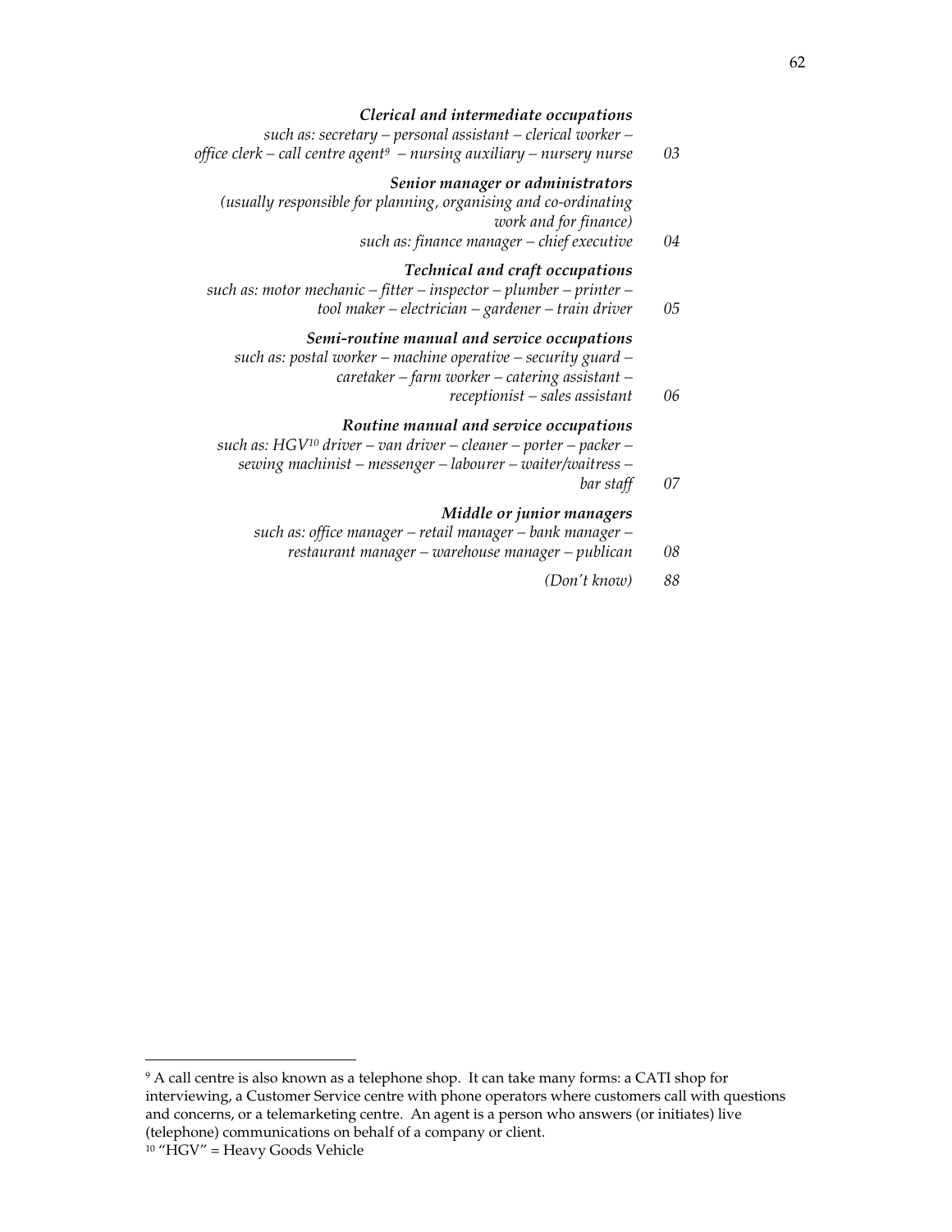***Clerical and intermediate occupations***
*such as: secretary – personal assistant – clerical worker – office clerk – call centre agent*[9] *– nursing auxiliary – nursery nurse* 03

***Senior manager or administrators***
*(usually responsible for planning, organising and co-ordinating work and for finance)*
*such as: finance manager – chief executive* 04

***Technical and craft occupations***
*such as: motor mechanic – fitter – inspector – plumber – printer – tool maker – electrician – gardener – train driver* 05

***Semi-routine manual and service occupations***
*such as: postal worker – machine operative – security guard – caretaker – farm worker – catering assistant – receptionist – sales assistant* 06

***Routine manual and service occupations***
*such as: HGV*[10] *driver – van driver – cleaner – porter – packer – sewing machinist – messenger – labourer – waiter/waitress – bar staff* 07

***Middle or junior managers***
*such as: office manager – retail manager – bank manager – restaurant manager – warehouse manager – publican* 08

*(Don't know)* 88

---

[9] A call centre is also known as a telephone shop. It can take many forms: a CATI shop for interviewing, a Customer Service centre with phone operators where customers call with questions and concerns, or a telemarketing centre. An agent is a person who answers (or initiates) live (telephone) communications on behalf of a company or client.

[10] "HGV" = Heavy Goods Vehicle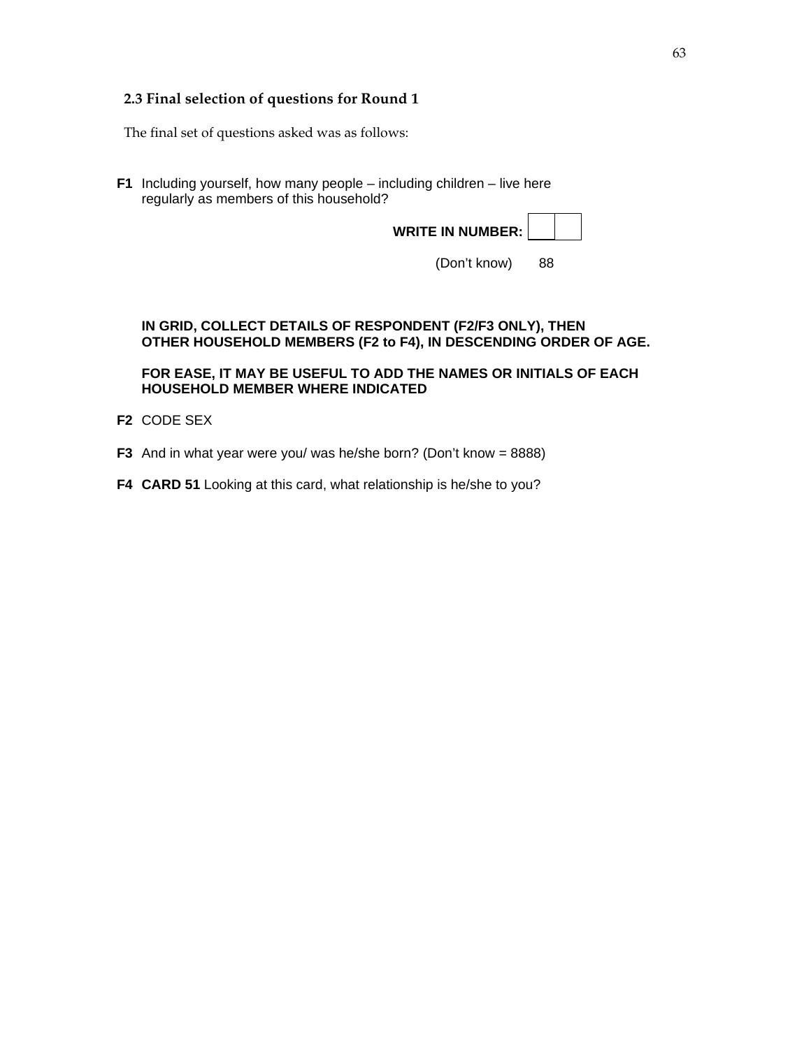### 2.3 Final selection of questions for Round 1

The final set of questions asked was as follows:

**F1** Including yourself, how many people – including children – live here regularly as members of this household?

**WRITE IN NUMBER:** [ | ]

(Don't know) 88

**IN GRID, COLLECT DETAILS OF RESPONDENT (F2/F3 ONLY), THEN OTHER HOUSEHOLD MEMBERS (F2 to F4), IN DESCENDING ORDER OF AGE.**

**FOR EASE, IT MAY BE USEFUL TO ADD THE NAMES OR INITIALS OF EACH HOUSEHOLD MEMBER WHERE INDICATED**

**F2** CODE SEX

**F3** And in what year were you/ was he/she born? (Don't know = 8888)

**F4** **CARD 51** Looking at this card, what relationship is he/she to you?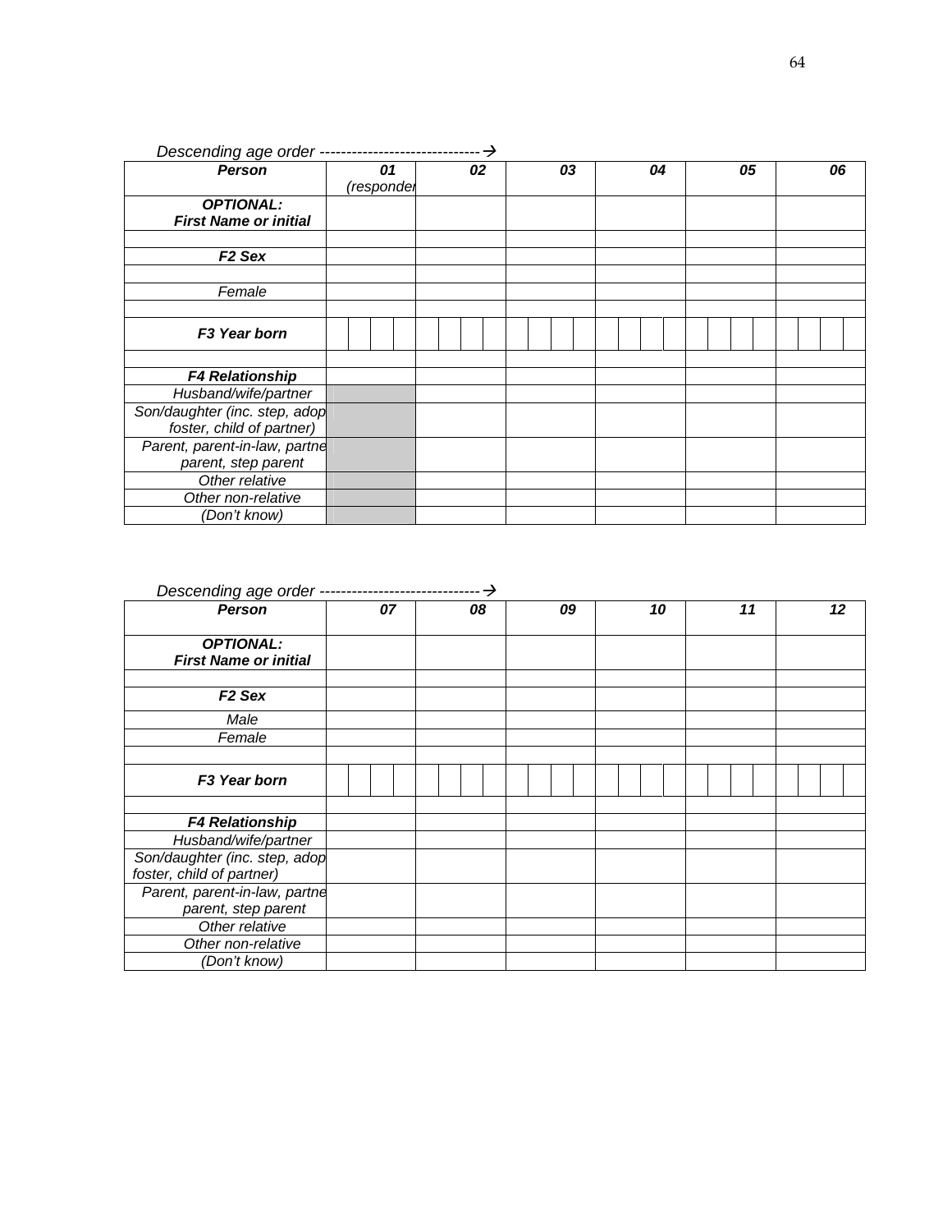*Descending age order ------------------------------→*

| *Person* | *01* *(responder* | *02* | *03* | *04* | *05* | *06* |
|---|---|---|---|---|---|---|
| ***OPTIONAL:*** ***First Name or initial*** | | | | | | |
| | | | | | | |
| ***F2 Sex*** | | | | | | |
| | | | | | | |
| *Female* | | | | | | |
| | | | | | | |
| ***F3 Year born*** | | | | | | |
| | | | | | | |
| ***F4 Relationship*** | | | | | | |
| *Husband/wife/partner* | | | | | | |
| *Son/daughter (inc. step, adop foster, child of partner)* | | | | | | |
| *Parent, parent-in-law, partne parent, step parent* | | | | | | |
| *Other relative* | | | | | | |
| *Other non-relative* | | | | | | |
| *(Don't know)* | | | | | | |

*Descending age order ------------------------------→*

| *Person* | *07* | *08* | *09* | *10* | *11* | *12* |
|---|---|---|---|---|---|---|
| ***OPTIONAL:*** ***First Name or initial*** | | | | | | |
| | | | | | | |
| ***F2 Sex*** | | | | | | |
| *Male* | | | | | | |
| *Female* | | | | | | |
| | | | | | | |
| ***F3 Year born*** | | | | | | |
| | | | | | | |
| ***F4 Relationship*** | | | | | | |
| *Husband/wife/partner* | | | | | | |
| *Son/daughter (inc. step, adop foster, child of partner)* | | | | | | |
| *Parent, parent-in-law, partne parent, step parent* | | | | | | |
| *Other relative* | | | | | | |
| *Other non-relative* | | | | | | |
| *(Don't know)* | | | | | | |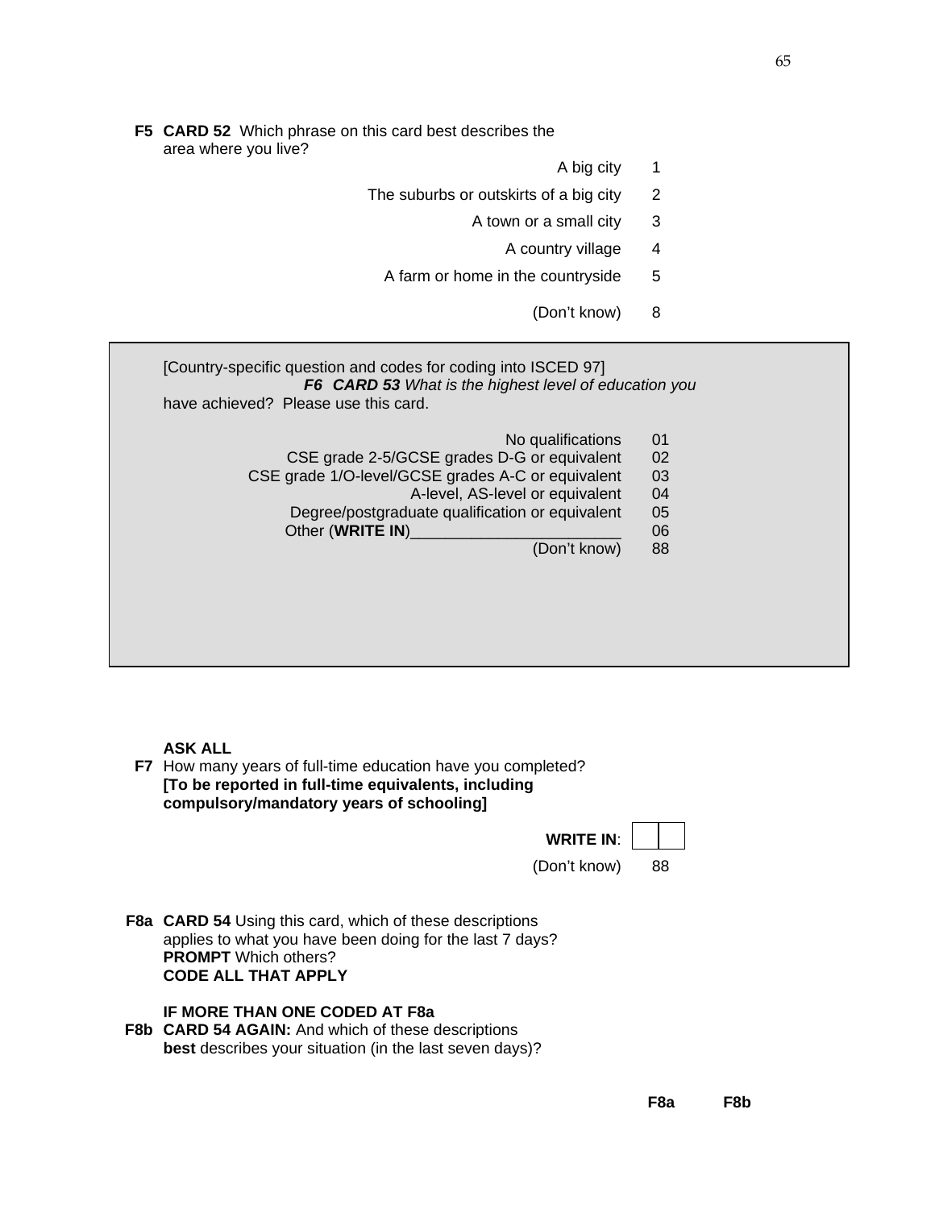**F5** **CARD 52** Which phrase on this card best describes the area where you live?

| | |
|---|---|
| A big city | 1 |
| The suburbs or outskirts of a big city | 2 |
| A town or a small city | 3 |
| A country village | 4 |
| A farm or home in the countryside | 5 |
| (Don't know) | 8 |

[Country-specific question and codes for coding into ISCED 97]

***F6 CARD 53*** *What is the highest level of education you* have achieved? Please use this card.

| | |
|---|---|
| No qualifications | 01 |
| CSE grade 2-5/GCSE grades D-G or equivalent | 02 |
| CSE grade 1/O-level/GCSE grades A-C or equivalent | 03 |
| A-level, AS-level or equivalent | 04 |
| Degree/postgraduate qualification or equivalent | 05 |
| Other (**WRITE IN**)________________________ | 06 |
| (Don't know) | 88 |

**ASK ALL**

**F7** How many years of full-time education have you completed? **[To be reported in full-time equivalents, including compulsory/mandatory years of schooling]**

| | |
|---|---|
| **WRITE IN**: | ☐☐ |
| (Don't know) | 88 |

**F8a** **CARD 54** Using this card, which of these descriptions applies to what you have been doing for the last 7 days? **PROMPT** Which others? **CODE ALL THAT APPLY**

**IF MORE THAN ONE CODED AT F8a**

**F8b** **CARD 54 AGAIN:** And which of these descriptions **best** describes your situation (in the last seven days)?

**F8a** **F8b**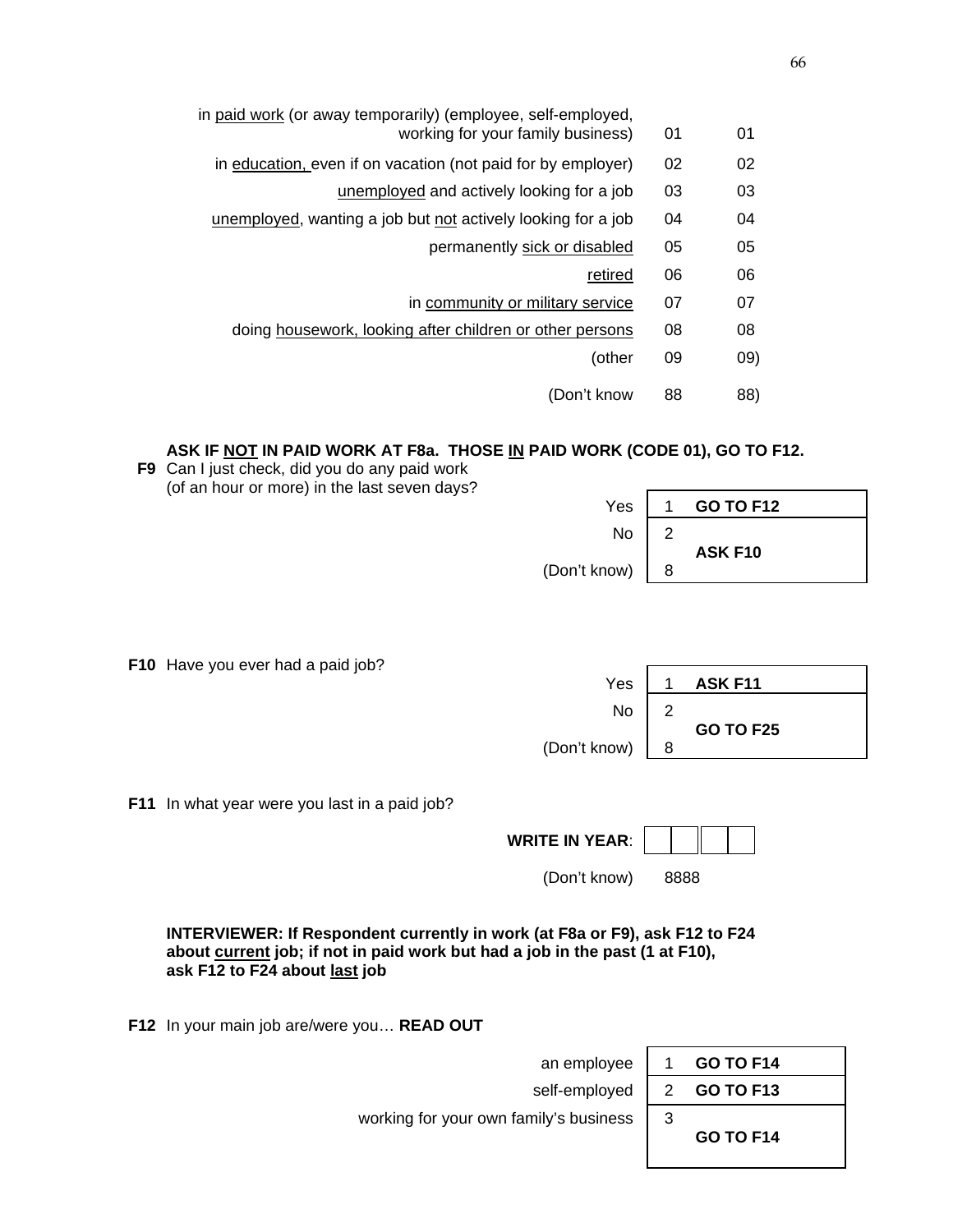| | | |
|---|---|---|
| in paid work (or away temporarily) (employee, self-employed, working for your family business) | 01 | 01 |
| in education, even if on vacation (not paid for by employer) | 02 | 02 |
| unemployed and actively looking for a job | 03 | 03 |
| unemployed, wanting a job but not actively looking for a job | 04 | 04 |
| permanently sick or disabled | 05 | 05 |
| retired | 06 | 06 |
| in community or military service | 07 | 07 |
| doing housework, looking after children or other persons | 08 | 08 |
| (other | 09 | 09) |
| (Don't know | 88 | 88) |

**ASK IF NOT IN PAID WORK AT F8a. THOSE IN PAID WORK (CODE 01), GO TO F12.**

**F9** Can I just check, did you do any paid work (of an hour or more) in the last seven days?

| | | |
|---|---|---|
| Yes | 1 | **GO TO F12** |
| No | 2 | **ASK F10** |
| (Don't know) | 8 | |

**F10** Have you ever had a paid job?

| | | |
|---|---|---|
| Yes | 1 | **ASK F11** |
| No | 2 | **GO TO F25** |
| (Don't know) | 8 | |

**F11** In what year were you last in a paid job?

**WRITE IN YEAR**: [ ][ ][ ][ ]

(Don't know) 8888

**INTERVIEWER: If Respondent currently in work (at F8a or F9), ask F12 to F24 about current job; if not in paid work but had a job in the past (1 at F10), ask F12 to F24 about last job**

**F12** In your main job are/were you… **READ OUT**

| | | |
|---|---|---|
| an employee | 1 | **GO TO F14** |
| self-employed | 2 | **GO TO F13** |
| working for your own family's business | 3 | **GO TO F14** |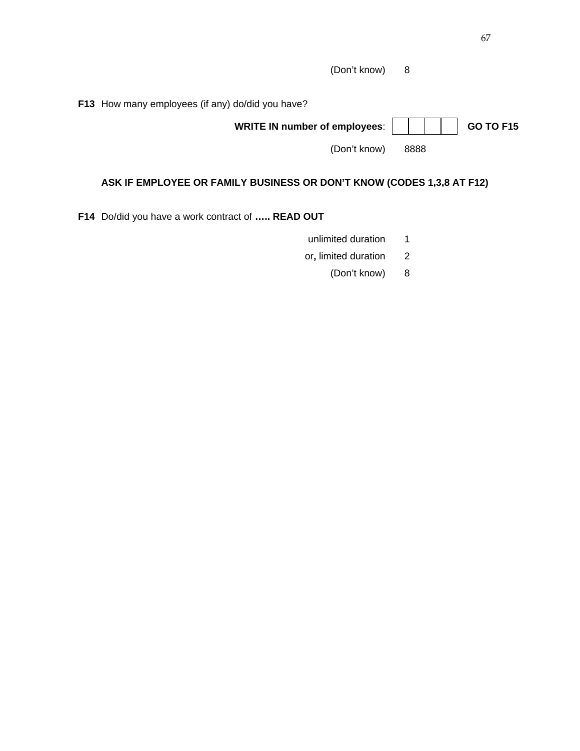(Don't know) 8

**F13** How many employees (if any) do/did you have?

**WRITE IN number of employees**: | | | | | **GO TO F15**

(Don't know) 8888

**ASK IF EMPLOYEE OR FAMILY BUSINESS OR DON'T KNOW (CODES 1,3,8 AT F12)**

**F14** Do/did you have a work contract of **….. READ OUT**

| | |
|---|---|
| unlimited duration | 1 |
| or**,** limited duration | 2 |
| (Don't know) | 8 |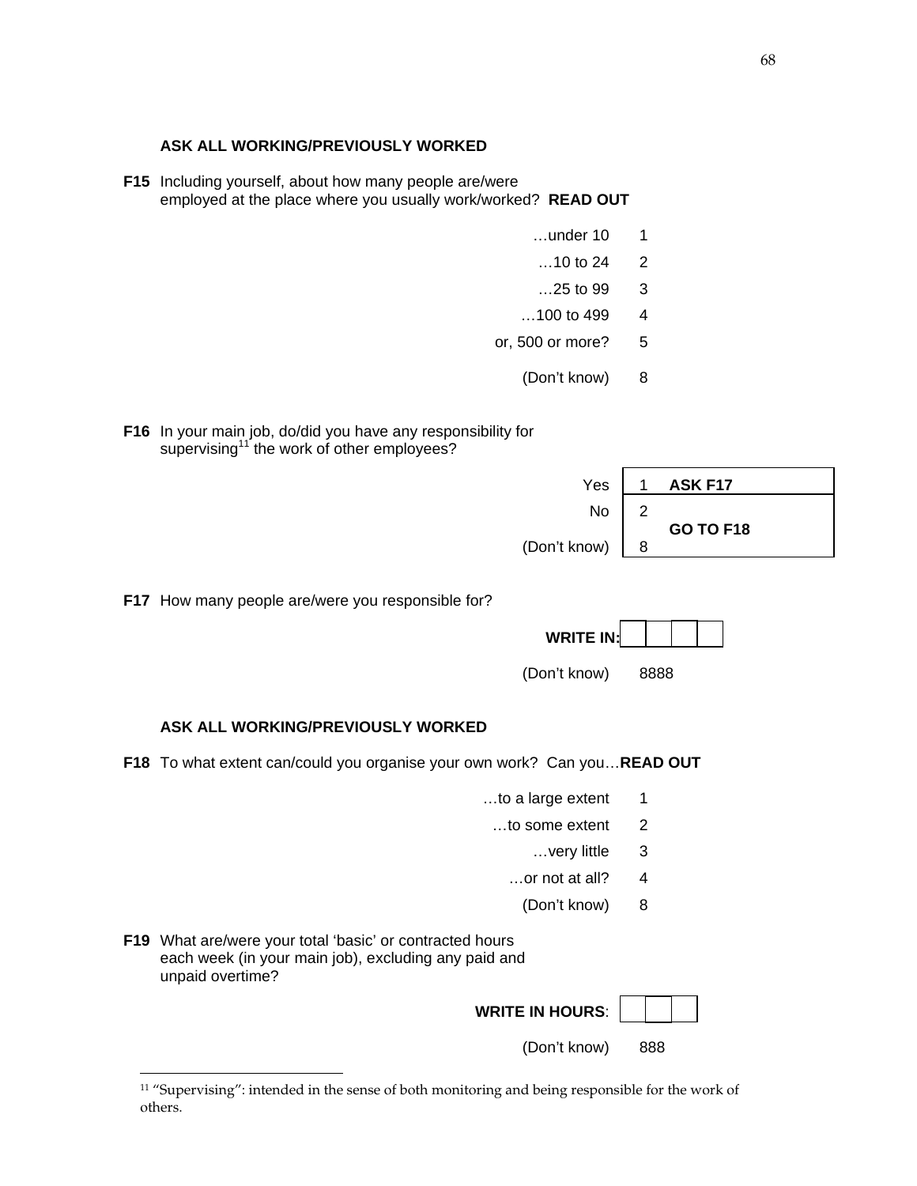**ASK ALL WORKING/PREVIOUSLY WORKED**

**F15** Including yourself, about how many people are/were employed at the place where you usually work/worked? **READ OUT**

| | |
|---|---|
| …under 10 | 1 |
| …10 to 24 | 2 |
| …25 to 99 | 3 |
| …100 to 499 | 4 |
| or, 500 or more? | 5 |
| (Don't know) | 8 |

**F16** In your main job, do/did you have any responsibility for supervising[11] the work of other employees?

| | | |
|---|---|---|
| Yes | 1 | **ASK F17** |
| No | 2 | **GO TO F18** |
| (Don't know) | 8 | |

**F17** How many people are/were you responsible for?

**WRITE IN:** ☐☐☐☐

(Don't know) 8888

**ASK ALL WORKING/PREVIOUSLY WORKED**

**F18** To what extent can/could you organise your own work? Can you…**READ OUT**

| | |
|---|---|
| …to a large extent | 1 |
| …to some extent | 2 |
| …very little | 3 |
| …or not at all? | 4 |
| (Don't know) | 8 |

**F19** What are/were your total 'basic' or contracted hours each week (in your main job), excluding any paid and unpaid overtime?

**WRITE IN HOURS**: ☐☐☐

(Don't know) 888

[11] "Supervising": intended in the sense of both monitoring and being responsible for the work of others.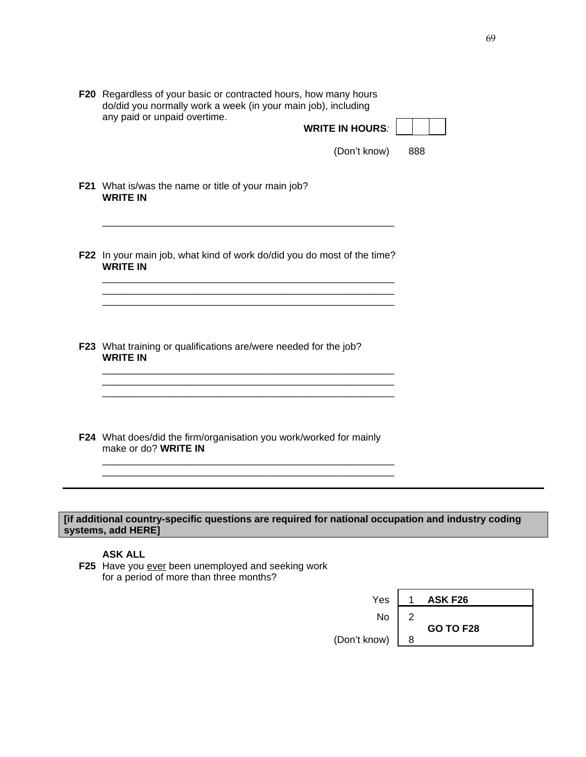**F20** Regardless of your basic or contracted hours, how many hours do/did you normally work a week (in your main job), including any paid or unpaid overtime.

**WRITE IN HOURS**: | | | |

(Don't know) 888

**F21** What is/was the name or title of your main job?
**WRITE IN**

\_\_\_\_\_\_\_\_\_\_\_\_\_\_\_\_\_\_\_\_\_\_\_\_\_\_\_\_\_\_\_\_\_\_\_\_\_\_\_\_\_\_\_\_\_\_\_\_

**F22** In your main job, what kind of work do/did you do most of the time?
**WRITE IN**

\_\_\_\_\_\_\_\_\_\_\_\_\_\_\_\_\_\_\_\_\_\_\_\_\_\_\_\_\_\_\_\_\_\_\_\_\_\_\_\_\_\_\_\_\_\_\_\_
\_\_\_\_\_\_\_\_\_\_\_\_\_\_\_\_\_\_\_\_\_\_\_\_\_\_\_\_\_\_\_\_\_\_\_\_\_\_\_\_\_\_\_\_\_\_\_\_
\_\_\_\_\_\_\_\_\_\_\_\_\_\_\_\_\_\_\_\_\_\_\_\_\_\_\_\_\_\_\_\_\_\_\_\_\_\_\_\_\_\_\_\_\_\_\_\_

**F23** What training or qualifications are/were needed for the job?
**WRITE IN**

\_\_\_\_\_\_\_\_\_\_\_\_\_\_\_\_\_\_\_\_\_\_\_\_\_\_\_\_\_\_\_\_\_\_\_\_\_\_\_\_\_\_\_\_\_\_\_\_
\_\_\_\_\_\_\_\_\_\_\_\_\_\_\_\_\_\_\_\_\_\_\_\_\_\_\_\_\_\_\_\_\_\_\_\_\_\_\_\_\_\_\_\_\_\_\_\_
\_\_\_\_\_\_\_\_\_\_\_\_\_\_\_\_\_\_\_\_\_\_\_\_\_\_\_\_\_\_\_\_\_\_\_\_\_\_\_\_\_\_\_\_\_\_\_\_

**F24** What does/did the firm/organisation you work/worked for mainly make or do? **WRITE IN**

\_\_\_\_\_\_\_\_\_\_\_\_\_\_\_\_\_\_\_\_\_\_\_\_\_\_\_\_\_\_\_\_\_\_\_\_\_\_\_\_\_\_\_\_\_\_\_\_
\_\_\_\_\_\_\_\_\_\_\_\_\_\_\_\_\_\_\_\_\_\_\_\_\_\_\_\_\_\_\_\_\_\_\_\_\_\_\_\_\_\_\_\_\_\_\_\_

---

**[if additional country-specific questions are required for national occupation and industry coding systems, add HERE]**

**ASK ALL**

**F25** Have you ever been unemployed and seeking work for a period of more than three months?

| | | |
|---|---|---|
| Yes | 1 | **ASK F26** |
| No | 2 | **GO TO F28** |
| (Don't know) | 8 | |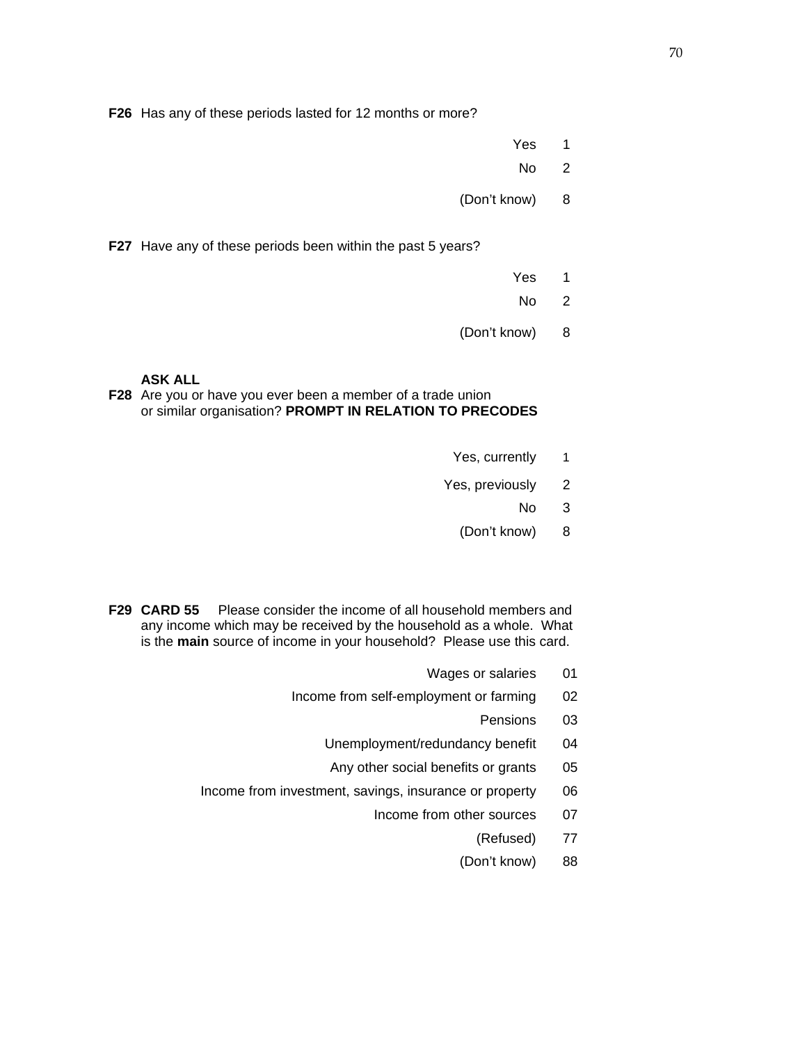**F26** Has any of these periods lasted for 12 months or more?

| | |
|---|---|
| Yes | 1 |
| No | 2 |
| (Don't know) | 8 |

**F27** Have any of these periods been within the past 5 years?

| | |
|---|---|
| Yes | 1 |
| No | 2 |
| (Don't know) | 8 |

**ASK ALL**

**F28** Are you or have you ever been a member of a trade union or similar organisation? **PROMPT IN RELATION TO PRECODES**

| | |
|---|---|
| Yes, currently | 1 |
| Yes, previously | 2 |
| No | 3 |
| (Don't know) | 8 |

**F29** **CARD 55** Please consider the income of all household members and any income which may be received by the household as a whole. What is the **main** source of income in your household? Please use this card.

| | |
|---|---|
| Wages or salaries | 01 |
| Income from self-employment or farming | 02 |
| Pensions | 03 |
| Unemployment/redundancy benefit | 04 |
| Any other social benefits or grants | 05 |
| Income from investment, savings, insurance or property | 06 |
| Income from other sources | 07 |
| (Refused) | 77 |
| (Don't know) | 88 |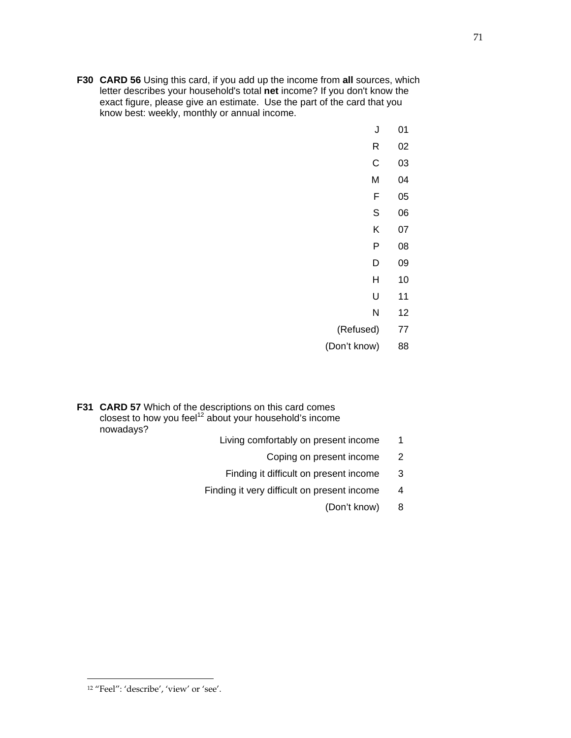**F30** **CARD 56** Using this card, if you add up the income from **all** sources, which letter describes your household's total **net** income? If you don't know the exact figure, please give an estimate. Use the part of the card that you know best: weekly, monthly or annual income.

| | |
|---|---|
| J | 01 |
| R | 02 |
| C | 03 |
| M | 04 |
| F | 05 |
| S | 06 |
| K | 07 |
| P | 08 |
| D | 09 |
| H | 10 |
| U | 11 |
| N | 12 |
| (Refused) | 77 |
| (Don't know) | 88 |

**F31** **CARD 57** Which of the descriptions on this card comes closest to how you feel[12] about your household's income nowadays?

| | |
|---|---|
| Living comfortably on present income | 1 |
| Coping on present income | 2 |
| Finding it difficult on present income | 3 |
| Finding it very difficult on present income | 4 |
| (Don't know) | 8 |

[12] "Feel": 'describe', 'view' or 'see'.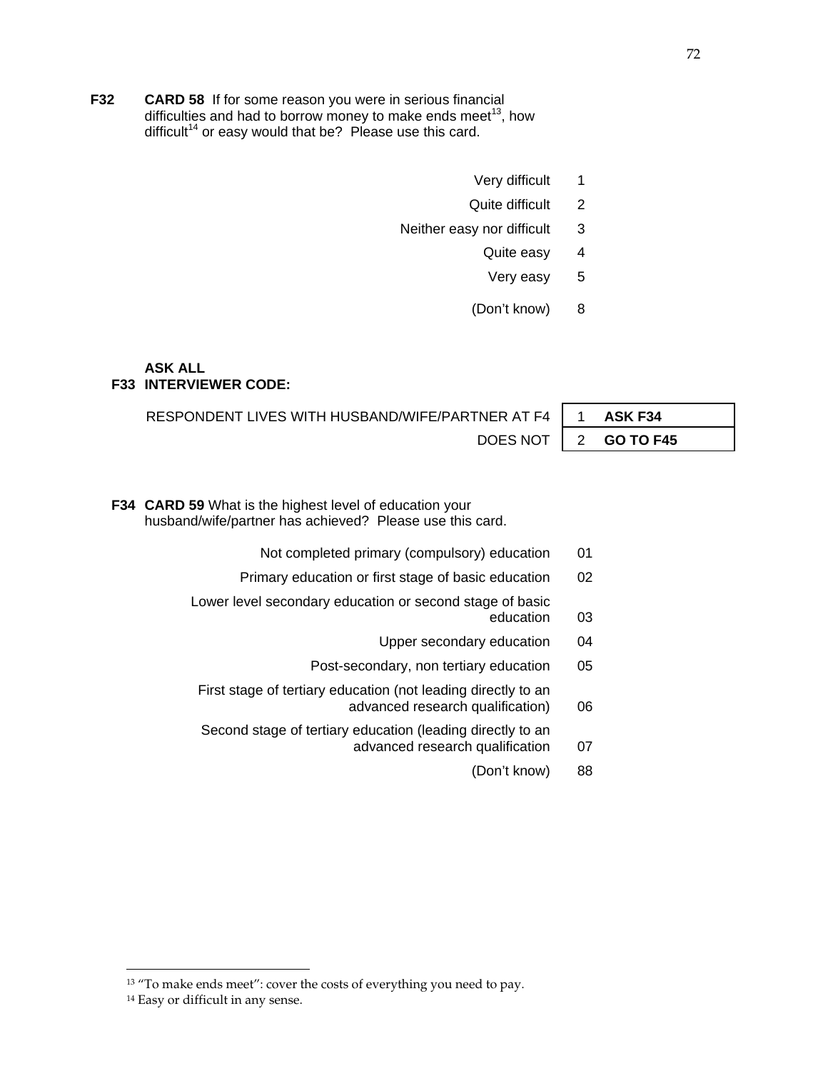**F32** **CARD 58** If for some reason you were in serious financial difficulties and had to borrow money to make ends meet[13], how difficult[14] or easy would that be? Please use this card.

| | |
|---|---|
| Very difficult | 1 |
| Quite difficult | 2 |
| Neither easy nor difficult | 3 |
| Quite easy | 4 |
| Very easy | 5 |
| (Don't know) | 8 |

**ASK ALL**

**F33 INTERVIEWER CODE:**

| | | |
|---|---|---|
| RESPONDENT LIVES WITH HUSBAND/WIFE/PARTNER AT F4 | 1 | **ASK F34** |
| DOES NOT | 2 | **GO TO F45** |

**F34** **CARD 59** What is the highest level of education your husband/wife/partner has achieved? Please use this card.

| | |
|---|---|
| Not completed primary (compulsory) education | 01 |
| Primary education or first stage of basic education | 02 |
| Lower level secondary education or second stage of basic education | 03 |
| Upper secondary education | 04 |
| Post-secondary, non tertiary education | 05 |
| First stage of tertiary education (not leading directly to an advanced research qualification) | 06 |
| Second stage of tertiary education (leading directly to an advanced research qualification | 07 |
| (Don't know) | 88 |

---

[13] "To make ends meet": cover the costs of everything you need to pay.

[14] Easy or difficult in any sense.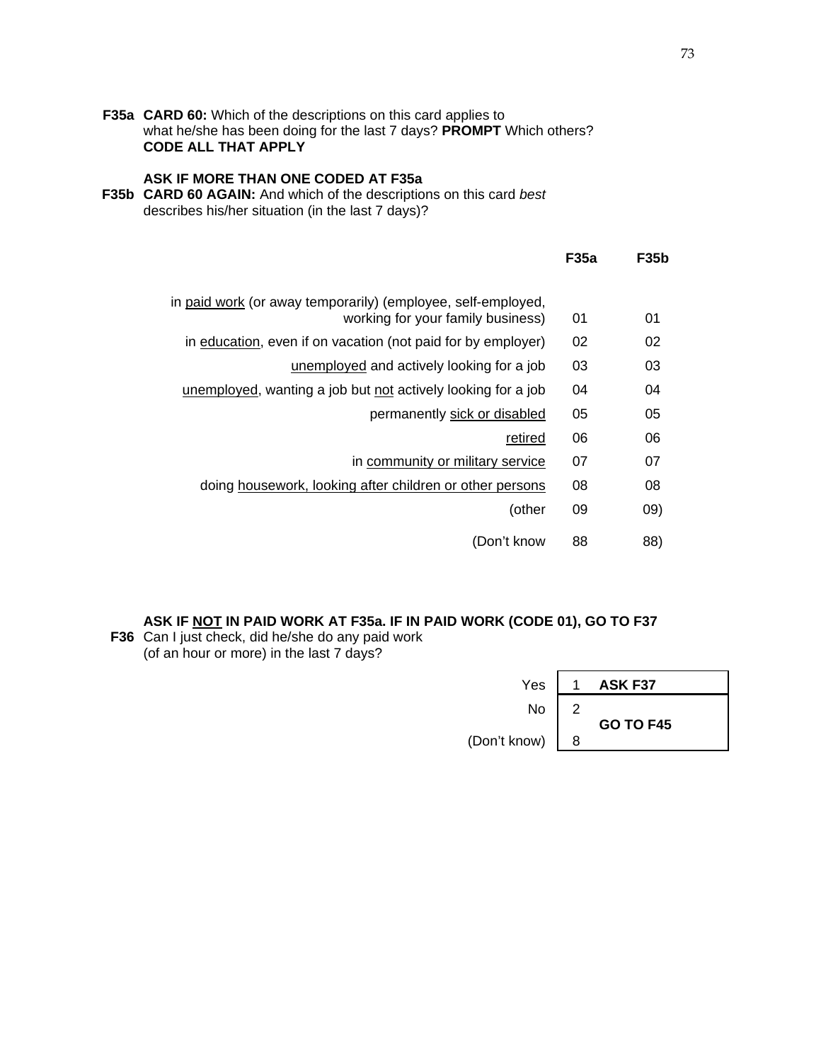**F35a** **CARD 60:** Which of the descriptions on this card applies to what he/she has been doing for the last 7 days? **PROMPT** Which others? **CODE ALL THAT APPLY**

**ASK IF MORE THAN ONE CODED AT F35a**

**F35b** **CARD 60 AGAIN:** And which of the descriptions on this card *best* describes his/her situation (in the last 7 days)?

| | F35a | F35b |
|---|---|---|
| in paid work (or away temporarily) (employee, self-employed, working for your family business) | 01 | 01 |
| in education, even if on vacation (not paid for by employer) | 02 | 02 |
| unemployed and actively looking for a job | 03 | 03 |
| unemployed, wanting a job but not actively looking for a job | 04 | 04 |
| permanently sick or disabled | 05 | 05 |
| retired | 06 | 06 |
| in community or military service | 07 | 07 |
| doing housework, looking after children or other persons | 08 | 08 |
| (other | 09 | 09) |
| (Don't know | 88 | 88) |

**ASK IF NOT IN PAID WORK AT F35a. IF IN PAID WORK (CODE 01), GO TO F37**

**F36** Can I just check, did he/she do any paid work (of an hour or more) in the last 7 days?

| | | |
|---|---|---|
| Yes | 1 | **ASK F37** |
| No | 2 | **GO TO F45** |
| (Don't know) | 8 | |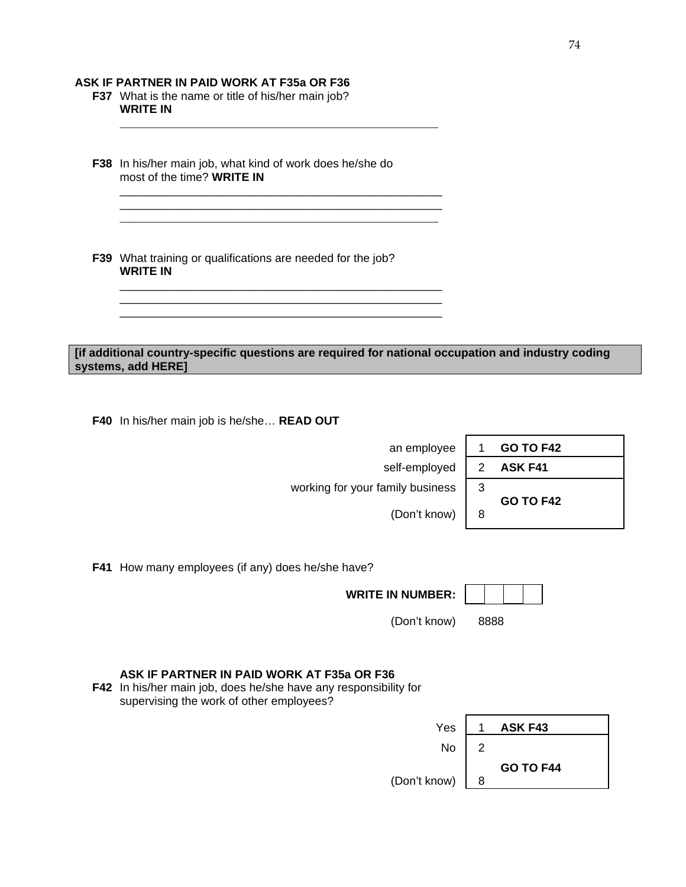**ASK IF PARTNER IN PAID WORK AT F35a OR F36**

**F37** What is the name or title of his/her main job? **WRITE IN**

_______________________________________________

**F38** In his/her main job, what kind of work does he/she do most of the time? **WRITE IN**

_______________________________________________
_______________________________________________
_______________________________________________

**F39** What training or qualifications are needed for the job? **WRITE IN**

_______________________________________________
_______________________________________________
_______________________________________________

**[if additional country-specific questions are required for national occupation and industry coding systems, add HERE]**

**F40** In his/her main job is he/she… **READ OUT**

| | | |
|---|---|---|
| an employee | 1 | **GO TO F42** |
| self-employed | 2 | **ASK F41** |
| working for your family business | 3 | **GO TO F42** |
| (Don't know) | 8 | |

**F41** How many employees (if any) does he/she have?

**WRITE IN NUMBER:** ☐☐☐☐

(Don't know) 8888

**ASK IF PARTNER IN PAID WORK AT F35a OR F36**

**F42** In his/her main job, does he/she have any responsibility for supervising the work of other employees?

| | | |
|---|---|---|
| Yes | 1 | **ASK F43** |
| No | 2 | **GO TO F44** |
| (Don't know) | 8 | |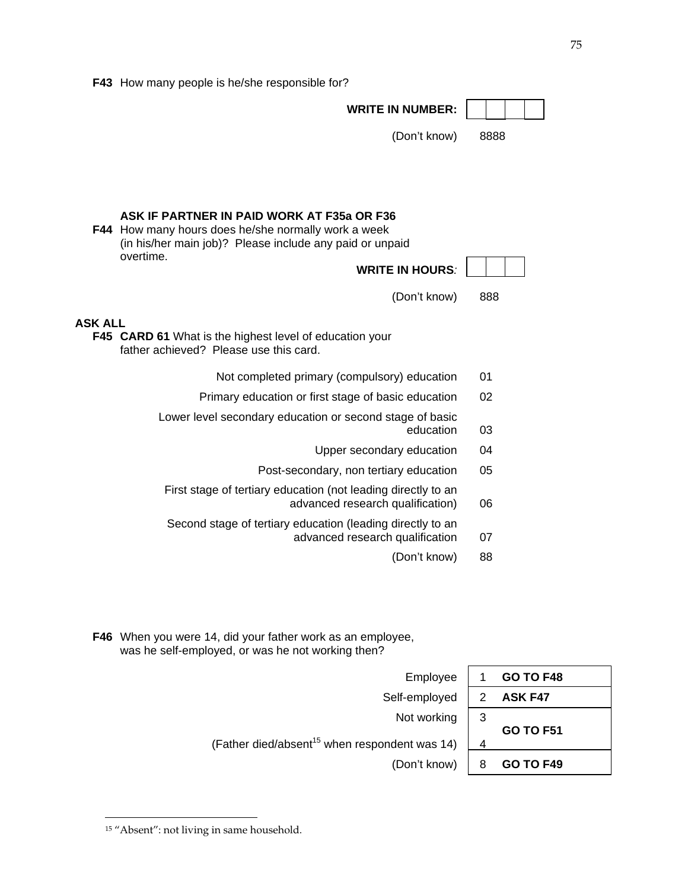**F43** How many people is he/she responsible for?

| | |
|---|---|
| **WRITE IN NUMBER:** | ☐☐☐☐ |
| (Don't know) | 8888 |

**ASK IF PARTNER IN PAID WORK AT F35a OR F36**

**F44** How many hours does he/she normally work a week (in his/her main job)? Please include any paid or unpaid overtime.

| | |
|---|---|
| **WRITE IN HOURS:** | ☐☐☐ |
| (Don't know) | 888 |

**ASK ALL**

**F45** **CARD 61** What is the highest level of education your father achieved? Please use this card.

| | |
|---|---|
| Not completed primary (compulsory) education | 01 |
| Primary education or first stage of basic education | 02 |
| Lower level secondary education or second stage of basic education | 03 |
| Upper secondary education | 04 |
| Post-secondary, non tertiary education | 05 |
| First stage of tertiary education (not leading directly to an advanced research qualification) | 06 |
| Second stage of tertiary education (leading directly to an advanced research qualification | 07 |
| (Don't know) | 88 |

**F46** When you were 14, did your father work as an employee, was he self-employed, or was he not working then?

| | | |
|---|---|---|
| Employee | 1 | **GO TO F48** |
| Self-employed | 2 | **ASK F47** |
| Not working | 3 | **GO TO F51** |
| (Father died/absent[15] when respondent was 14) | 4 | **GO TO F51** |
| (Don't know) | 8 | **GO TO F49** |

[15] "Absent": not living in same household.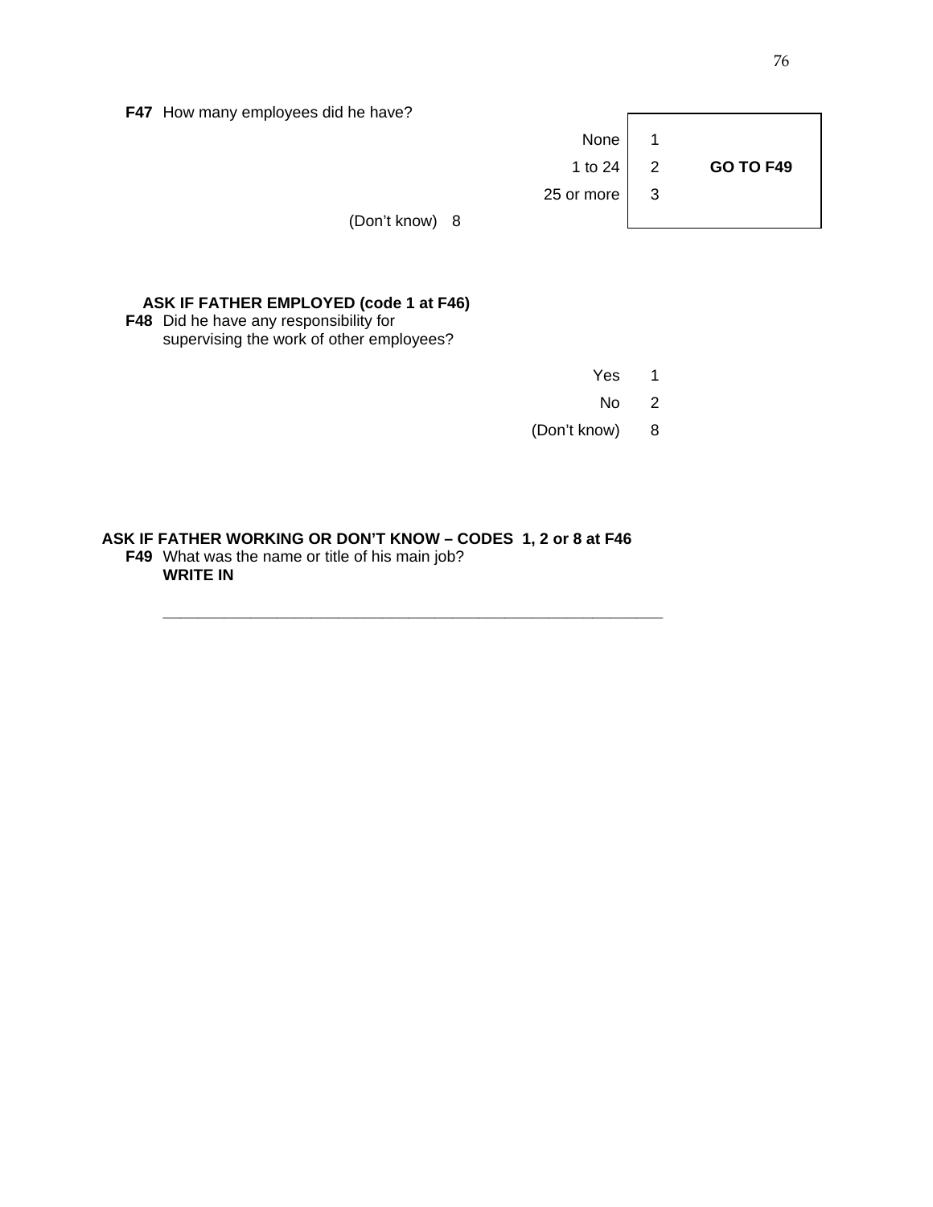**F47** How many employees did he have?

| | | |
|---|---|---|
| None | 1 | |
| 1 to 24 | 2 | **GO TO F49** |
| 25 or more | 3 | |
| (Don't know) | 8 | |

**ASK IF FATHER EMPLOYED (code 1 at F46)**

**F48** Did he have any responsibility for supervising the work of other employees?

| | |
|---|---|
| Yes | 1 |
| No | 2 |
| (Don't know) | 8 |

**ASK IF FATHER WORKING OR DON'T KNOW – CODES 1, 2 or 8 at F46**

**F49** What was the name or title of his main job?
**WRITE IN**

_____________________________________________________________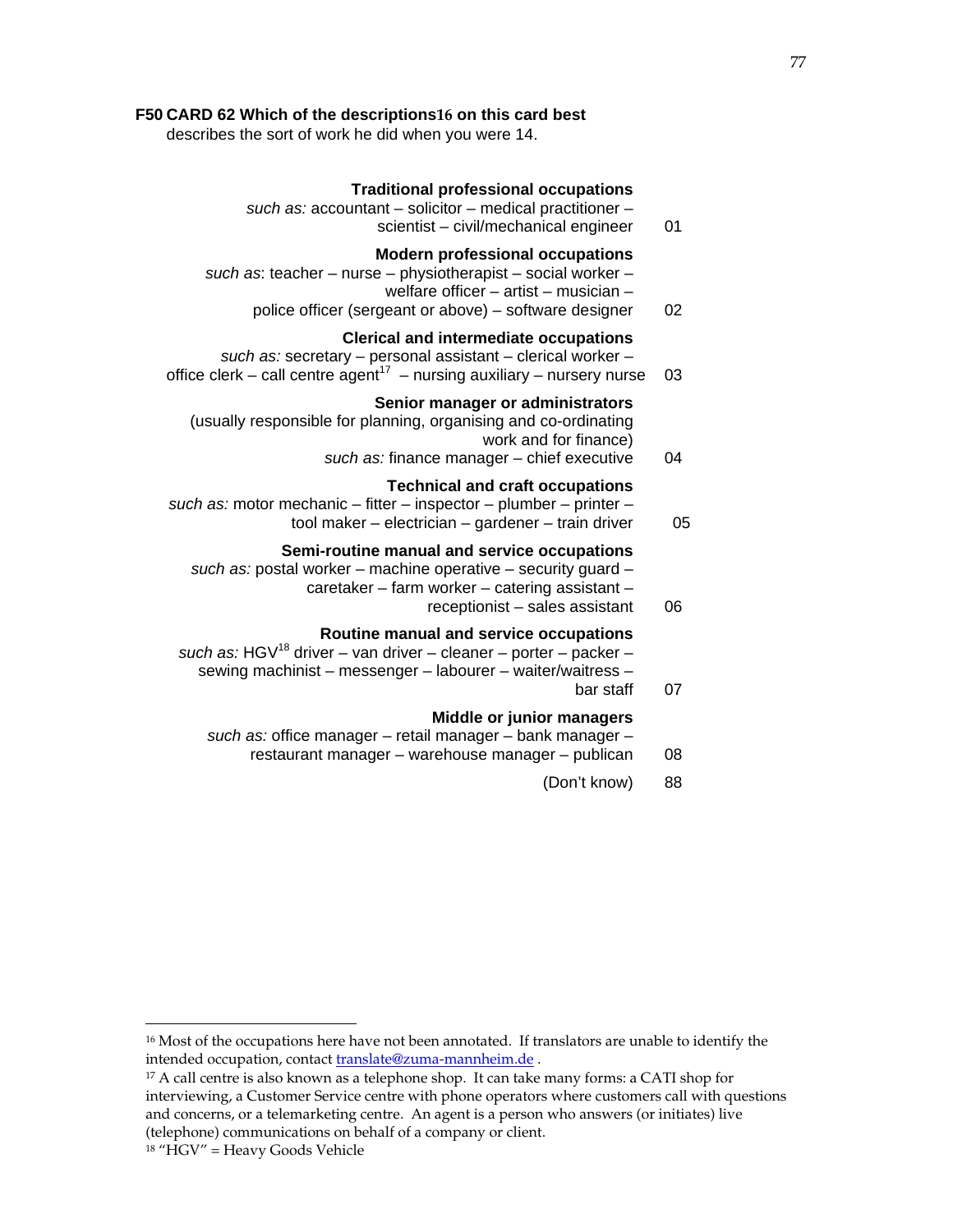**F50 CARD 62 Which of the descriptions[16] on this card best** describes the sort of work he did when you were 14.

| | |
|---|---|
| **Traditional professional occupations** *such as:* accountant – solicitor – medical practitioner – scientist – civil/mechanical engineer | 01 |
| **Modern professional occupations** *such as*: teacher – nurse – physiotherapist – social worker – welfare officer – artist – musician – police officer (sergeant or above) – software designer | 02 |
| **Clerical and intermediate occupations** *such as:* secretary – personal assistant – clerical worker – office clerk – call centre agent[17] – nursing auxiliary – nursery nurse | 03 |
| **Senior manager or administrators** (usually responsible for planning, organising and co-ordinating work and for finance) *such as:* finance manager – chief executive | 04 |
| **Technical and craft occupations** *such as:* motor mechanic – fitter – inspector – plumber – printer – tool maker – electrician – gardener – train driver | 05 |
| **Semi-routine manual and service occupations** *such as:* postal worker – machine operative – security guard – caretaker – farm worker – catering assistant – receptionist – sales assistant | 06 |
| **Routine manual and service occupations** *such as:* HGV[18] driver – van driver – cleaner – porter – packer – sewing machinist – messenger – labourer – waiter/waitress – bar staff | 07 |
| **Middle or junior managers** *such as:* office manager – retail manager – bank manager – restaurant manager – warehouse manager – publican | 08 |
| (Don't know) | 88 |

---

[16] Most of the occupations here have not been annotated. If translators are unable to identify the intended occupation, contact translate@zuma-mannheim.de .

[17] A call centre is also known as a telephone shop. It can take many forms: a CATI shop for interviewing, a Customer Service centre with phone operators where customers call with questions and concerns, or a telemarketing centre. An agent is a person who answers (or initiates) live (telephone) communications on behalf of a company or client.

[18] "HGV" = Heavy Goods Vehicle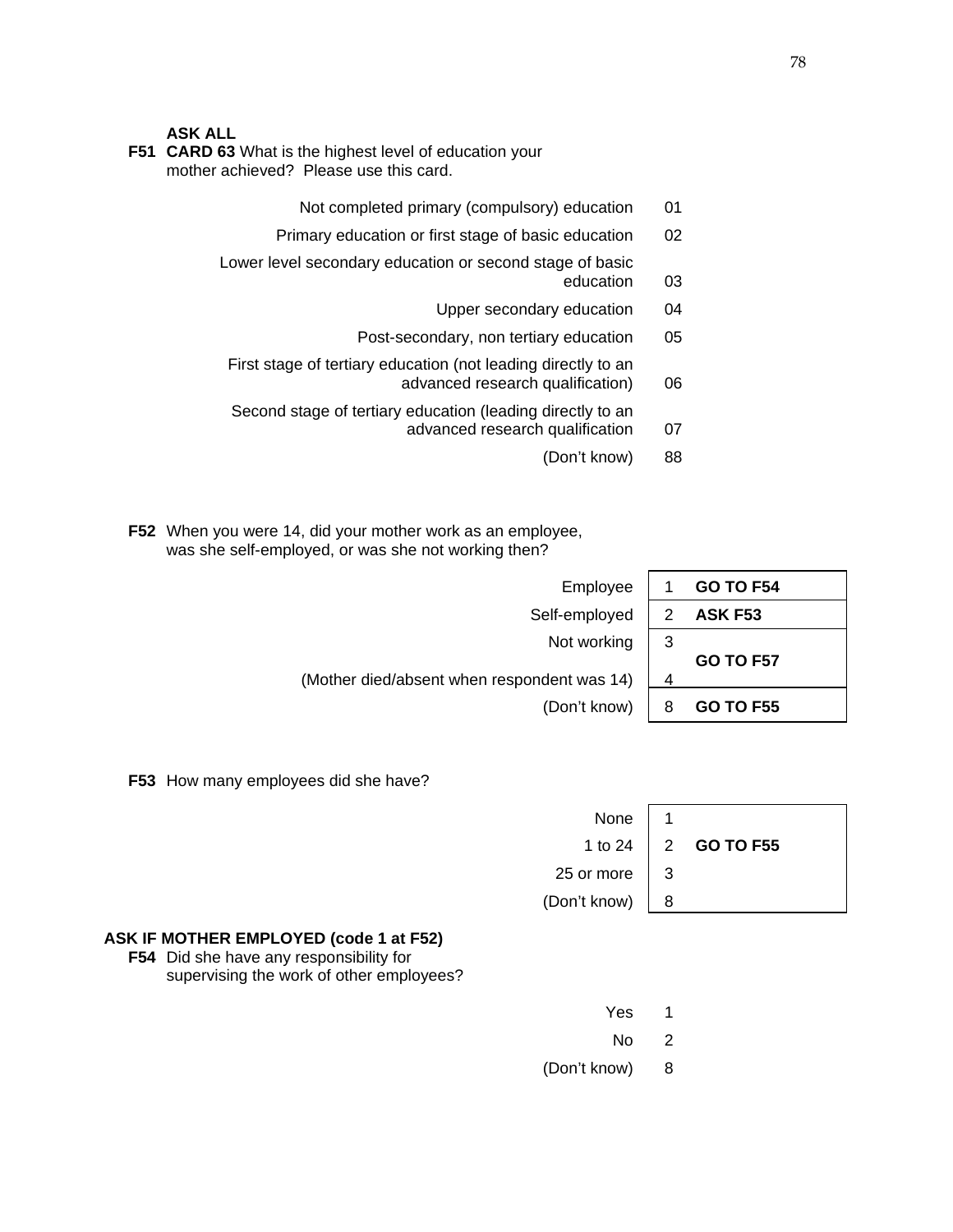**ASK ALL**

**F51** **CARD 63** What is the highest level of education your mother achieved? Please use this card.

| | |
|---|---|
| Not completed primary (compulsory) education | 01 |
| Primary education or first stage of basic education | 02 |
| Lower level secondary education or second stage of basic education | 03 |
| Upper secondary education | 04 |
| Post-secondary, non tertiary education | 05 |
| First stage of tertiary education (not leading directly to an advanced research qualification) | 06 |
| Second stage of tertiary education (leading directly to an advanced research qualification | 07 |
| (Don't know) | 88 |

**F52** When you were 14, did your mother work as an employee, was she self-employed, or was she not working then?

| | | |
|---|---|---|
| Employee | 1 | **GO TO F54** |
| Self-employed | 2 | **ASK F53** |
| Not working | 3 | **GO TO F57** |
| (Mother died/absent when respondent was 14) | 4 | |
| (Don't know) | 8 | **GO TO F55** |

**F53** How many employees did she have?

| | | |
|---|---|---|
| None | 1 | **GO TO F55** |
| 1 to 24 | 2 | |
| 25 or more | 3 | |
| (Don't know) | 8 | |

**ASK IF MOTHER EMPLOYED (code 1 at F52)**

**F54** Did she have any responsibility for supervising the work of other employees?

| | |
|---|---|
| Yes | 1 |
| No | 2 |
| (Don't know) | 8 |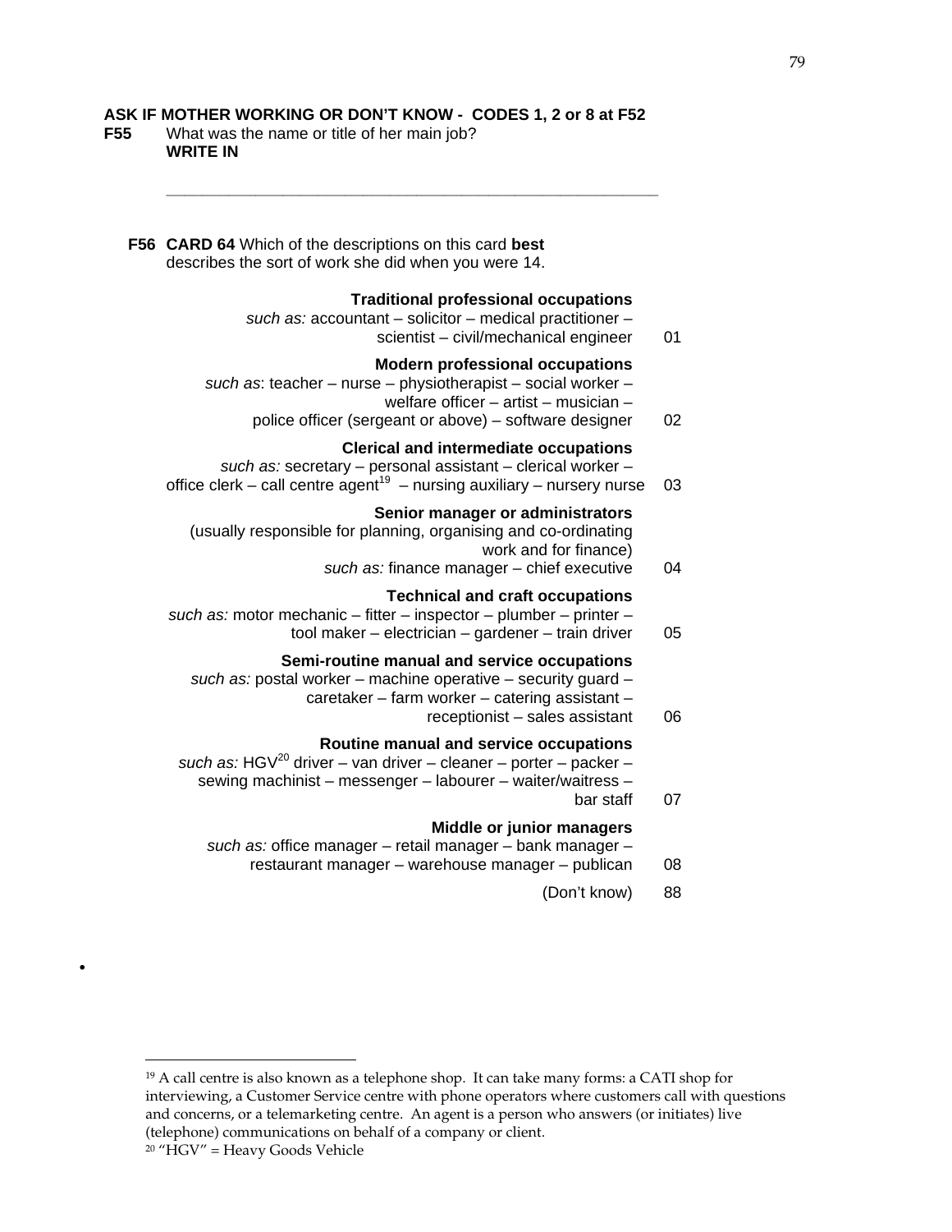**ASK IF MOTHER WORKING OR DON'T KNOW - CODES 1, 2 or 8 at F52**

**F55** What was the name or title of her main job?
**WRITE IN**

\_\_\_\_\_\_\_\_\_\_\_\_\_\_\_\_\_\_\_\_\_\_\_\_\_\_\_\_\_\_\_\_\_\_\_\_\_\_\_\_\_\_\_\_\_\_\_\_\_\_\_\_\_\_\_\_

**F56** **CARD 64** Which of the descriptions on this card **best** describes the sort of work she did when you were 14.

| | |
|---|---|
| **Traditional professional occupations** *such as:* accountant – solicitor – medical practitioner – scientist – civil/mechanical engineer | 01 |
| **Modern professional occupations** *such as*: teacher – nurse – physiotherapist – social worker – welfare officer – artist – musician – police officer (sergeant or above) – software designer | 02 |
| **Clerical and intermediate occupations** *such as:* secretary – personal assistant – clerical worker – office clerk – call centre agent[19] – nursing auxiliary – nursery nurse | 03 |
| **Senior manager or administrators** (usually responsible for planning, organising and co-ordinating work and for finance) *such as:* finance manager – chief executive | 04 |
| **Technical and craft occupations** *such as:* motor mechanic – fitter – inspector – plumber – printer – tool maker – electrician – gardener – train driver | 05 |
| **Semi-routine manual and service occupations** *such as:* postal worker – machine operative – security guard – caretaker – farm worker – catering assistant – receptionist – sales assistant | 06 |
| **Routine manual and service occupations** *such as:* HGV[20] driver – van driver – cleaner – porter – packer – sewing machinist – messenger – labourer – waiter/waitress – bar staff | 07 |
| **Middle or junior managers** *such as:* office manager – retail manager – bank manager – restaurant manager – warehouse manager – publican | 08 |
| (Don't know) | 88 |

---

[19] A call centre is also known as a telephone shop. It can take many forms: a CATI shop for interviewing, a Customer Service centre with phone operators where customers call with questions and concerns, or a telemarketing centre. An agent is a person who answers (or initiates) live (telephone) communications on behalf of a company or client.

[20] "HGV" = Heavy Goods Vehicle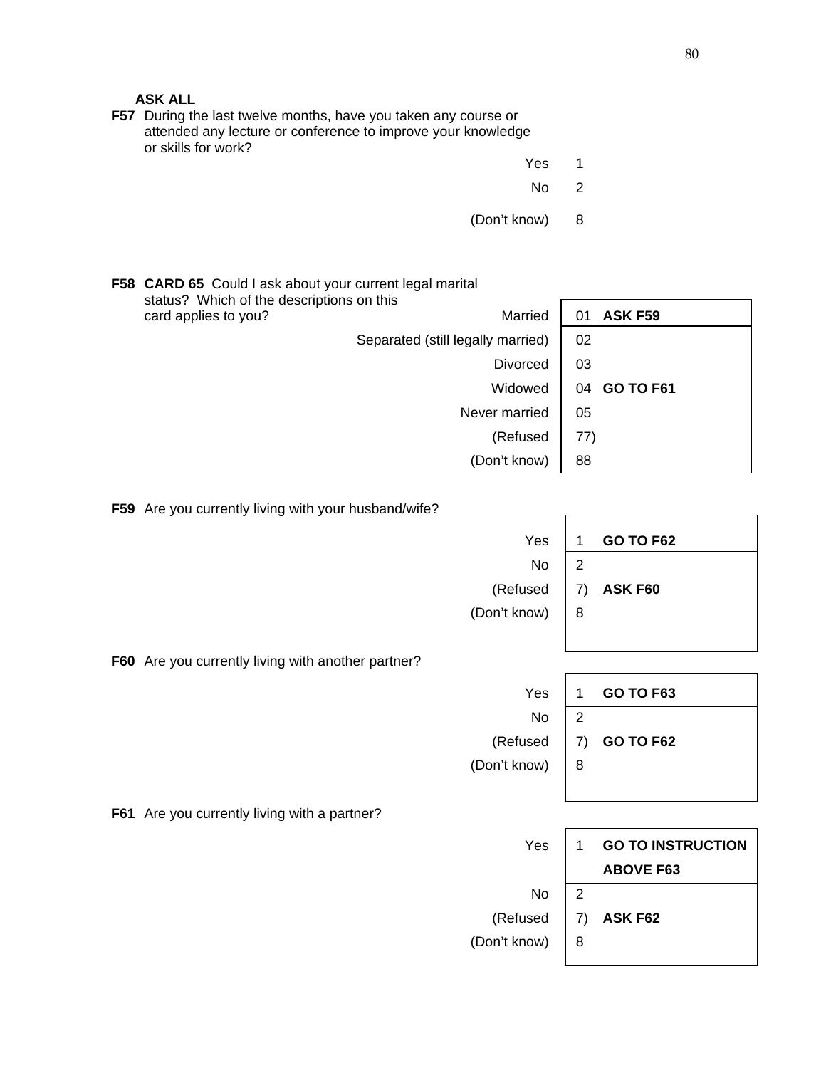**ASK ALL**

**F57** During the last twelve months, have you taken any course or attended any lecture or conference to improve your knowledge or skills for work?

| Response | Code |
|---|---|
| Yes | 1 |
| No | 2 |
| (Don't know) | 8 |

**F58** **CARD 65** Could I ask about your current legal marital status? Which of the descriptions on this card applies to you?

| Response | Code | Routing |
|---|---|---|
| Married | 01 | **ASK F59** |
| Separated (still legally married) | 02 | |
| Divorced | 03 | |
| Widowed | 04 | **GO TO F61** |
| Never married | 05 | |
| (Refused | 77) | |
| (Don't know) | 88 | |

**F59** Are you currently living with your husband/wife?

| Response | Code | Routing |
|---|---|---|
| Yes | 1 | **GO TO F62** |
| No | 2 | |
| (Refused | 7) | **ASK F60** |
| (Don't know) | 8 | |

**F60** Are you currently living with another partner?

| Response | Code | Routing |
|---|---|---|
| Yes | 1 | **GO TO F63** |
| No | 2 | |
| (Refused | 7) | **GO TO F62** |
| (Don't know) | 8 | |

**F61** Are you currently living with a partner?

| Response | Code | Routing |
|---|---|---|
| Yes | 1 | **GO TO INSTRUCTION ABOVE F63** |
| No | 2 | |
| (Refused | 7) | **ASK F62** |
| (Don't know) | 8 | |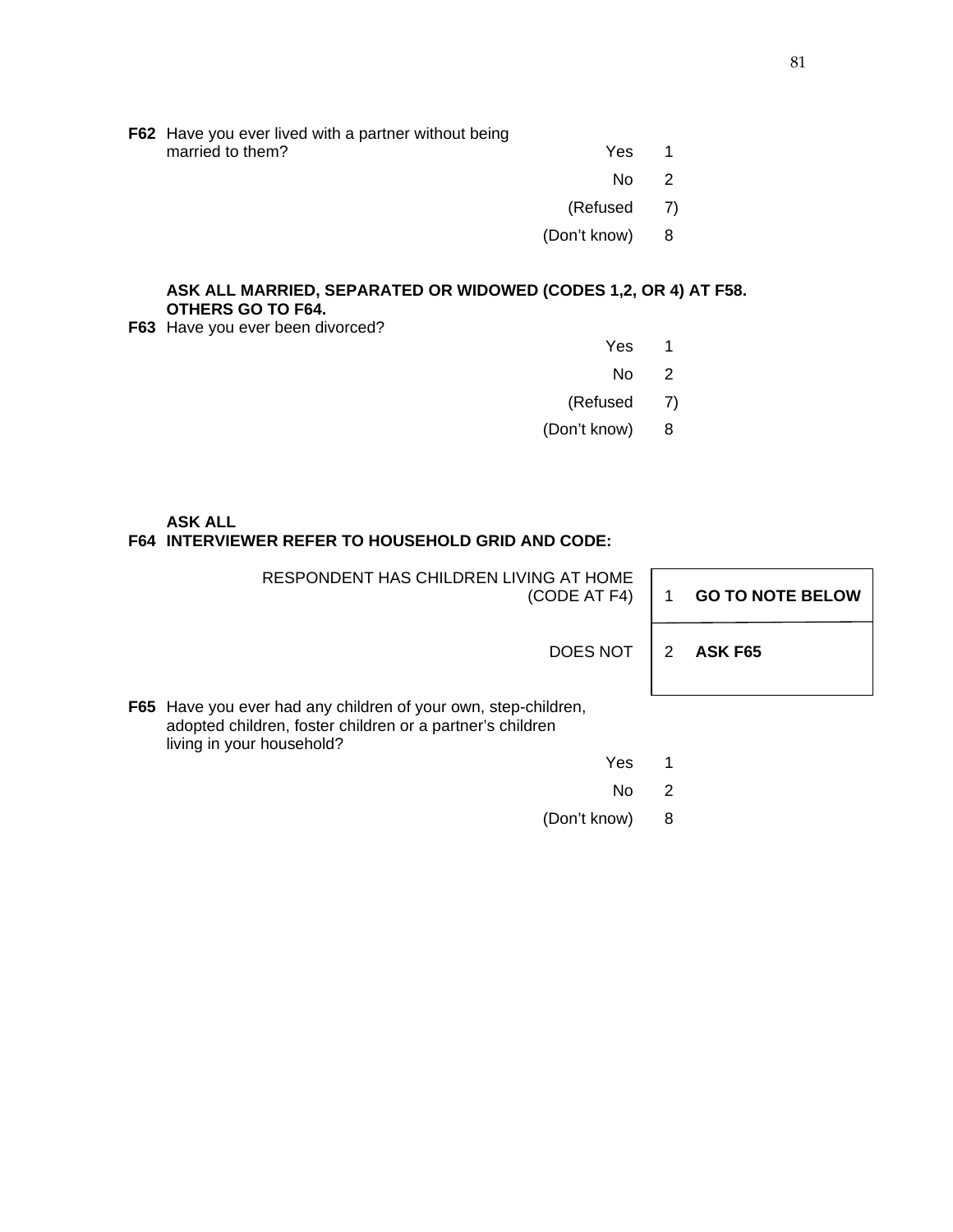**F62** Have you ever lived with a partner without being married to them?

| | |
|---|---|
| Yes | 1 |
| No | 2 |
| (Refused | 7) |
| (Don't know) | 8 |

**ASK ALL MARRIED, SEPARATED OR WIDOWED (CODES 1,2, OR 4) AT F58. OTHERS GO TO F64.**

**F63** Have you ever been divorced?

| | |
|---|---|
| Yes | 1 |
| No | 2 |
| (Refused | 7) |
| (Don't know) | 8 |

**ASK ALL**

**F64 INTERVIEWER REFER TO HOUSEHOLD GRID AND CODE:**

| | | |
|---|---|---|
| RESPONDENT HAS CHILDREN LIVING AT HOME (CODE AT F4) | 1 | **GO TO NOTE BELOW** |
| DOES NOT | 2 | **ASK F65** |

**F65** Have you ever had any children of your own, step-children, adopted children, foster children or a partner's children living in your household?

| | |
|---|---|
| Yes | 1 |
| No | 2 |
| (Don't know) | 8 |